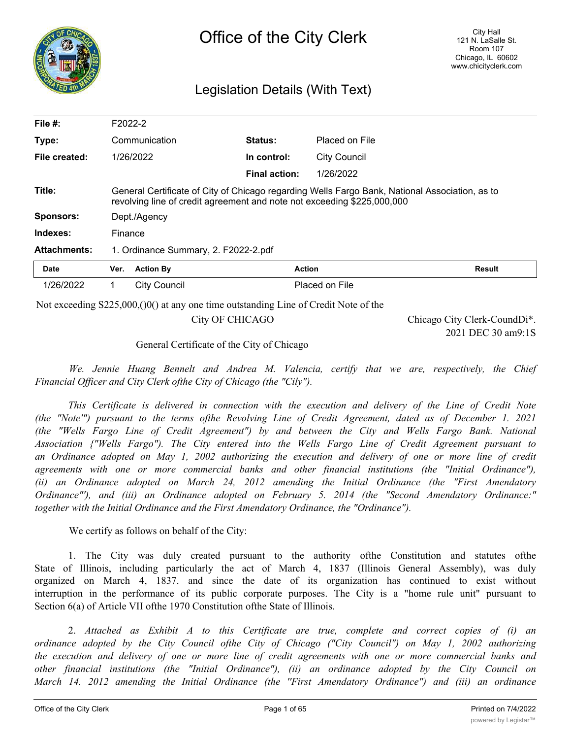# Office of the City Clerk

City Hall
121 N. LaSalle St.
Room 107
Chicago, IL 60602
www.chicityclerk.com

## Legislation Details (With Text)

| | | | |
|---|---|---|---|
| **File #:** | F2022-2 | | |
| **Type:** | Communication | **Status:** | Placed on File |
| **File created:** | 1/26/2022 | **In control:** | City Council |
| | | **Final action:** | 1/26/2022 |
| **Title:** | General Certificate of City of Chicago regarding Wells Fargo Bank, National Association, as to revolving line of credit agreement and note not exceeding $225,000,000 | | |
| **Sponsors:** | Dept./Agency | | |
| **Indexes:** | Finance | | |
| **Attachments:** | 1. Ordinance Summary, 2. F2022-2.pdf | | |

| Date | Ver. | Action By | Action | Result |
|---|---|---|---|---|
| 1/26/2022 | 1 | City Council | Placed on File | |

Not exceeding S225,000,()0() at any one time outstanding Line of Credit Note of the

City OF CHICAGO

Chicago City Clerk-CoundDi*.
2021 DEC 30 am9:1S

General Certificate of the City of Chicago

*We. Jennie Huang Bennelt and Andrea M. Valencia, certify that we are, respectively, the Chief Financial Officer and City Clerk ofthe City of Chicago (the "Cily").*

*This Certificate is delivered in connection with the execution and delivery of the Line of Credit Note (the "Note'") pursuant to the terms ofthe Revolving Line of Credit Agreement, dated as of December 1. 2021 (the "Wells Fargo Line of Credit Agreement") by and between the City and Wells Fargo Bank. National Association {"Wells Fargo"). The City entered into the Wells Fargo Line of Credit Agreement pursuant to an Ordinance adopted on May 1, 2002 authorizing the execution and delivery of one or more line of credit agreements with one or more commercial banks and other financial institutions (the "Initial Ordinance"), (ii) an Ordinance adopted on March 24, 2012 amending the Initial Ordinance (the "First Amendatory Ordinance'"), and (iii) an Ordinance adopted on February 5. 2014 (the "Second Amendatory Ordinance:" together with the Initial Ordinance and the First Amendatory Ordinance, the "Ordinance").*

We certify as follows on behalf of the City:

1. The City was duly created pursuant to the authority ofthe Constitution and statutes ofthe State of Illinois, including particularly the act of March 4, 1837 (Illinois General Assembly), was duly organized on March 4, 1837. and since the date of its organization has continued to exist without interruption in the performance of its public corporate purposes. The City is a "home rule unit" pursuant to Section 6(a) of Article VII ofthe 1970 Constitution ofthe State of Illinois.

2. *Attached as Exhibit A to this Certificate are true, complete and correct copies of (i) an ordinance adopted by the City Council ofthe City of Chicago ("City Council") on May 1, 2002 authorizing the execution and delivery of one or more line of credit agreements with one or more commercial banks and other financial institutions (the "Initial Ordinance"), (ii) an ordinance adopted by the City Council on March 14. 2012 amending the Initial Ordinance (the "First Amendatory Ordinance") and (iii) an ordinance*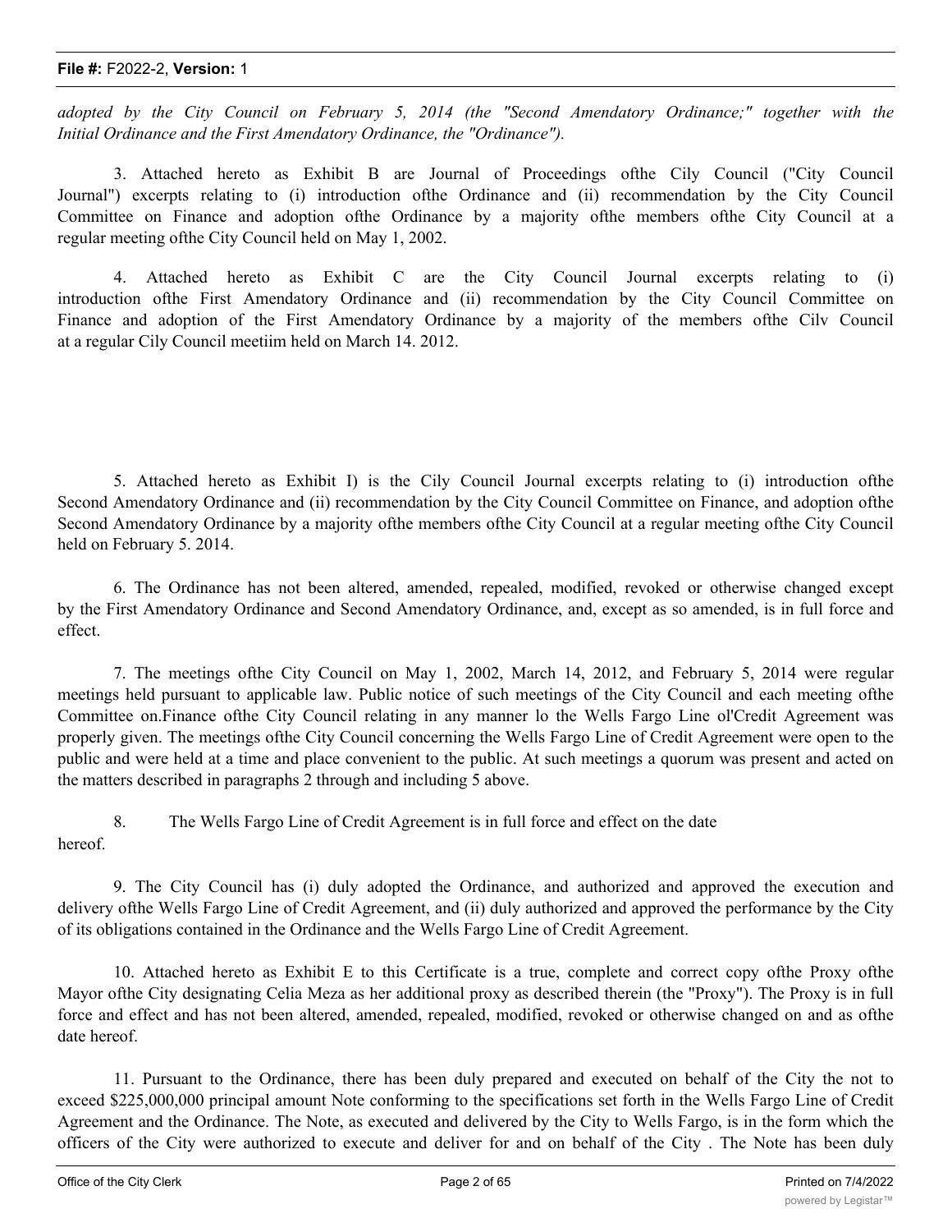*adopted by the City Council on February 5, 2014 (the "Second Amendatory Ordinance;" together with the Initial Ordinance and the First Amendatory Ordinance, the "Ordinance").*

3. Attached hereto as Exhibit B are Journal of Proceedings ofthe Cily Council ("City Council Journal") excerpts relating to (i) introduction ofthe Ordinance and (ii) recommendation by the City Council Committee on Finance and adoption ofthe Ordinance by a majority ofthe members ofthe City Council at a regular meeting ofthe City Council held on May 1, 2002.

4. Attached hereto as Exhibit C are the City Council Journal excerpts relating to (i) introduction ofthe First Amendatory Ordinance and (ii) recommendation by the City Council Committee on Finance and adoption of the First Amendatory Ordinance by a majority of the members ofthe Cilv Council at a regular Cily Council meetiim held on March 14. 2012.

5. Attached hereto as Exhibit I) is the Cily Council Journal excerpts relating to (i) introduction ofthe Second Amendatory Ordinance and (ii) recommendation by the City Council Committee on Finance, and adoption ofthe Second Amendatory Ordinance by a majority ofthe members ofthe City Council at a regular meeting ofthe City Council held on February 5. 2014.

6. The Ordinance has not been altered, amended, repealed, modified, revoked or otherwise changed except by the First Amendatory Ordinance and Second Amendatory Ordinance, and, except as so amended, is in full force and effect.

7. The meetings ofthe City Council on May 1, 2002, March 14, 2012, and February 5, 2014 were regular meetings held pursuant to applicable law. Public notice of such meetings of the City Council and each meeting ofthe Committee on.Finance ofthe City Council relating in any manner lo the Wells Fargo Line ol'Credit Agreement was properly given. The meetings ofthe City Council concerning the Wells Fargo Line of Credit Agreement were open to the public and were held at a time and place convenient to the public. At such meetings a quorum was present and acted on the matters described in paragraphs 2 through and including 5 above.

8. The Wells Fargo Line of Credit Agreement is in full force and effect on the date hereof.

9. The City Council has (i) duly adopted the Ordinance, and authorized and approved the execution and delivery ofthe Wells Fargo Line of Credit Agreement, and (ii) duly authorized and approved the performance by the City of its obligations contained in the Ordinance and the Wells Fargo Line of Credit Agreement.

10. Attached hereto as Exhibit E to this Certificate is a true, complete and correct copy ofthe Proxy ofthe Mayor ofthe City designating Celia Meza as her additional proxy as described therein (the "Proxy"). The Proxy is in full force and effect and has not been altered, amended, repealed, modified, revoked or otherwise changed on and as ofthe date hereof.

11. Pursuant to the Ordinance, there has been duly prepared and executed on behalf of the City the not to exceed $225,000,000 principal amount Note conforming to the specifications set forth in the Wells Fargo Line of Credit Agreement and the Ordinance. The Note, as executed and delivered by the City to Wells Fargo, is in the form which the officers of the City were authorized to execute and deliver for and on behalf of the City . The Note has been duly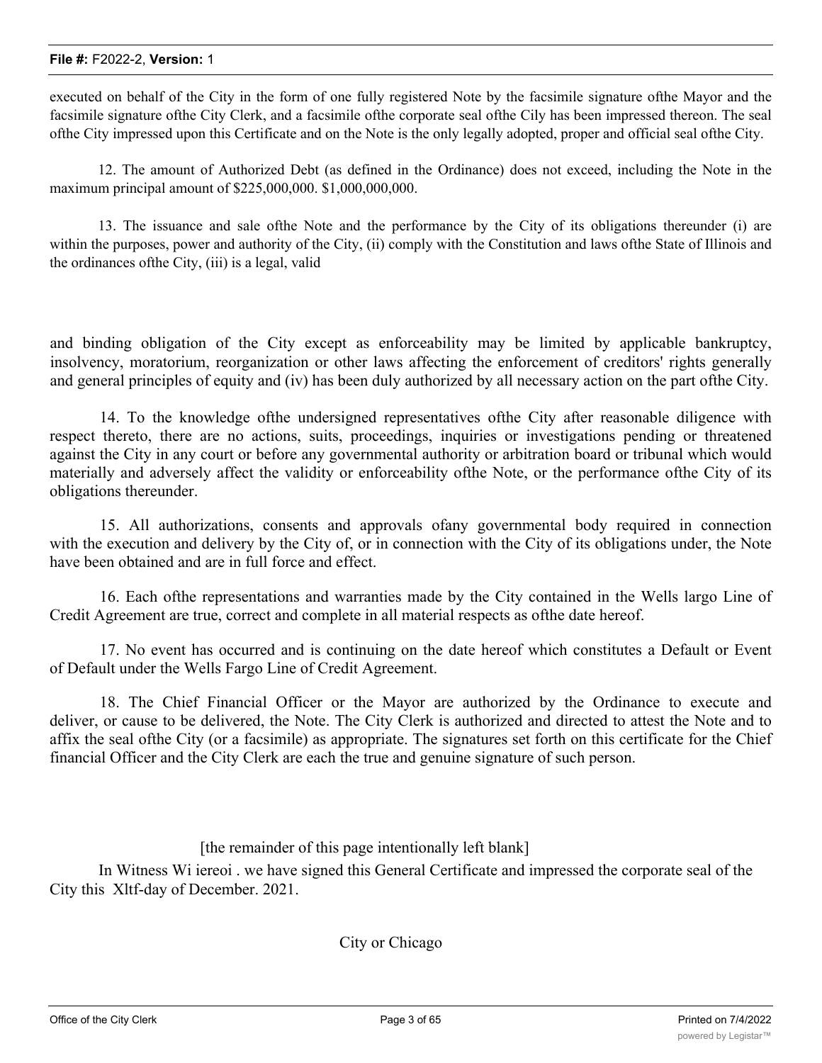executed on behalf of the City in the form of one fully registered Note by the facsimile signature ofthe Mayor and the facsimile signature ofthe City Clerk, and a facsimile ofthe corporate seal ofthe Cily has been impressed thereon. The seal ofthe City impressed upon this Certificate and on the Note is the only legally adopted, proper and official seal ofthe City.

12. The amount of Authorized Debt (as defined in the Ordinance) does not exceed, including the Note in the maximum principal amount of $225,000,000. $1,000,000,000.

13. The issuance and sale ofthe Note and the performance by the City of its obligations thereunder (i) are within the purposes, power and authority of the City, (ii) comply with the Constitution and laws ofthe State of Illinois and the ordinances ofthe City, (iii) is a legal, valid

and binding obligation of the City except as enforceability may be limited by applicable bankruptcy, insolvency, moratorium, reorganization or other laws affecting the enforcement of creditors' rights generally and general principles of equity and (iv) has been duly authorized by all necessary action on the part ofthe City.

14. To the knowledge ofthe undersigned representatives ofthe City after reasonable diligence with respect thereto, there are no actions, suits, proceedings, inquiries or investigations pending or threatened against the City in any court or before any governmental authority or arbitration board or tribunal which would materially and adversely affect the validity or enforceability ofthe Note, or the performance ofthe City of its obligations thereunder.

15. All authorizations, consents and approvals ofany governmental body required in connection with the execution and delivery by the City of, or in connection with the City of its obligations under, the Note have been obtained and are in full force and effect.

16. Each ofthe representations and warranties made by the City contained in the Wells largo Line of Credit Agreement are true, correct and complete in all material respects as ofthe date hereof.

17. No event has occurred and is continuing on the date hereof which constitutes a Default or Event of Default under the Wells Fargo Line of Credit Agreement.

18. The Chief Financial Officer or the Mayor are authorized by the Ordinance to execute and deliver, or cause to be delivered, the Note. The City Clerk is authorized and directed to attest the Note and to affix the seal ofthe City (or a facsimile) as appropriate. The signatures set forth on this certificate for the Chief financial Officer and the City Clerk are each the true and genuine signature of such person.

[the remainder of this page intentionally left blank]

In Witness Wi iereoi . we have signed this General Certificate and impressed the corporate seal of the City this Xltf-day of December. 2021.

City or Chicago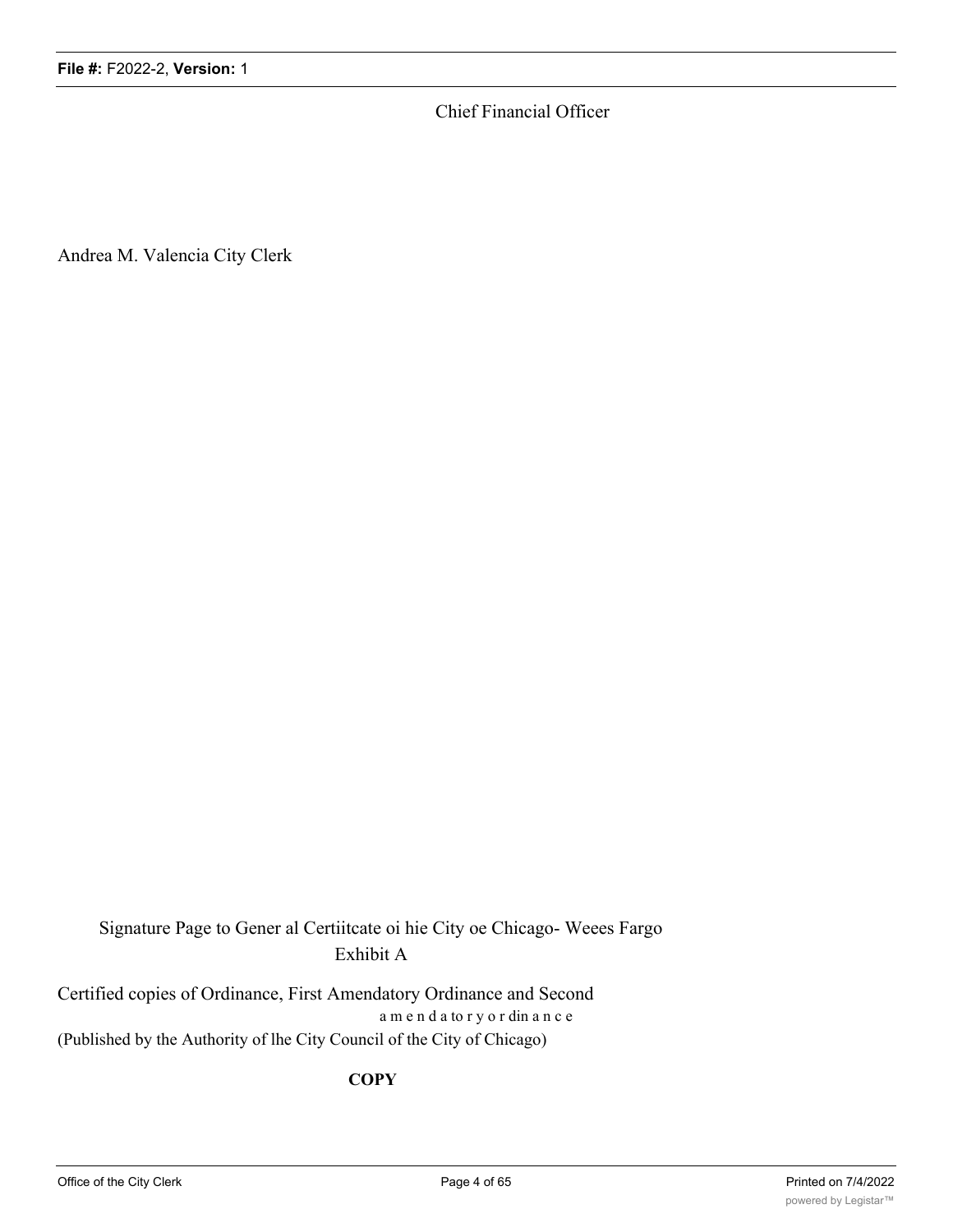Chief Financial Officer

Andrea M. Valencia City Clerk

Signature Page to Gener al Certiitcate oi hie City oe Chicago- Weees Fargo

Exhibit A

Certified copies of Ordinance, First Amendatory Ordinance and Second

a m e n d a to r y o r din a n c e

(Published by the Authority of lhe City Council of the City of Chicago)

**COPY**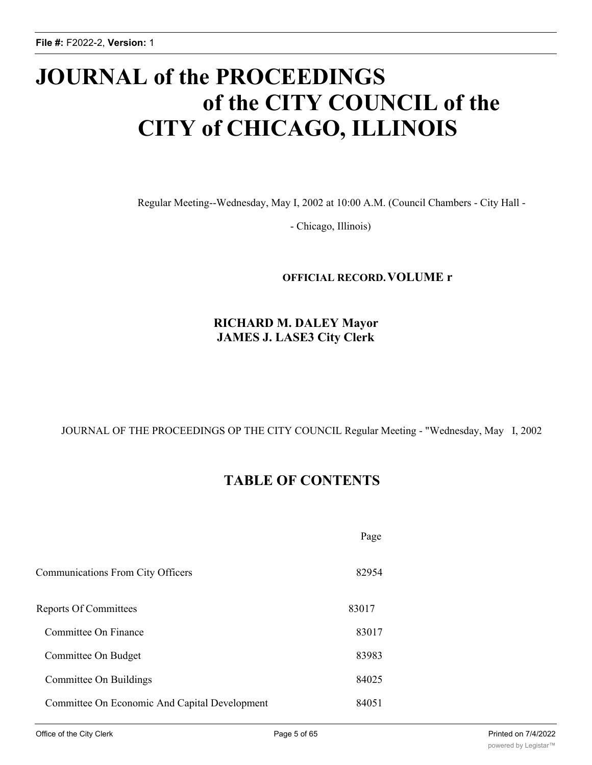# JOURNAL of the PROCEEDINGS of the CITY COUNCIL of the CITY of CHICAGO, ILLINOIS

Regular Meeting--Wednesday, May I, 2002 at 10:00 A.M. (Council Chambers - City Hall -

- Chicago, Illinois)

**OFFICIAL RECORD. VOLUME r**

**RICHARD M. DALEY Mayor**
**JAMES J. LASE3 City Clerk**

JOURNAL OF THE PROCEEDINGS OP THE CITY COUNCIL Regular Meeting - "Wednesday, May I, 2002

## TABLE OF CONTENTS

| | Page |
|---|---|
| Communications From City Officers | 82954 |
| Reports Of Committees | 83017 |
| Committee On Finance | 83017 |
| Committee On Budget | 83983 |
| Committee On Buildings | 84025 |
| Committee On Economic And Capital Development | 84051 |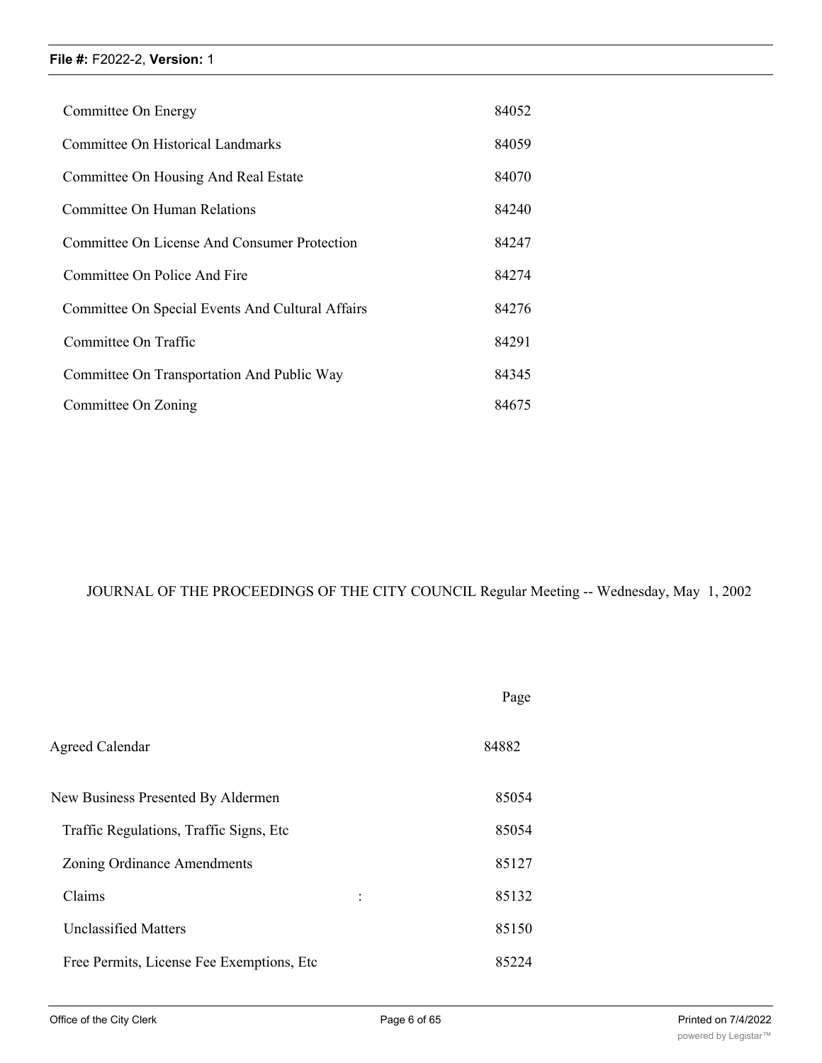| | |
|---|---|
| Committee On Energy | 84052 |
| Committee On Historical Landmarks | 84059 |
| Committee On Housing And Real Estate | 84070 |
| Committee On Human Relations | 84240 |
| Committee On License And Consumer Protection | 84247 |
| Committee On Police And Fire | 84274 |
| Committee On Special Events And Cultural Affairs | 84276 |
| Committee On Traffic | 84291 |
| Committee On Transportation And Public Way | 84345 |
| Committee On Zoning | 84675 |

JOURNAL OF THE PROCEEDINGS OF THE CITY COUNCIL Regular Meeting -- Wednesday, May 1, 2002

| | Page |
|---|---|
| Agreed Calendar | 84882 |
| New Business Presented By Aldermen | 85054 |
| Traffic Regulations, Traffic Signs, Etc | 85054 |
| Zoning Ordinance Amendments | 85127 |
| Claims : | 85132 |
| Unclassified Matters | 85150 |
| Free Permits, License Fee Exemptions, Etc | 85224 |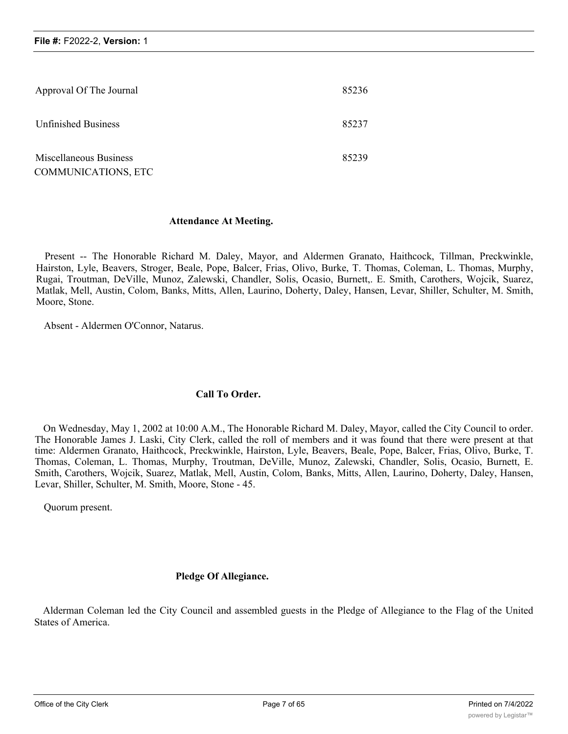| | |
|---|---|
| Approval Of The Journal | 85236 |
| Unfinished Business | 85237 |
| Miscellaneous Business | 85239 |

COMMUNICATIONS, ETC

### Attendance At Meeting.

Present -- The Honorable Richard M. Daley, Mayor, and Aldermen Granato, Haithcock, Tillman, Preckwinkle, Hairston, Lyle, Beavers, Stroger, Beale, Pope, Balcer, Frias, Olivo, Burke, T. Thomas, Coleman, L. Thomas, Murphy, Rugai, Troutman, DeVille, Munoz, Zalewski, Chandler, Solis, Ocasio, Burnett,. E. Smith, Carothers, Wojcik, Suarez, Matlak, Mell, Austin, Colom, Banks, Mitts, Allen, Laurino, Doherty, Daley, Hansen, Levar, Shiller, Schulter, M. Smith, Moore, Stone.

Absent - Aldermen O'Connor, Natarus.

### Call To Order.

On Wednesday, May 1, 2002 at 10:00 A.M., The Honorable Richard M. Daley, Mayor, called the City Council to order. The Honorable James J. Laski, City Clerk, called the roll of members and it was found that there were present at that time: Aldermen Granato, Haithcock, Preckwinkle, Hairston, Lyle, Beavers, Beale, Pope, Balcer, Frias, Olivo, Burke, T. Thomas, Coleman, L. Thomas, Murphy, Troutman, DeVille, Munoz, Zalewski, Chandler, Solis, Ocasio, Burnett, E. Smith, Carothers, Wojcik, Suarez, Matlak, Mell, Austin, Colom, Banks, Mitts, Allen, Laurino, Doherty, Daley, Hansen, Levar, Shiller, Schulter, M. Smith, Moore, Stone - 45.

Quorum present.

### Pledge Of Allegiance.

Alderman Coleman led the City Council and assembled guests in the Pledge of Allegiance to the Flag of the United States of America.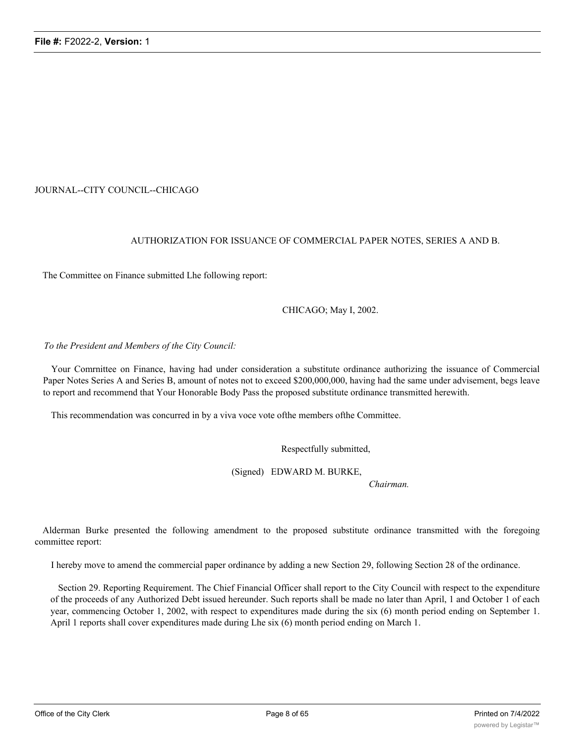JOURNAL--CITY COUNCIL--CHICAGO

## AUTHORIZATION FOR ISSUANCE OF COMMERCIAL PAPER NOTES, SERIES A AND B.

The Committee on Finance submitted Lhe following report:

CHICAGO; May I, 2002.

*To the President and Members of the City Council:*

Your Comrnittee on Finance, having had under consideration a substitute ordinance authorizing the issuance of Commercial Paper Notes Series A and Series B, amount of notes not to exceed $200,000,000, having had the same under advisement, begs leave to report and recommend that Your Honorable Body Pass the proposed substitute ordinance transmitted herewith.

This recommendation was concurred in by a viva voce vote ofthe members ofthe Committee.

Respectfully submitted,

(Signed) EDWARD M. BURKE,
*Chairman.*

Alderman Burke presented the following amendment to the proposed substitute ordinance transmitted with the foregoing committee report:

I hereby move to amend the commercial paper ordinance by adding a new Section 29, following Section 28 of the ordinance.

Section 29. Reporting Requirement. The Chief Financial Officer shall report to the City Council with respect to the expenditure of the proceeds of any Authorized Debt issued hereunder. Such reports shall be made no later than April, 1 and October 1 of each year, commencing October 1, 2002, with respect to expenditures made during the six (6) month period ending on September 1. April 1 reports shall cover expenditures made during Lhe six (6) month period ending on March 1.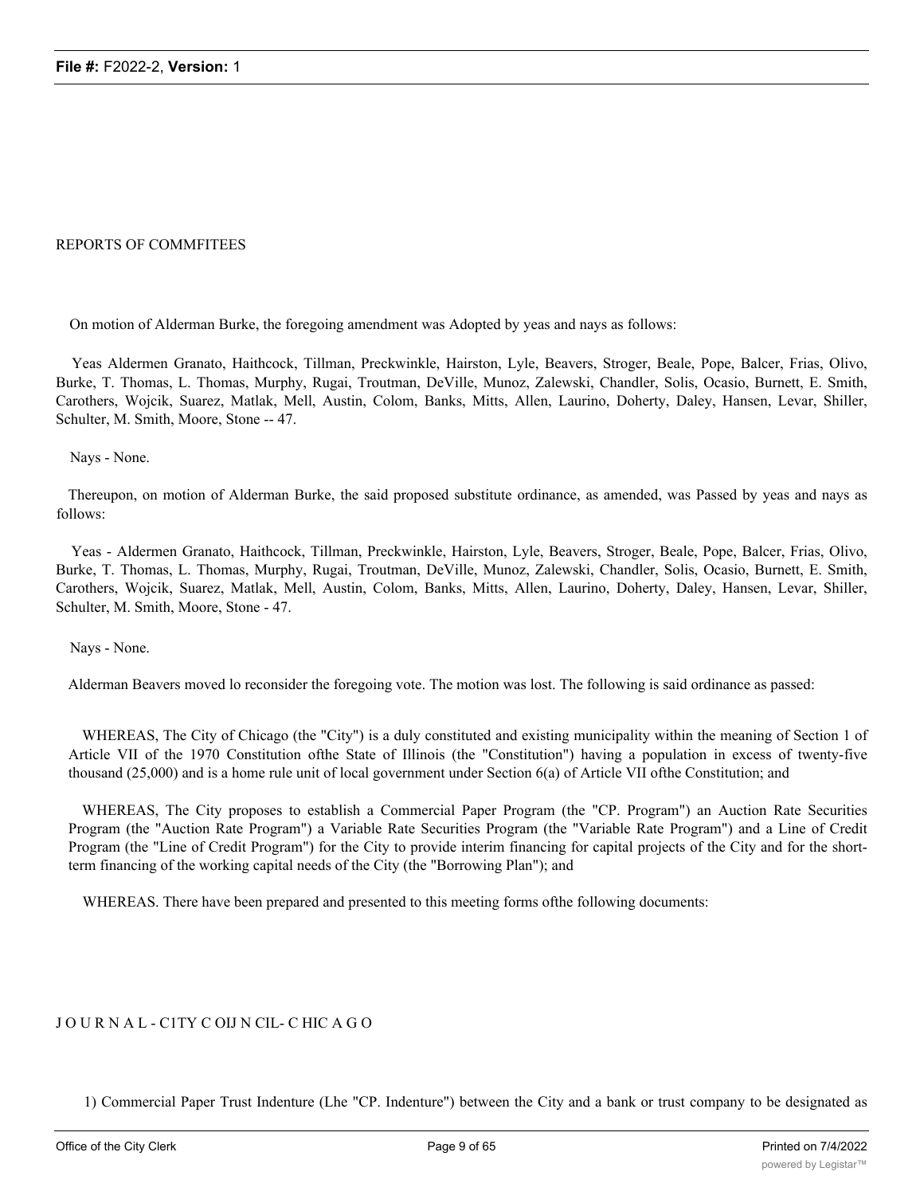REPORTS OF COMMFITEES

On motion of Alderman Burke, the foregoing amendment was Adopted by yeas and nays as follows:

Yeas Aldermen Granato, Haithcock, Tillman, Preckwinkle, Hairston, Lyle, Beavers, Stroger, Beale, Pope, Balcer, Frias, Olivo, Burke, T. Thomas, L. Thomas, Murphy, Rugai, Troutman, DeVille, Munoz, Zalewski, Chandler, Solis, Ocasio, Burnett, E. Smith, Carothers, Wojcik, Suarez, Matlak, Mell, Austin, Colom, Banks, Mitts, Allen, Laurino, Doherty, Daley, Hansen, Levar, Shiller, Schulter, M. Smith, Moore, Stone -- 47.

Nays - None.

Thereupon, on motion of Alderman Burke, the said proposed substitute ordinance, as amended, was Passed by yeas and nays as follows:

Yeas - Aldermen Granato, Haithcock, Tillman, Preckwinkle, Hairston, Lyle, Beavers, Stroger, Beale, Pope, Balcer, Frias, Olivo, Burke, T. Thomas, L. Thomas, Murphy, Rugai, Troutman, DeVille, Munoz, Zalewski, Chandler, Solis, Ocasio, Burnett, E. Smith, Carothers, Wojcik, Suarez, Matlak, Mell, Austin, Colom, Banks, Mitts, Allen, Laurino, Doherty, Daley, Hansen, Levar, Shiller, Schulter, M. Smith, Moore, Stone - 47.

Nays - None.

Alderman Beavers moved lo reconsider the foregoing vote. The motion was lost. The following is said ordinance as passed:

WHEREAS, The City of Chicago (the "City") is a duly constituted and existing municipality within the meaning of Section 1 of Article VII of the 1970 Constitution ofthe State of Illinois (the "Constitution") having a population in excess of twenty-five thousand (25,000) and is a home rule unit of local government under Section 6(a) of Article VII ofthe Constitution; and

WHEREAS, The City proposes to establish a Commercial Paper Program (the "CP. Program") an Auction Rate Securities Program (the "Auction Rate Program") a Variable Rate Securities Program (the "Variable Rate Program") and a Line of Credit Program (the "Line of Credit Program") for the City to provide interim financing for capital projects of the City and for the short-term financing of the working capital needs of the City (the "Borrowing Plan"); and

WHEREAS. There have been prepared and presented to this meeting forms ofthe following documents:

J O U R N A L - C1TY C OIJ N CIL- C HIC A G O

1) Commercial Paper Trust Indenture (Lhe "CP. Indenture") between the City and a bank or trust company to be designated as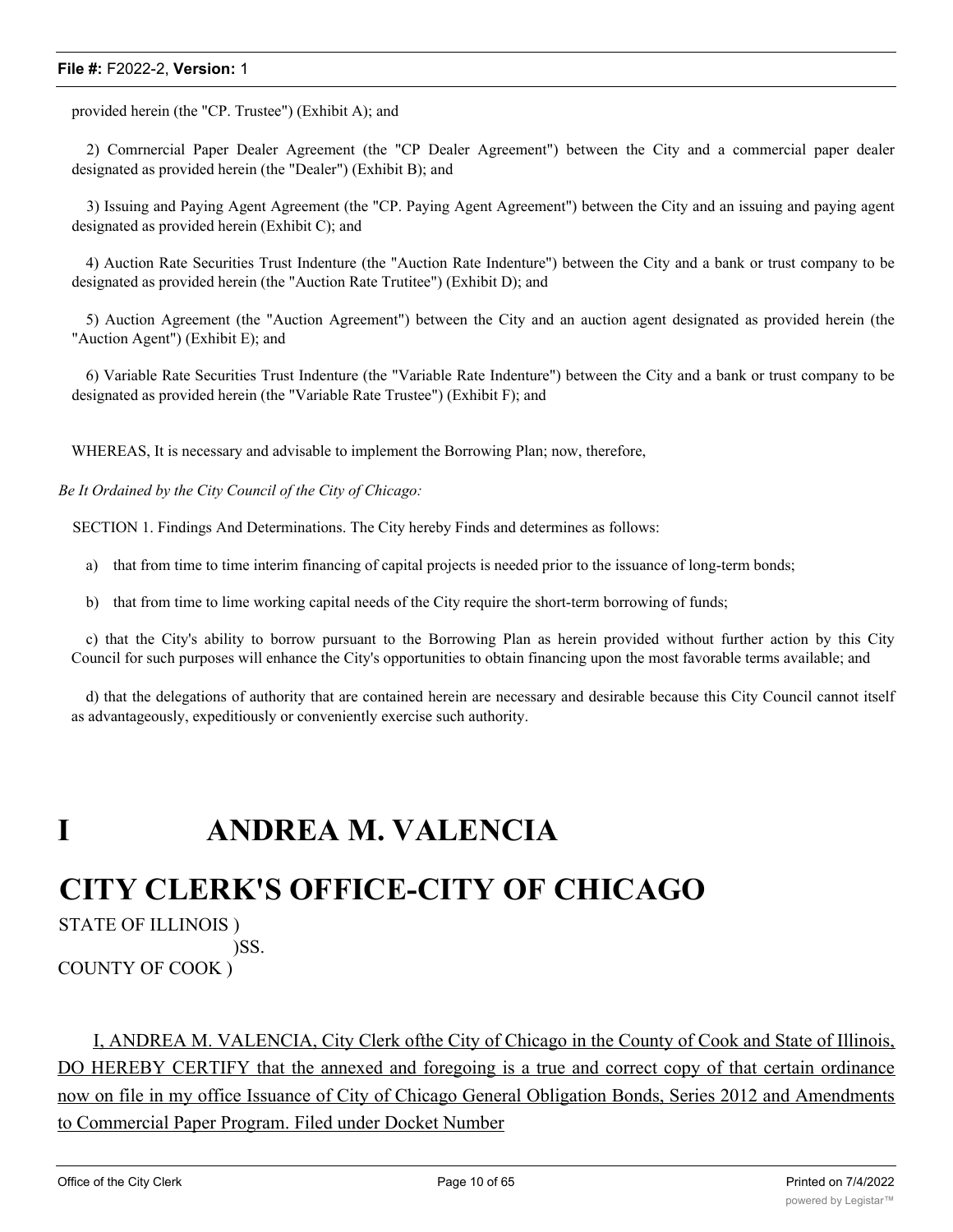provided herein (the "CP. Trustee") (Exhibit A); and

2) Comrnercial Paper Dealer Agreement (the "CP Dealer Agreement") between the City and a commercial paper dealer designated as provided herein (the "Dealer") (Exhibit B); and

3) Issuing and Paying Agent Agreement (the "CP. Paying Agent Agreement") between the City and an issuing and paying agent designated as provided herein (Exhibit C); and

4) Auction Rate Securities Trust Indenture (the "Auction Rate Indenture") between the City and a bank or trust company to be designated as provided herein (the "Auction Rate Trutitee") (Exhibit D); and

5) Auction Agreement (the "Auction Agreement") between the City and an auction agent designated as provided herein (the "Auction Agent") (Exhibit E); and

6) Variable Rate Securities Trust Indenture (the "Variable Rate Indenture") between the City and a bank or trust company to be designated as provided herein (the "Variable Rate Trustee") (Exhibit F); and

WHEREAS, It is necessary and advisable to implement the Borrowing Plan; now, therefore,

*Be It Ordained by the City Council of the City of Chicago:*

SECTION 1. Findings And Determinations. The City hereby Finds and determines as follows:

a) that from time to time interim financing of capital projects is needed prior to the issuance of long-term bonds;

b) that from time to lime working capital needs of the City require the short-term borrowing of funds;

c) that the City's ability to borrow pursuant to the Borrowing Plan as herein provided without further action by this City Council for such purposes will enhance the City's opportunities to obtain financing upon the most favorable terms available; and

d) that the delegations of authority that are contained herein are necessary and desirable because this City Council cannot itself as advantageously, expeditiously or conveniently exercise such authority.

# I ANDREA M. VALENCIA

# CITY CLERK'S OFFICE-CITY OF CHICAGO

STATE OF ILLINOIS )
)SS.
COUNTY OF COOK )

I, ANDREA M. VALENCIA, City Clerk ofthe City of Chicago in the County of Cook and State of Illinois, DO HEREBY CERTIFY that the annexed and foregoing is a true and correct copy of that certain ordinance now on file in my office Issuance of City of Chicago General Obligation Bonds, Series 2012 and Amendments to Commercial Paper Program. Filed under Docket Number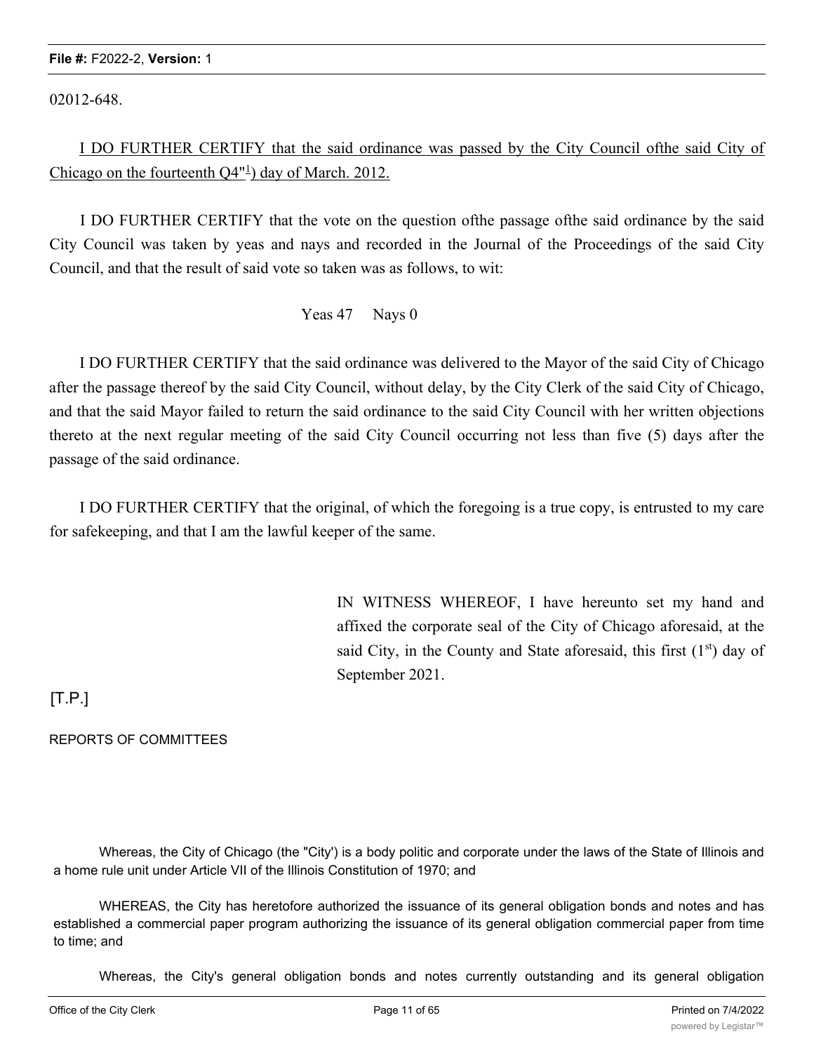02012-648.

I DO FURTHER CERTIFY that the said ordinance was passed by the City Council ofthe said City of Chicago on the fourteenth Q4"[1]) day of March. 2012.

I DO FURTHER CERTIFY that the vote on the question ofthe passage ofthe said ordinance by the said City Council was taken by yeas and nays and recorded in the Journal of the Proceedings of the said City Council, and that the result of said vote so taken was as follows, to wit:

Yeas 47 Nays 0

I DO FURTHER CERTIFY that the said ordinance was delivered to the Mayor of the said City of Chicago after the passage thereof by the said City Council, without delay, by the City Clerk of the said City of Chicago, and that the said Mayor failed to return the said ordinance to the said City Council with her written objections thereto at the next regular meeting of the said City Council occurring not less than five (5) days after the passage of the said ordinance.

I DO FURTHER CERTIFY that the original, of which the foregoing is a true copy, is entrusted to my care for safekeeping, and that I am the lawful keeper of the same.

IN WITNESS WHEREOF, I have hereunto set my hand and affixed the corporate seal of the City of Chicago aforesaid, at the said City, in the County and State aforesaid, this first (1st) day of September 2021.

[T.P.]

REPORTS OF COMMITTEES

Whereas, the City of Chicago (the "City') is a body politic and corporate under the laws of the State of Illinois and a home rule unit under Article VII of the Illinois Constitution of 1970; and

WHEREAS, the City has heretofore authorized the issuance of its general obligation bonds and notes and has established a commercial paper program authorizing the issuance of its general obligation commercial paper from time to time; and

Whereas, the City's general obligation bonds and notes currently outstanding and its general obligation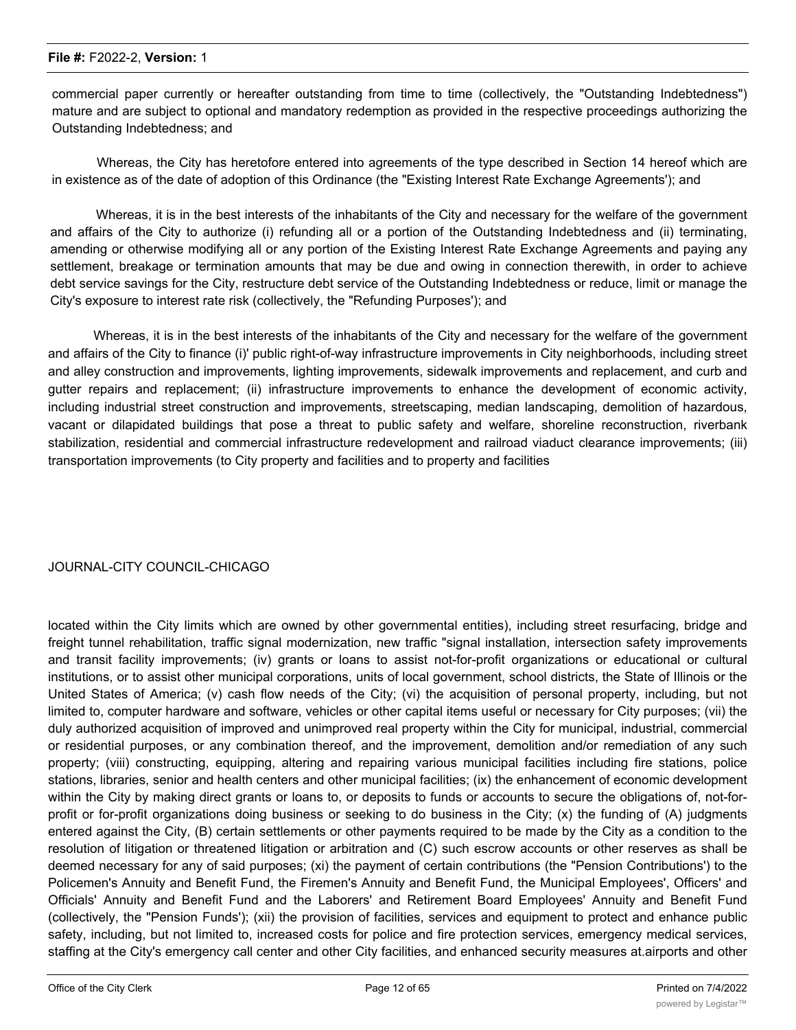commercial paper currently or hereafter outstanding from time to time (collectively, the "Outstanding Indebtedness") mature and are subject to optional and mandatory redemption as provided in the respective proceedings authorizing the Outstanding Indebtedness; and

Whereas, the City has heretofore entered into agreements of the type described in Section 14 hereof which are in existence as of the date of adoption of this Ordinance (the "Existing Interest Rate Exchange Agreements'); and

Whereas, it is in the best interests of the inhabitants of the City and necessary for the welfare of the government and affairs of the City to authorize (i) refunding all or a portion of the Outstanding Indebtedness and (ii) terminating, amending or otherwise modifying all or any portion of the Existing Interest Rate Exchange Agreements and paying any settlement, breakage or termination amounts that may be due and owing in connection therewith, in order to achieve debt service savings for the City, restructure debt service of the Outstanding Indebtedness or reduce, limit or manage the City's exposure to interest rate risk (collectively, the "Refunding Purposes'); and

Whereas, it is in the best interests of the inhabitants of the City and necessary for the welfare of the government and affairs of the City to finance (i)' public right-of-way infrastructure improvements in City neighborhoods, including street and alley construction and improvements, lighting improvements, sidewalk improvements and replacement, and curb and gutter repairs and replacement; (ii) infrastructure improvements to enhance the development of economic activity, including industrial street construction and improvements, streetscaping, median landscaping, demolition of hazardous, vacant or dilapidated buildings that pose a threat to public safety and welfare, shoreline reconstruction, riverbank stabilization, residential and commercial infrastructure redevelopment and railroad viaduct clearance improvements; (iii) transportation improvements (to City property and facilities and to property and facilities

JOURNAL-CITY COUNCIL-CHICAGO

located within the City limits which are owned by other governmental entities), including street resurfacing, bridge and freight tunnel rehabilitation, traffic signal modernization, new traffic "signal installation, intersection safety improvements and transit facility improvements; (iv) grants or loans to assist not-for-profit organizations or educational or cultural institutions, or to assist other municipal corporations, units of local government, school districts, the State of Illinois or the United States of America; (v) cash flow needs of the City; (vi) the acquisition of personal property, including, but not limited to, computer hardware and software, vehicles or other capital items useful or necessary for City purposes; (vii) the duly authorized acquisition of improved and unimproved real property within the City for municipal, industrial, commercial or residential purposes, or any combination thereof, and the improvement, demolition and/or remediation of any such property; (viii) constructing, equipping, altering and repairing various municipal facilities including fire stations, police stations, libraries, senior and health centers and other municipal facilities; (ix) the enhancement of economic development within the City by making direct grants or loans to, or deposits to funds or accounts to secure the obligations of, not-for-profit or for-profit organizations doing business or seeking to do business in the City; (x) the funding of (A) judgments entered against the City, (B) certain settlements or other payments required to be made by the City as a condition to the resolution of litigation or threatened litigation or arbitration and (C) such escrow accounts or other reserves as shall be deemed necessary for any of said purposes; (xi) the payment of certain contributions (the "Pension Contributions') to the Policemen's Annuity and Benefit Fund, the Firemen's Annuity and Benefit Fund, the Municipal Employees', Officers' and Officials' Annuity and Benefit Fund and the Laborers' and Retirement Board Employees' Annuity and Benefit Fund (collectively, the "Pension Funds'); (xii) the provision of facilities, services and equipment to protect and enhance public safety, including, but not limited to, increased costs for police and fire protection services, emergency medical services, staffing at the City's emergency call center and other City facilities, and enhanced security measures at.airports and other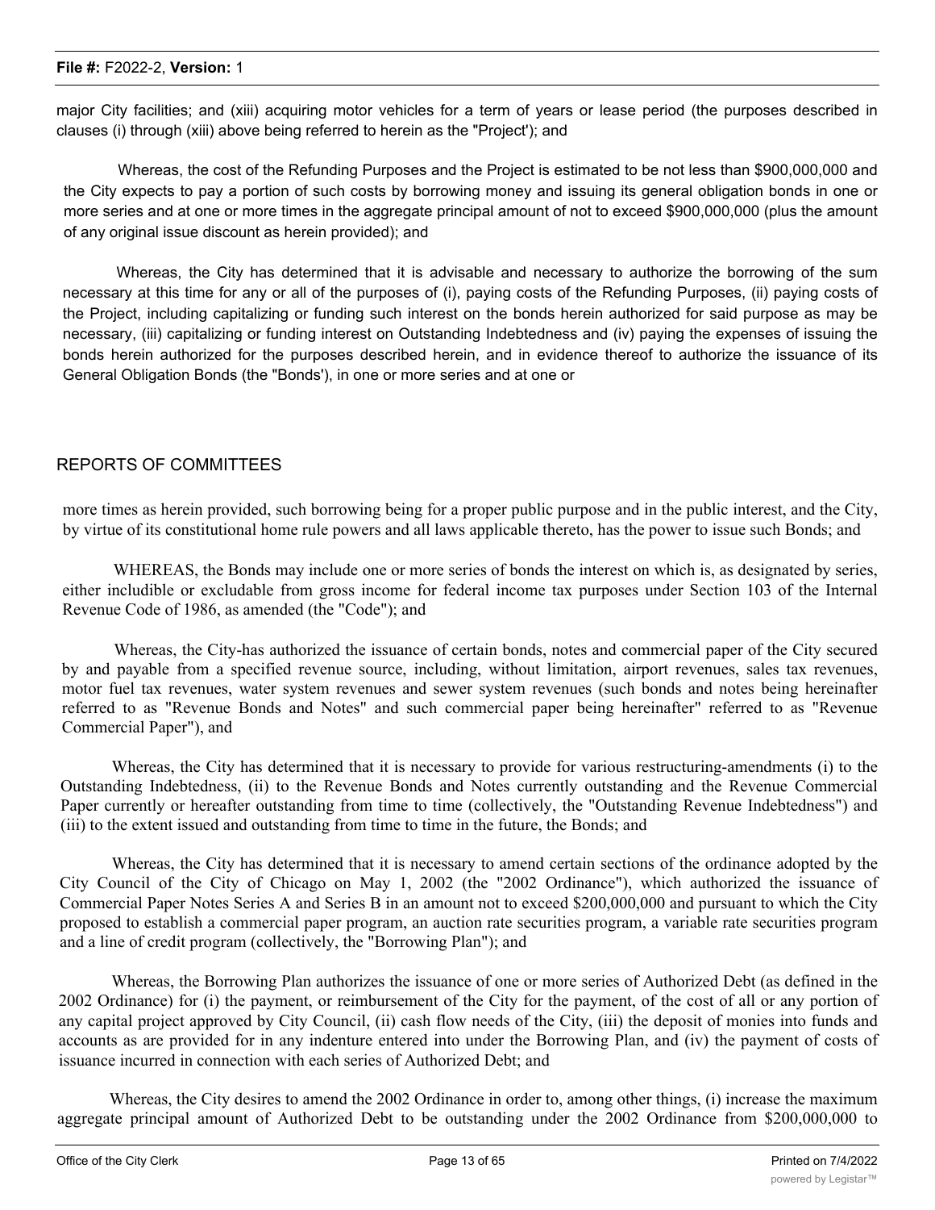major City facilities; and (xiii) acquiring motor vehicles for a term of years or lease period (the purposes described in clauses (i) through (xiii) above being referred to herein as the "Project'); and

Whereas, the cost of the Refunding Purposes and the Project is estimated to be not less than $900,000,000 and the City expects to pay a portion of such costs by borrowing money and issuing its general obligation bonds in one or more series and at one or more times in the aggregate principal amount of not to exceed $900,000,000 (plus the amount of any original issue discount as herein provided); and

Whereas, the City has determined that it is advisable and necessary to authorize the borrowing of the sum necessary at this time for any or all of the purposes of (i), paying costs of the Refunding Purposes, (ii) paying costs of the Project, including capitalizing or funding such interest on the bonds herein authorized for said purpose as may be necessary, (iii) capitalizing or funding interest on Outstanding Indebtedness and (iv) paying the expenses of issuing the bonds herein authorized for the purposes described herein, and in evidence thereof to authorize the issuance of its General Obligation Bonds (the "Bonds'), in one or more series and at one or

REPORTS OF COMMITTEES

more times as herein provided, such borrowing being for a proper public purpose and in the public interest, and the City, by virtue of its constitutional home rule powers and all laws applicable thereto, has the power to issue such Bonds; and

WHEREAS, the Bonds may include one or more series of bonds the interest on which is, as designated by series, either includible or excludable from gross income for federal income tax purposes under Section 103 of the Internal Revenue Code of 1986, as amended (the "Code"); and

Whereas, the City-has authorized the issuance of certain bonds, notes and commercial paper of the City secured by and payable from a specified revenue source, including, without limitation, airport revenues, sales tax revenues, motor fuel tax revenues, water system revenues and sewer system revenues (such bonds and notes being hereinafter referred to as "Revenue Bonds and Notes" and such commercial paper being hereinafter" referred to as "Revenue Commercial Paper"), and

Whereas, the City has determined that it is necessary to provide for various restructuring-amendments (i) to the Outstanding Indebtedness, (ii) to the Revenue Bonds and Notes currently outstanding and the Revenue Commercial Paper currently or hereafter outstanding from time to time (collectively, the "Outstanding Revenue Indebtedness") and (iii) to the extent issued and outstanding from time to time in the future, the Bonds; and

Whereas, the City has determined that it is necessary to amend certain sections of the ordinance adopted by the City Council of the City of Chicago on May 1, 2002 (the "2002 Ordinance"), which authorized the issuance of Commercial Paper Notes Series A and Series B in an amount not to exceed $200,000,000 and pursuant to which the City proposed to establish a commercial paper program, an auction rate securities program, a variable rate securities program and a line of credit program (collectively, the "Borrowing Plan"); and

Whereas, the Borrowing Plan authorizes the issuance of one or more series of Authorized Debt (as defined in the 2002 Ordinance) for (i) the payment, or reimbursement of the City for the payment, of the cost of all or any portion of any capital project approved by City Council, (ii) cash flow needs of the City, (iii) the deposit of monies into funds and accounts as are provided for in any indenture entered into under the Borrowing Plan, and (iv) the payment of costs of issuance incurred in connection with each series of Authorized Debt; and

Whereas, the City desires to amend the 2002 Ordinance in order to, among other things, (i) increase the maximum aggregate principal amount of Authorized Debt to be outstanding under the 2002 Ordinance from $200,000,000 to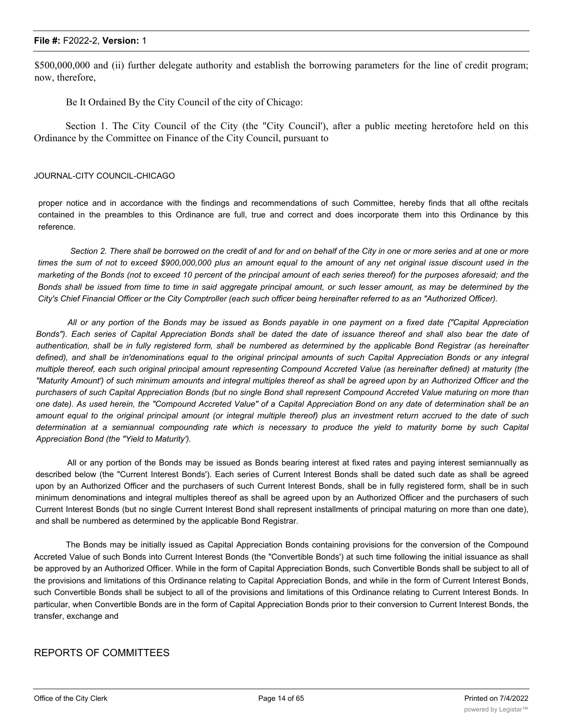$500,000,000 and (ii) further delegate authority and establish the borrowing parameters for the line of credit program; now, therefore,

Be It Ordained By the City Council of the city of Chicago:

Section 1. The City Council of the City (the "City Council'), after a public meeting heretofore held on this Ordinance by the Committee on Finance of the City Council, pursuant to

JOURNAL-CITY COUNCIL-CHICAGO

proper notice and in accordance with the findings and recommendations of such Committee, hereby finds that all ofthe recitals contained in the preambles to this Ordinance are full, true and correct and does incorporate them into this Ordinance by this reference.

*Section 2. There shall be borrowed on the credit of and for and on behalf of the City in one or more series and at one or more times the sum of not to exceed $900,000,000 plus an amount equal to the amount of any net original issue discount used in the marketing of the Bonds (not to exceed 10 percent of the principal amount of each series thereof) for the purposes aforesaid; and the Bonds shall be issued from time to time in said aggregate principal amount, or such lesser amount, as may be determined by the City's Chief Financial Officer or the City Comptroller (each such officer being hereinafter referred to as an "Authorized Officer).*

*All or any portion of the Bonds may be issued as Bonds payable in one payment on a fixed date {"Capital Appreciation Bonds"). Each series of Capital Appreciation Bonds shall be dated the date of issuance thereof and shall also bear the date of authentication, shall be in fully registered form, shall be numbered as determined by the applicable Bond Registrar (as hereinafter defined), and shall be in'denominations equal to the original principal amounts of such Capital Appreciation Bonds or any integral multiple thereof, each such original principal amount representing Compound Accreted Value (as hereinafter defined) at maturity (the "Maturity Amount') of such minimum amounts and integral multiples thereof as shall be agreed upon by an Authorized Officer and the purchasers of such Capital Appreciation Bonds (but no single Bond shall represent Compound Accreted Value maturing on more than one date). As used herein, the "Compound Accreted Value" of a Capital Appreciation Bond on any date of determination shall be an amount equal to the original principal amount (or integral multiple thereof) plus an investment return accrued to the date of such determination at a semiannual compounding rate which is necessary to produce the yield to maturity borne by such Capital Appreciation Bond (the "Yield to Maturity').*

All or any portion of the Bonds may be issued as Bonds bearing interest at fixed rates and paying interest semiannually as described below (the "Current Interest Bonds'). Each series of Current Interest Bonds shall be dated such date as shall be agreed upon by an Authorized Officer and the purchasers of such Current Interest Bonds, shall be in fully registered form, shall be in such minimum denominations and integral multiples thereof as shall be agreed upon by an Authorized Officer and the purchasers of such Current Interest Bonds (but no single Current Interest Bond shall represent installments of principal maturing on more than one date), and shall be numbered as determined by the applicable Bond Registrar.

The Bonds may be initially issued as Capital Appreciation Bonds containing provisions for the conversion of the Compound Accreted Value of such Bonds into Current Interest Bonds (the "Convertible Bonds') at such time following the initial issuance as shall be approved by an Authorized Officer. While in the form of Capital Appreciation Bonds, such Convertible Bonds shall be subject to all of the provisions and limitations of this Ordinance relating to Capital Appreciation Bonds, and while in the form of Current Interest Bonds, such Convertible Bonds shall be subject to all of the provisions and limitations of this Ordinance relating to Current Interest Bonds. In particular, when Convertible Bonds are in the form of Capital Appreciation Bonds prior to their conversion to Current Interest Bonds, the transfer, exchange and

REPORTS OF COMMITTEES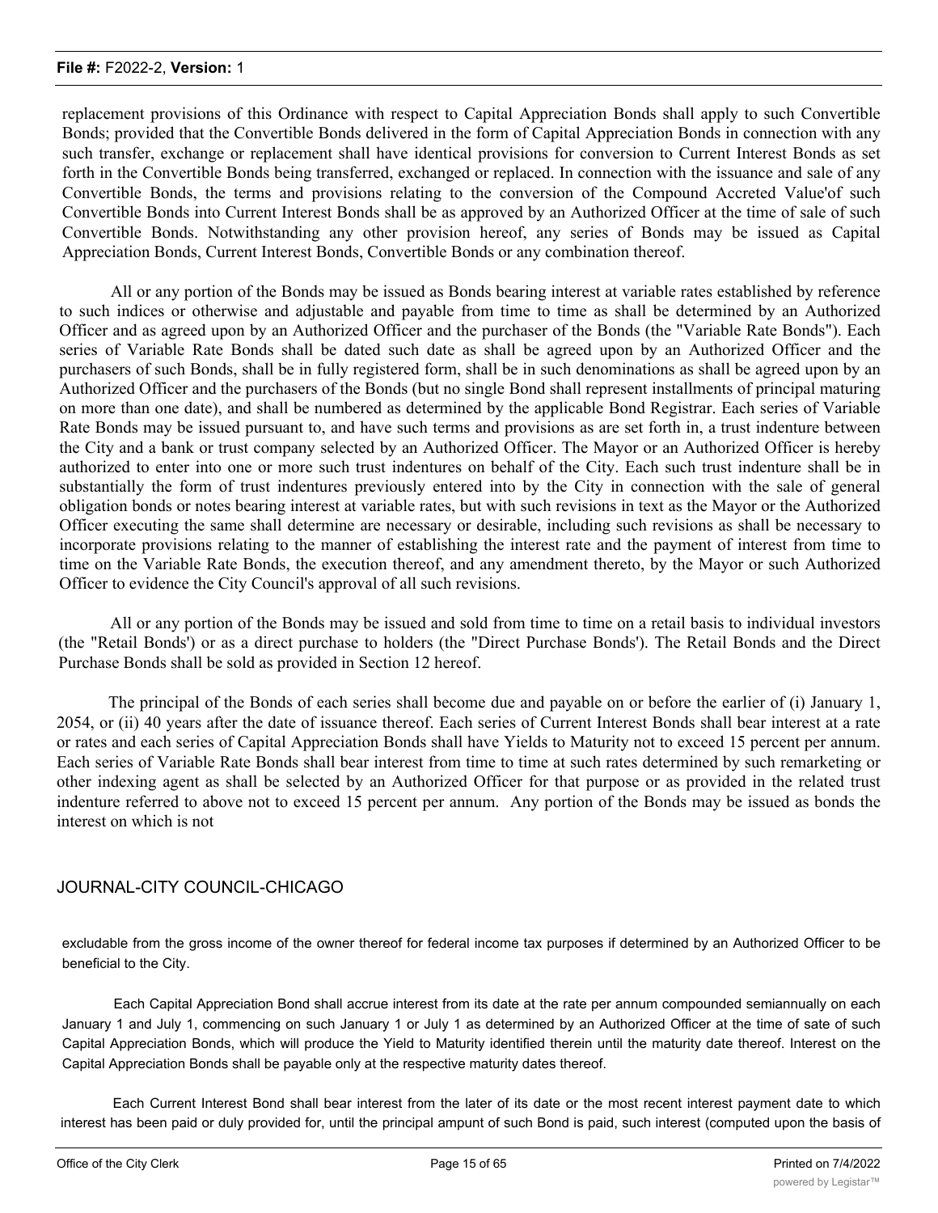replacement provisions of this Ordinance with respect to Capital Appreciation Bonds shall apply to such Convertible Bonds; provided that the Convertible Bonds delivered in the form of Capital Appreciation Bonds in connection with any such transfer, exchange or replacement shall have identical provisions for conversion to Current Interest Bonds as set forth in the Convertible Bonds being transferred, exchanged or replaced. In connection with the issuance and sale of any Convertible Bonds, the terms and provisions relating to the conversion of the Compound Accreted Value'of such Convertible Bonds into Current Interest Bonds shall be as approved by an Authorized Officer at the time of sale of such Convertible Bonds. Notwithstanding any other provision hereof, any series of Bonds may be issued as Capital Appreciation Bonds, Current Interest Bonds, Convertible Bonds or any combination thereof.

All or any portion of the Bonds may be issued as Bonds bearing interest at variable rates established by reference to such indices or otherwise and adjustable and payable from time to time as shall be determined by an Authorized Officer and as agreed upon by an Authorized Officer and the purchaser of the Bonds (the "Variable Rate Bonds"). Each series of Variable Rate Bonds shall be dated such date as shall be agreed upon by an Authorized Officer and the purchasers of such Bonds, shall be in fully registered form, shall be in such denominations as shall be agreed upon by an Authorized Officer and the purchasers of the Bonds (but no single Bond shall represent installments of principal maturing on more than one date), and shall be numbered as determined by the applicable Bond Registrar. Each series of Variable Rate Bonds may be issued pursuant to, and have such terms and provisions as are set forth in, a trust indenture between the City and a bank or trust company selected by an Authorized Officer. The Mayor or an Authorized Officer is hereby authorized to enter into one or more such trust indentures on behalf of the City. Each such trust indenture shall be in substantially the form of trust indentures previously entered into by the City in connection with the sale of general obligation bonds or notes bearing interest at variable rates, but with such revisions in text as the Mayor or the Authorized Officer executing the same shall determine are necessary or desirable, including such revisions as shall be necessary to incorporate provisions relating to the manner of establishing the interest rate and the payment of interest from time to time on the Variable Rate Bonds, the execution thereof, and any amendment thereto, by the Mayor or such Authorized Officer to evidence the City Council's approval of all such revisions.

All or any portion of the Bonds may be issued and sold from time to time on a retail basis to individual investors (the "Retail Bonds') or as a direct purchase to holders (the "Direct Purchase Bonds'). The Retail Bonds and the Direct Purchase Bonds shall be sold as provided in Section 12 hereof.

The principal of the Bonds of each series shall become due and payable on or before the earlier of (i) January 1, 2054, or (ii) 40 years after the date of issuance thereof. Each series of Current Interest Bonds shall bear interest at a rate or rates and each series of Capital Appreciation Bonds shall have Yields to Maturity not to exceed 15 percent per annum. Each series of Variable Rate Bonds shall bear interest from time to time at such rates determined by such remarketing or other indexing agent as shall be selected by an Authorized Officer for that purpose or as provided in the related trust indenture referred to above not to exceed 15 percent per annum. Any portion of the Bonds may be issued as bonds the interest on which is not

JOURNAL-CITY COUNCIL-CHICAGO

excludable from the gross income of the owner thereof for federal income tax purposes if determined by an Authorized Officer to be beneficial to the City.

Each Capital Appreciation Bond shall accrue interest from its date at the rate per annum compounded semiannually on each January 1 and July 1, commencing on such January 1 or July 1 as determined by an Authorized Officer at the time of sate of such Capital Appreciation Bonds, which will produce the Yield to Maturity identified therein until the maturity date thereof. Interest on the Capital Appreciation Bonds shall be payable only at the respective maturity dates thereof.

Each Current Interest Bond shall bear interest from the later of its date or the most recent interest payment date to which interest has been paid or duly provided for, until the principal ampunt of such Bond is paid, such interest (computed upon the basis of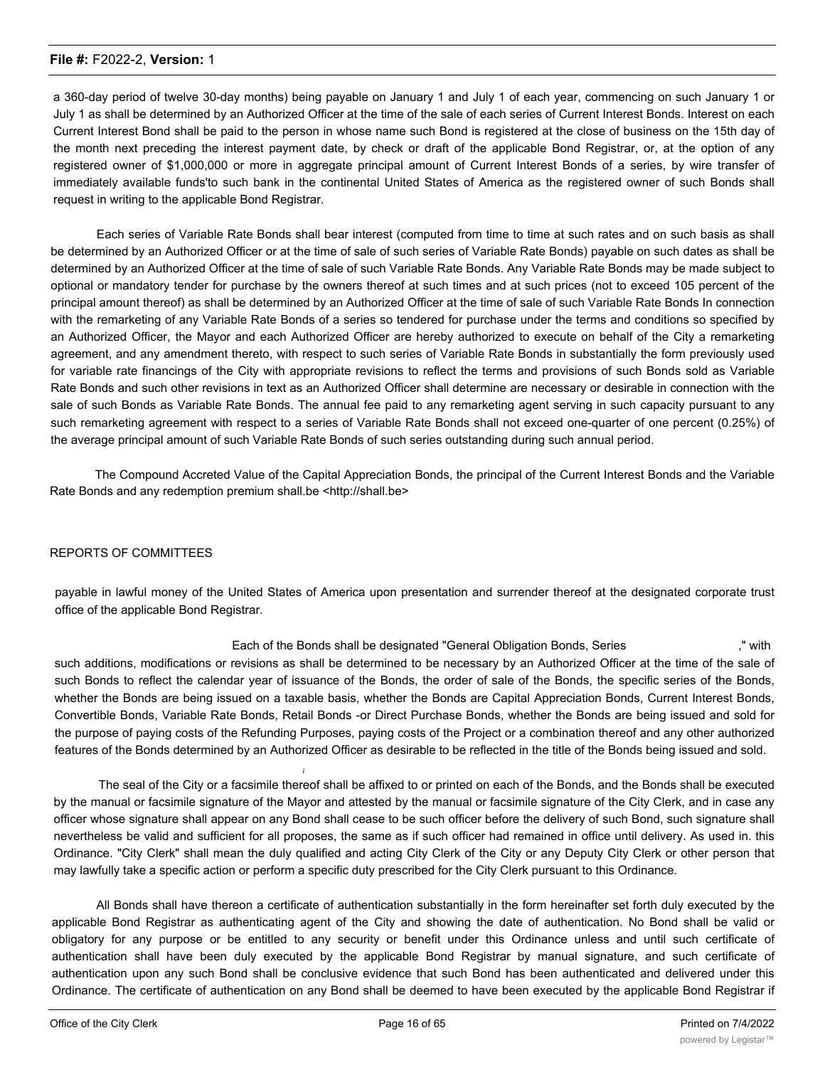a 360-day period of twelve 30-day months) being payable on January 1 and July 1 of each year, commencing on such January 1 or July 1 as shall be determined by an Authorized Officer at the time of the sale of each series of Current Interest Bonds. Interest on each Current Interest Bond shall be paid to the person in whose name such Bond is registered at the close of business on the 15th day of the month next preceding the interest payment date, by check or draft of the applicable Bond Registrar, or, at the option of any registered owner of $1,000,000 or more in aggregate principal amount of Current Interest Bonds of a series, by wire transfer of immediately available funds'to such bank in the continental United States of America as the registered owner of such Bonds shall request in writing to the applicable Bond Registrar.

Each series of Variable Rate Bonds shall bear interest (computed from time to time at such rates and on such basis as shall be determined by an Authorized Officer or at the time of sale of such series of Variable Rate Bonds) payable on such dates as shall be determined by an Authorized Officer at the time of sale of such Variable Rate Bonds. Any Variable Rate Bonds may be made subject to optional or mandatory tender for purchase by the owners thereof at such times and at such prices (not to exceed 105 percent of the principal amount thereof) as shall be determined by an Authorized Officer at the time of sale of such Variable Rate Bonds In connection with the remarketing of any Variable Rate Bonds of a series so tendered for purchase under the terms and conditions so specified by an Authorized Officer, the Mayor and each Authorized Officer are hereby authorized to execute on behalf of the City a remarketing agreement, and any amendment thereto, with respect to such series of Variable Rate Bonds in substantially the form previously used for variable rate financings of the City with appropriate revisions to reflect the terms and provisions of such Bonds sold as Variable Rate Bonds and such other revisions in text as an Authorized Officer shall determine are necessary or desirable in connection with the sale of such Bonds as Variable Rate Bonds. The annual fee paid to any remarketing agent serving in such capacity pursuant to any such remarketing agreement with respect to a series of Variable Rate Bonds shall not exceed one-quarter of one percent (0.25%) of the average principal amount of such Variable Rate Bonds of such series outstanding during such annual period.

The Compound Accreted Value of the Capital Appreciation Bonds, the principal of the Current Interest Bonds and the Variable Rate Bonds and any redemption premium shall.be <http://shall.be>

REPORTS OF COMMITTEES

payable in lawful money of the United States of America upon presentation and surrender thereof at the designated corporate trust office of the applicable Bond Registrar.

Each of the Bonds shall be designated "General Obligation Bonds, Series ," with such additions, modifications or revisions as shall be determined to be necessary by an Authorized Officer at the time of the sale of such Bonds to reflect the calendar year of issuance of the Bonds, the order of sale of the Bonds, the specific series of the Bonds, whether the Bonds are being issued on a taxable basis, whether the Bonds are Capital Appreciation Bonds, Current Interest Bonds, Convertible Bonds, Variable Rate Bonds, Retail Bonds -or Direct Purchase Bonds, whether the Bonds are being issued and sold for the purpose of paying costs of the Refunding Purposes, paying costs of the Project or a combination thereof and any other authorized features of the Bonds determined by an Authorized Officer as desirable to be reflected in the title of the Bonds being issued and sold.

The seal of the City or a facsimile thereof shall be affixed to or printed on each of the Bonds, and the Bonds shall be executed by the manual or facsimile signature of the Mayor and attested by the manual or facsimile signature of the City Clerk, and in case any officer whose signature shall appear on any Bond shall cease to be such officer before the delivery of such Bond, such signature shall nevertheless be valid and sufficient for all proposes, the same as if such officer had remained in office until delivery. As used in. this Ordinance. "City Clerk" shall mean the duly qualified and acting City Clerk of the City or any Deputy City Clerk or other person that may lawfully take a specific action or perform a specific duty prescribed for the City Clerk pursuant to this Ordinance.

All Bonds shall have thereon a certificate of authentication substantially in the form hereinafter set forth duly executed by the applicable Bond Registrar as authenticating agent of the City and showing the date of authentication. No Bond shall be valid or obligatory for any purpose or be entitled to any security or benefit under this Ordinance unless and until such certificate of authentication shall have been duly executed by the applicable Bond Registrar by manual signature, and such certificate of authentication upon any such Bond shall be conclusive evidence that such Bond has been authenticated and delivered under this Ordinance. The certificate of authentication on any Bond shall be deemed to have been executed by the applicable Bond Registrar if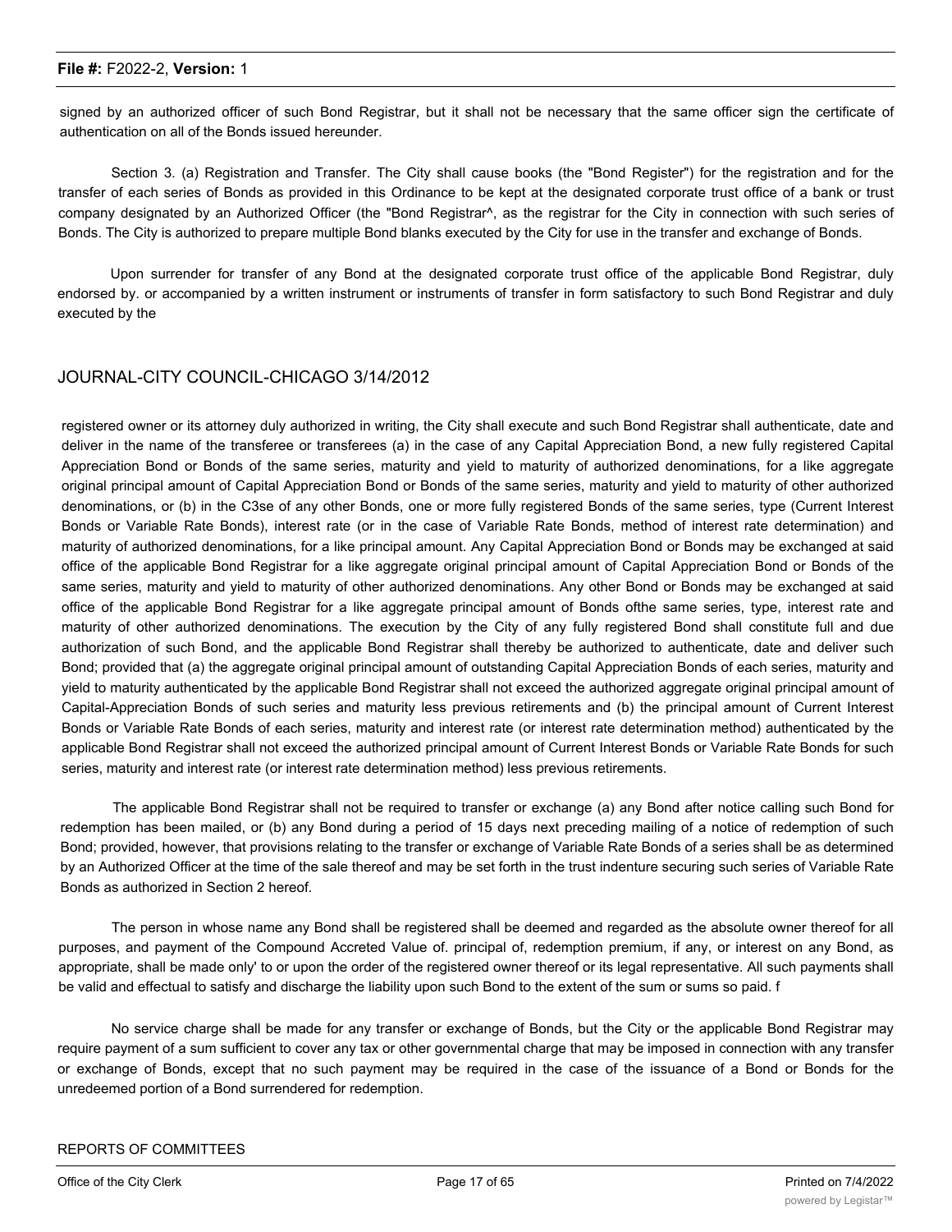signed by an authorized officer of such Bond Registrar, but it shall not be necessary that the same officer sign the certificate of authentication on all of the Bonds issued hereunder.

Section 3. (a) Registration and Transfer. The City shall cause books (the "Bond Register") for the registration and for the transfer of each series of Bonds as provided in this Ordinance to be kept at the designated corporate trust office of a bank or trust company designated by an Authorized Officer (the "Bond Registrar^, as the registrar for the City in connection with such series of Bonds. The City is authorized to prepare multiple Bond blanks executed by the City for use in the transfer and exchange of Bonds.

Upon surrender for transfer of any Bond at the designated corporate trust office of the applicable Bond Registrar, duly endorsed by. or accompanied by a written instrument or instruments of transfer in form satisfactory to such Bond Registrar and duly executed by the

JOURNAL-CITY COUNCIL-CHICAGO 3/14/2012

registered owner or its attorney duly authorized in writing, the City shall execute and such Bond Registrar shall authenticate, date and deliver in the name of the transferee or transferees (a) in the case of any Capital Appreciation Bond, a new fully registered Capital Appreciation Bond or Bonds of the same series, maturity and yield to maturity of authorized denominations, for a like aggregate original principal amount of Capital Appreciation Bond or Bonds of the same series, maturity and yield to maturity of other authorized denominations, or (b) in the C3se of any other Bonds, one or more fully registered Bonds of the same series, type (Current Interest Bonds or Variable Rate Bonds), interest rate (or in the case of Variable Rate Bonds, method of interest rate determination) and maturity of authorized denominations, for a like principal amount. Any Capital Appreciation Bond or Bonds may be exchanged at said office of the applicable Bond Registrar for a like aggregate original principal amount of Capital Appreciation Bond or Bonds of the same series, maturity and yield to maturity of other authorized denominations. Any other Bond or Bonds may be exchanged at said office of the applicable Bond Registrar for a like aggregate principal amount of Bonds ofthe same series, type, interest rate and maturity of other authorized denominations. The execution by the City of any fully registered Bond shall constitute full and due authorization of such Bond, and the applicable Bond Registrar shall thereby be authorized to authenticate, date and deliver such Bond; provided that (a) the aggregate original principal amount of outstanding Capital Appreciation Bonds of each series, maturity and yield to maturity authenticated by the applicable Bond Registrar shall not exceed the authorized aggregate original principal amount of Capital-Appreciation Bonds of such series and maturity less previous retirements and (b) the principal amount of Current Interest Bonds or Variable Rate Bonds of each series, maturity and interest rate (or interest rate determination method) authenticated by the applicable Bond Registrar shall not exceed the authorized principal amount of Current Interest Bonds or Variable Rate Bonds for such series, maturity and interest rate (or interest rate determination method) less previous retirements.

The applicable Bond Registrar shall not be required to transfer or exchange (a) any Bond after notice calling such Bond for redemption has been mailed, or (b) any Bond during a period of 15 days next preceding mailing of a notice of redemption of such Bond; provided, however, that provisions relating to the transfer or exchange of Variable Rate Bonds of a series shall be as determined by an Authorized Officer at the time of the sale thereof and may be set forth in the trust indenture securing such series of Variable Rate Bonds as authorized in Section 2 hereof.

The person in whose name any Bond shall be registered shall be deemed and regarded as the absolute owner thereof for all purposes, and payment of the Compound Accreted Value of. principal of, redemption premium, if any, or interest on any Bond, as appropriate, shall be made only' to or upon the order of the registered owner thereof or its legal representative. All such payments shall be valid and effectual to satisfy and discharge the liability upon such Bond to the extent of the sum or sums so paid. f

No service charge shall be made for any transfer or exchange of Bonds, but the City or the applicable Bond Registrar may require payment of a sum sufficient to cover any tax or other governmental charge that may be imposed in connection with any transfer or exchange of Bonds, except that no such payment may be required in the case of the issuance of a Bond or Bonds for the unredeemed portion of a Bond surrendered for redemption.

REPORTS OF COMMITTEES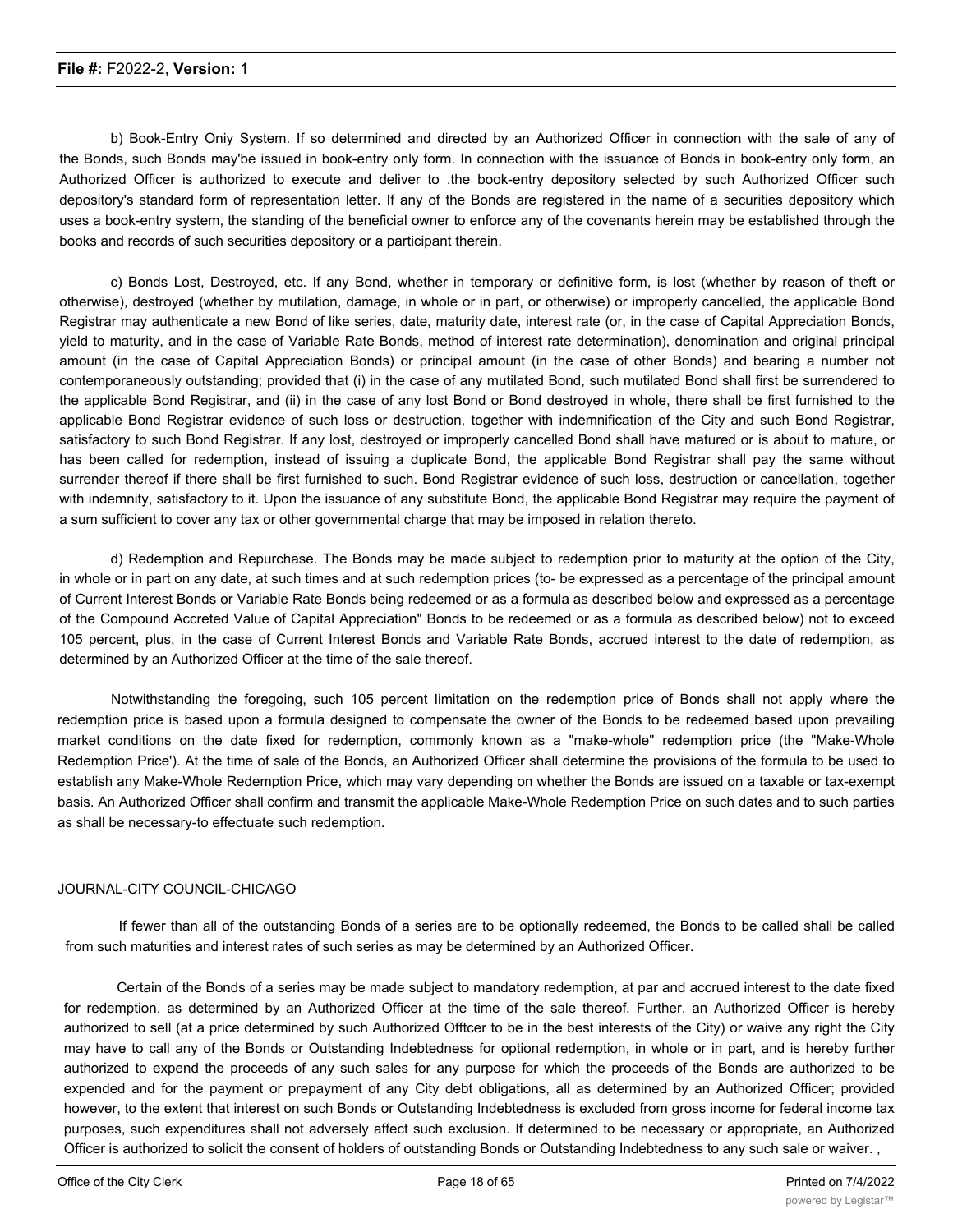b) Book-Entry Oniy System. If so determined and directed by an Authorized Officer in connection with the sale of any of the Bonds, such Bonds may'be issued in book-entry only form. In connection with the issuance of Bonds in book-entry only form, an Authorized Officer is authorized to execute and deliver to .the book-entry depository selected by such Authorized Officer such depository's standard form of representation letter. If any of the Bonds are registered in the name of a securities depository which uses a book-entry system, the standing of the beneficial owner to enforce any of the covenants herein may be established through the books and records of such securities depository or a participant therein.

c) Bonds Lost, Destroyed, etc. If any Bond, whether in temporary or definitive form, is lost (whether by reason of theft or otherwise), destroyed (whether by mutilation, damage, in whole or in part, or otherwise) or improperly cancelled, the applicable Bond Registrar may authenticate a new Bond of like series, date, maturity date, interest rate (or, in the case of Capital Appreciation Bonds, yield to maturity, and in the case of Variable Rate Bonds, method of interest rate determination), denomination and original principal amount (in the case of Capital Appreciation Bonds) or principal amount (in the case of other Bonds) and bearing a number not contemporaneously outstanding; provided that (i) in the case of any mutilated Bond, such mutilated Bond shall first be surrendered to the applicable Bond Registrar, and (ii) in the case of any lost Bond or Bond destroyed in whole, there shall be first furnished to the applicable Bond Registrar evidence of such loss or destruction, together with indemnification of the City and such Bond Registrar, satisfactory to such Bond Registrar. If any lost, destroyed or improperly cancelled Bond shall have matured or is about to mature, or has been called for redemption, instead of issuing a duplicate Bond, the applicable Bond Registrar shall pay the same without surrender thereof if there shall be first furnished to such. Bond Registrar evidence of such loss, destruction or cancellation, together with indemnity, satisfactory to it. Upon the issuance of any substitute Bond, the applicable Bond Registrar may require the payment of a sum sufficient to cover any tax or other governmental charge that may be imposed in relation thereto.

d) Redemption and Repurchase. The Bonds may be made subject to redemption prior to maturity at the option of the City, in whole or in part on any date, at such times and at such redemption prices (to- be expressed as a percentage of the principal amount of Current Interest Bonds or Variable Rate Bonds being redeemed or as a formula as described below and expressed as a percentage of the Compound Accreted Value of Capital Appreciation" Bonds to be redeemed or as a formula as described below) not to exceed 105 percent, plus, in the case of Current Interest Bonds and Variable Rate Bonds, accrued interest to the date of redemption, as determined by an Authorized Officer at the time of the sale thereof.

Notwithstanding the foregoing, such 105 percent limitation on the redemption price of Bonds shall not apply where the redemption price is based upon a formula designed to compensate the owner of the Bonds to be redeemed based upon prevailing market conditions on the date fixed for redemption, commonly known as a "make-whole" redemption price (the "Make-Whole Redemption Price'). At the time of sale of the Bonds, an Authorized Officer shall determine the provisions of the formula to be used to establish any Make-Whole Redemption Price, which may vary depending on whether the Bonds are issued on a taxable or tax-exempt basis. An Authorized Officer shall confirm and transmit the applicable Make-Whole Redemption Price on such dates and to such parties as shall be necessary-to effectuate such redemption.

JOURNAL-CITY COUNCIL-CHICAGO

If fewer than all of the outstanding Bonds of a series are to be optionally redeemed, the Bonds to be called shall be called from such maturities and interest rates of such series as may be determined by an Authorized Officer.

Certain of the Bonds of a series may be made subject to mandatory redemption, at par and accrued interest to the date fixed for redemption, as determined by an Authorized Officer at the time of the sale thereof. Further, an Authorized Officer is hereby authorized to sell (at a price determined by such Authorized Offtcer to be in the best interests of the City) or waive any right the City may have to call any of the Bonds or Outstanding Indebtedness for optional redemption, in whole or in part, and is hereby further authorized to expend the proceeds of any such sales for any purpose for which the proceeds of the Bonds are authorized to be expended and for the payment or prepayment of any City debt obligations, all as determined by an Authorized Officer; provided however, to the extent that interest on such Bonds or Outstanding Indebtedness is excluded from gross income for federal income tax purposes, such expenditures shall not adversely affect such exclusion. If determined to be necessary or appropriate, an Authorized Officer is authorized to solicit the consent of holders of outstanding Bonds or Outstanding Indebtedness to any such sale or waiver. ,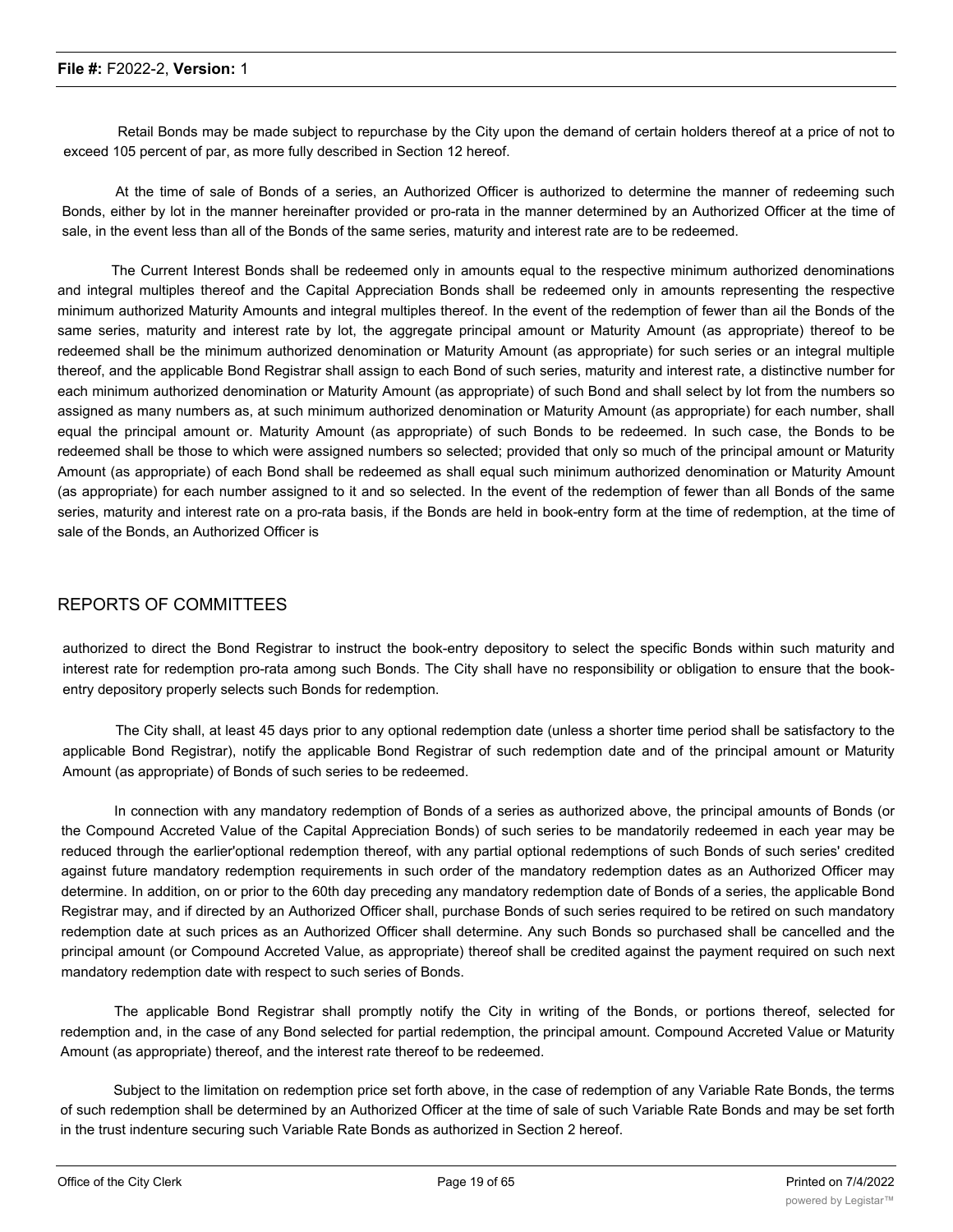Retail Bonds may be made subject to repurchase by the City upon the demand of certain holders thereof at a price of not to exceed 105 percent of par, as more fully described in Section 12 hereof.

At the time of sale of Bonds of a series, an Authorized Officer is authorized to determine the manner of redeeming such Bonds, either by lot in the manner hereinafter provided or pro-rata in the manner determined by an Authorized Officer at the time of sale, in the event less than all of the Bonds of the same series, maturity and interest rate are to be redeemed.

The Current Interest Bonds shall be redeemed only in amounts equal to the respective minimum authorized denominations and integral multiples thereof and the Capital Appreciation Bonds shall be redeemed only in amounts representing the respective minimum authorized Maturity Amounts and integral multiples thereof. In the event of the redemption of fewer than ail the Bonds of the same series, maturity and interest rate by lot, the aggregate principal amount or Maturity Amount (as appropriate) thereof to be redeemed shall be the minimum authorized denomination or Maturity Amount (as appropriate) for such series or an integral multiple thereof, and the applicable Bond Registrar shall assign to each Bond of such series, maturity and interest rate, a distinctive number for each minimum authorized denomination or Maturity Amount (as appropriate) of such Bond and shall select by lot from the numbers so assigned as many numbers as, at such minimum authorized denomination or Maturity Amount (as appropriate) for each number, shall equal the principal amount or. Maturity Amount (as appropriate) of such Bonds to be redeemed. In such case, the Bonds to be redeemed shall be those to which were assigned numbers so selected; provided that only so much of the principal amount or Maturity Amount (as appropriate) of each Bond shall be redeemed as shall equal such minimum authorized denomination or Maturity Amount (as appropriate) for each number assigned to it and so selected. In the event of the redemption of fewer than all Bonds of the same series, maturity and interest rate on a pro-rata basis, if the Bonds are held in book-entry form at the time of redemption, at the time of sale of the Bonds, an Authorized Officer is

## REPORTS OF COMMITTEES

authorized to direct the Bond Registrar to instruct the book-entry depository to select the specific Bonds within such maturity and interest rate for redemption pro-rata among such Bonds. The City shall have no responsibility or obligation to ensure that the book-entry depository properly selects such Bonds for redemption.

The City shall, at least 45 days prior to any optional redemption date (unless a shorter time period shall be satisfactory to the applicable Bond Registrar), notify the applicable Bond Registrar of such redemption date and of the principal amount or Maturity Amount (as appropriate) of Bonds of such series to be redeemed.

In connection with any mandatory redemption of Bonds of a series as authorized above, the principal amounts of Bonds (or the Compound Accreted Value of the Capital Appreciation Bonds) of such series to be mandatorily redeemed in each year may be reduced through the earlier'optional redemption thereof, with any partial optional redemptions of such Bonds of such series' credited against future mandatory redemption requirements in such order of the mandatory redemption dates as an Authorized Officer may determine. In addition, on or prior to the 60th day preceding any mandatory redemption date of Bonds of a series, the applicable Bond Registrar may, and if directed by an Authorized Officer shall, purchase Bonds of such series required to be retired on such mandatory redemption date at such prices as an Authorized Officer shall determine. Any such Bonds so purchased shall be cancelled and the principal amount (or Compound Accreted Value, as appropriate) thereof shall be credited against the payment required on such next mandatory redemption date with respect to such series of Bonds.

The applicable Bond Registrar shall promptly notify the City in writing of the Bonds, or portions thereof, selected for redemption and, in the case of any Bond selected for partial redemption, the principal amount. Compound Accreted Value or Maturity Amount (as appropriate) thereof, and the interest rate thereof to be redeemed.

Subject to the limitation on redemption price set forth above, in the case of redemption of any Variable Rate Bonds, the terms of such redemption shall be determined by an Authorized Officer at the time of sale of such Variable Rate Bonds and may be set forth in the trust indenture securing such Variable Rate Bonds as authorized in Section 2 hereof.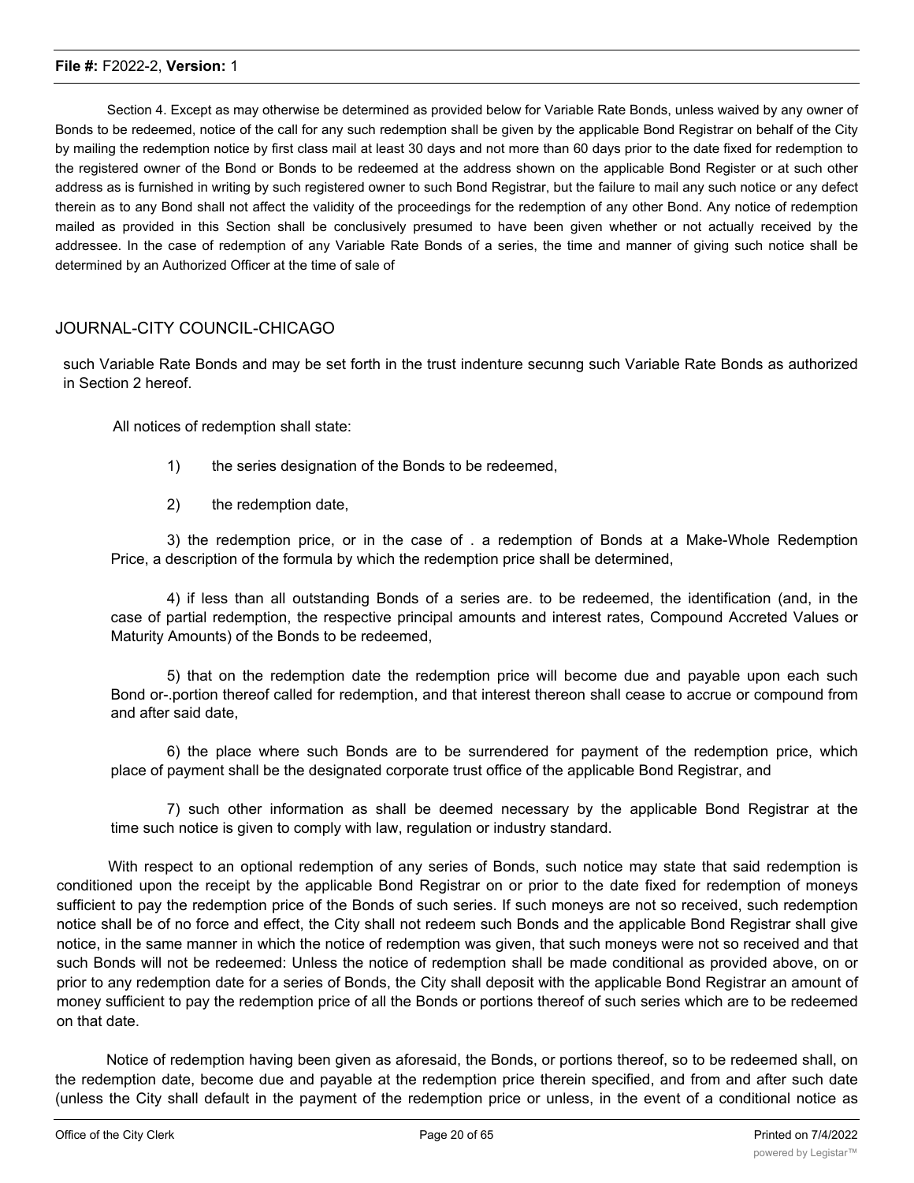Section 4. Except as may otherwise be determined as provided below for Variable Rate Bonds, unless waived by any owner of Bonds to be redeemed, notice of the call for any such redemption shall be given by the applicable Bond Registrar on behalf of the City by mailing the redemption notice by first class mail at least 30 days and not more than 60 days prior to the date fixed for redemption to the registered owner of the Bond or Bonds to be redeemed at the address shown on the applicable Bond Register or at such other address as is furnished in writing by such registered owner to such Bond Registrar, but the failure to mail any such notice or any defect therein as to any Bond shall not affect the validity of the proceedings for the redemption of any other Bond. Any notice of redemption mailed as provided in this Section shall be conclusively presumed to have been given whether or not actually received by the addressee. In the case of redemption of any Variable Rate Bonds of a series, the time and manner of giving such notice shall be determined by an Authorized Officer at the time of sale of

JOURNAL-CITY COUNCIL-CHICAGO

such Variable Rate Bonds and may be set forth in the trust indenture secunng such Variable Rate Bonds as authorized in Section 2 hereof.

All notices of redemption shall state:

1) the series designation of the Bonds to be redeemed,

2) the redemption date,

3) the redemption price, or in the case of . a redemption of Bonds at a Make-Whole Redemption Price, a description of the formula by which the redemption price shall be determined,

4) if less than all outstanding Bonds of a series are. to be redeemed, the identification (and, in the case of partial redemption, the respective principal amounts and interest rates, Compound Accreted Values or Maturity Amounts) of the Bonds to be redeemed,

5) that on the redemption date the redemption price will become due and payable upon each such Bond or-.portion thereof called for redemption, and that interest thereon shall cease to accrue or compound from and after said date,

6) the place where such Bonds are to be surrendered for payment of the redemption price, which place of payment shall be the designated corporate trust office of the applicable Bond Registrar, and

7) such other information as shall be deemed necessary by the applicable Bond Registrar at the time such notice is given to comply with law, regulation or industry standard.

With respect to an optional redemption of any series of Bonds, such notice may state that said redemption is conditioned upon the receipt by the applicable Bond Registrar on or prior to the date fixed for redemption of moneys sufficient to pay the redemption price of the Bonds of such series. If such moneys are not so received, such redemption notice shall be of no force and effect, the City shall not redeem such Bonds and the applicable Bond Registrar shall give notice, in the same manner in which the notice of redemption was given, that such moneys were not so received and that such Bonds will not be redeemed: Unless the notice of redemption shall be made conditional as provided above, on or prior to any redemption date for a series of Bonds, the City shall deposit with the applicable Bond Registrar an amount of money sufficient to pay the redemption price of all the Bonds or portions thereof of such series which are to be redeemed on that date.

Notice of redemption having been given as aforesaid, the Bonds, or portions thereof, so to be redeemed shall, on the redemption date, become due and payable at the redemption price therein specified, and from and after such date (unless the City shall default in the payment of the redemption price or unless, in the event of a conditional notice as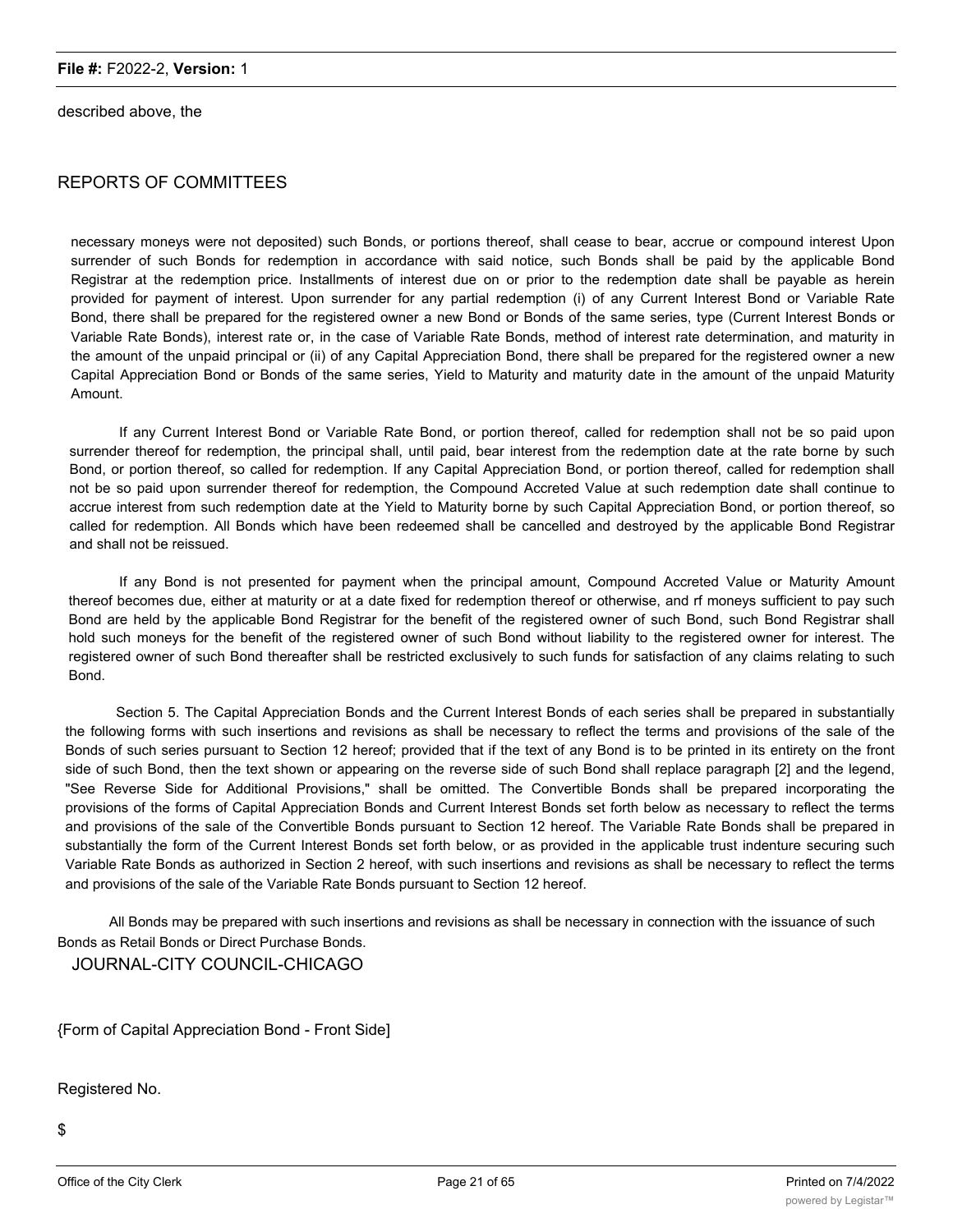described above, the

REPORTS OF COMMITTEES

necessary moneys were not deposited) such Bonds, or portions thereof, shall cease to bear, accrue or compound interest Upon surrender of such Bonds for redemption in accordance with said notice, such Bonds shall be paid by the applicable Bond Registrar at the redemption price. Installments of interest due on or prior to the redemption date shall be payable as herein provided for payment of interest. Upon surrender for any partial redemption (i) of any Current Interest Bond or Variable Rate Bond, there shall be prepared for the registered owner a new Bond or Bonds of the same series, type (Current Interest Bonds or Variable Rate Bonds), interest rate or, in the case of Variable Rate Bonds, method of interest rate determination, and maturity in the amount of the unpaid principal or (ii) of any Capital Appreciation Bond, there shall be prepared for the registered owner a new Capital Appreciation Bond or Bonds of the same series, Yield to Maturity and maturity date in the amount of the unpaid Maturity Amount.

If any Current Interest Bond or Variable Rate Bond, or portion thereof, called for redemption shall not be so paid upon surrender thereof for redemption, the principal shall, until paid, bear interest from the redemption date at the rate borne by such Bond, or portion thereof, so called for redemption. If any Capital Appreciation Bond, or portion thereof, called for redemption shall not be so paid upon surrender thereof for redemption, the Compound Accreted Value at such redemption date shall continue to accrue interest from such redemption date at the Yield to Maturity borne by such Capital Appreciation Bond, or portion thereof, so called for redemption. All Bonds which have been redeemed shall be cancelled and destroyed by the applicable Bond Registrar and shall not be reissued.

If any Bond is not presented for payment when the principal amount, Compound Accreted Value or Maturity Amount thereof becomes due, either at maturity or at a date fixed for redemption thereof or otherwise, and rf moneys sufficient to pay such Bond are held by the applicable Bond Registrar for the benefit of the registered owner of such Bond, such Bond Registrar shall hold such moneys for the benefit of the registered owner of such Bond without liability to the registered owner for interest. The registered owner of such Bond thereafter shall be restricted exclusively to such funds for satisfaction of any claims relating to such Bond.

Section 5. The Capital Appreciation Bonds and the Current Interest Bonds of each series shall be prepared in substantially the following forms with such insertions and revisions as shall be necessary to reflect the terms and provisions of the sale of the Bonds of such series pursuant to Section 12 hereof; provided that if the text of any Bond is to be printed in its entirety on the front side of such Bond, then the text shown or appearing on the reverse side of such Bond shall replace paragraph [2] and the legend, "See Reverse Side for Additional Provisions," shall be omitted. The Convertible Bonds shall be prepared incorporating the provisions of the forms of Capital Appreciation Bonds and Current Interest Bonds set forth below as necessary to reflect the terms and provisions of the sale of the Convertible Bonds pursuant to Section 12 hereof. The Variable Rate Bonds shall be prepared in substantially the form of the Current Interest Bonds set forth below, or as provided in the applicable trust indenture securing such Variable Rate Bonds as authorized in Section 2 hereof, with such insertions and revisions as shall be necessary to reflect the terms and provisions of the sale of the Variable Rate Bonds pursuant to Section 12 hereof.

All Bonds may be prepared with such insertions and revisions as shall be necessary in connection with the issuance of such Bonds as Retail Bonds or Direct Purchase Bonds.

JOURNAL-CITY COUNCIL-CHICAGO

{Form of Capital Appreciation Bond - Front Side]

Registered No.

$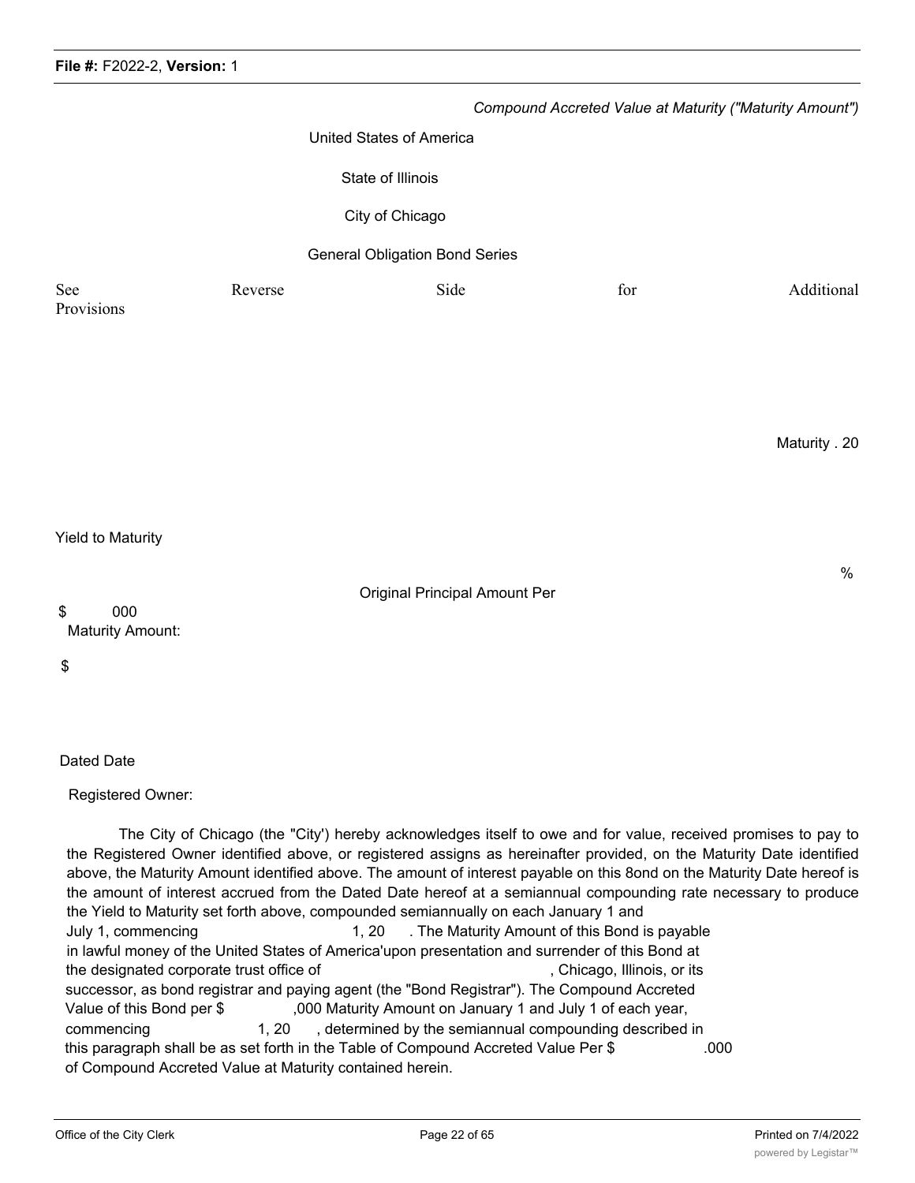*Compound Accreted Value at Maturity ("Maturity Amount")*

United States of America

State of Illinois

City of Chicago

General Obligation Bond Series

See Reverse Side for Additional Provisions

Maturity . 20

Yield to Maturity

%

Original Principal Amount Per

$ 000

Maturity Amount:

$

Dated Date

Registered Owner:

The City of Chicago (the "City') hereby acknowledges itself to owe and for value, received promises to pay to the Registered Owner identified above, or registered assigns as hereinafter provided, on the Maturity Date identified above, the Maturity Amount identified above. The amount of interest payable on this 8ond on the Maturity Date hereof is the amount of interest accrued from the Dated Date hereof at a semiannual compounding rate necessary to produce the Yield to Maturity set forth above, compounded semiannually on each January 1 and July 1, commencing 1, 20 . The Maturity Amount of this Bond is payable in lawful money of the United States of America'upon presentation and surrender of this Bond at the designated corporate trust office of , Chicago, Illinois, or its successor, as bond registrar and paying agent (the "Bond Registrar"). The Compound Accreted Value of this Bond per $ ,000 Maturity Amount on January 1 and July 1 of each year, commencing 1, 20 , determined by the semiannual compounding described in this paragraph shall be as set forth in the Table of Compound Accreted Value Per $ .000 of Compound Accreted Value at Maturity contained herein.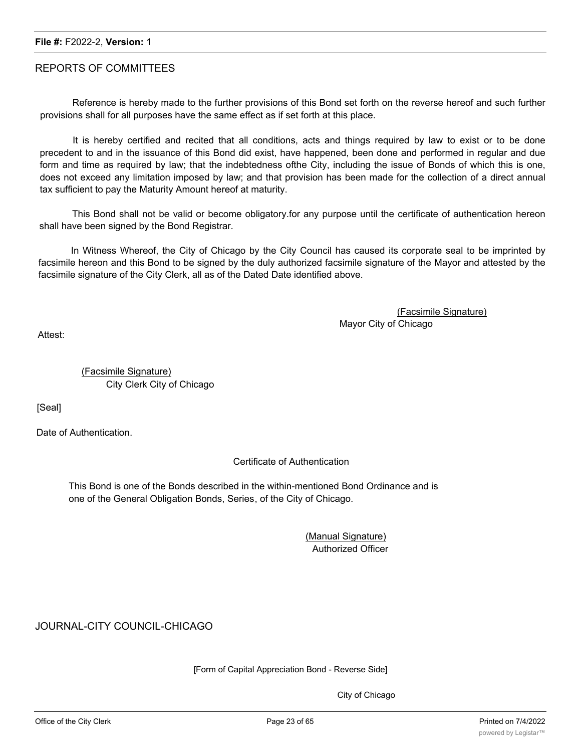REPORTS OF COMMITTEES

Reference is hereby made to the further provisions of this Bond set forth on the reverse hereof and such further provisions shall for all purposes have the same effect as if set forth at this place.

It is hereby certified and recited that all conditions, acts and things required by law to exist or to be done precedent to and in the issuance of this Bond did exist, have happened, been done and performed in regular and due form and time as required by law; that the indebtedness ofthe City, including the issue of Bonds of which this is one, does not exceed any limitation imposed by law; and that provision has been made for the collection of a direct annual tax sufficient to pay the Maturity Amount hereof at maturity.

This Bond shall not be valid or become obligatory.for any purpose until the certificate of authentication hereon shall have been signed by the Bond Registrar.

In Witness Whereof, the City of Chicago by the City Council has caused its corporate seal to be imprinted by facsimile hereon and this Bond to be signed by the duly authorized facsimile signature of the Mayor and attested by the facsimile signature of the City Clerk, all as of the Dated Date identified above.

(Facsimile Signature)
Mayor City of Chicago

Attest:

(Facsimile Signature)
City Clerk City of Chicago

[Seal]

Date of Authentication.

Certificate of Authentication

This Bond is one of the Bonds described in the within-mentioned Bond Ordinance and is one of the General Obligation Bonds, Series, of the City of Chicago.

(Manual Signature)
Authorized Officer

JOURNAL-CITY COUNCIL-CHICAGO

[Form of Capital Appreciation Bond - Reverse Side]

City of Chicago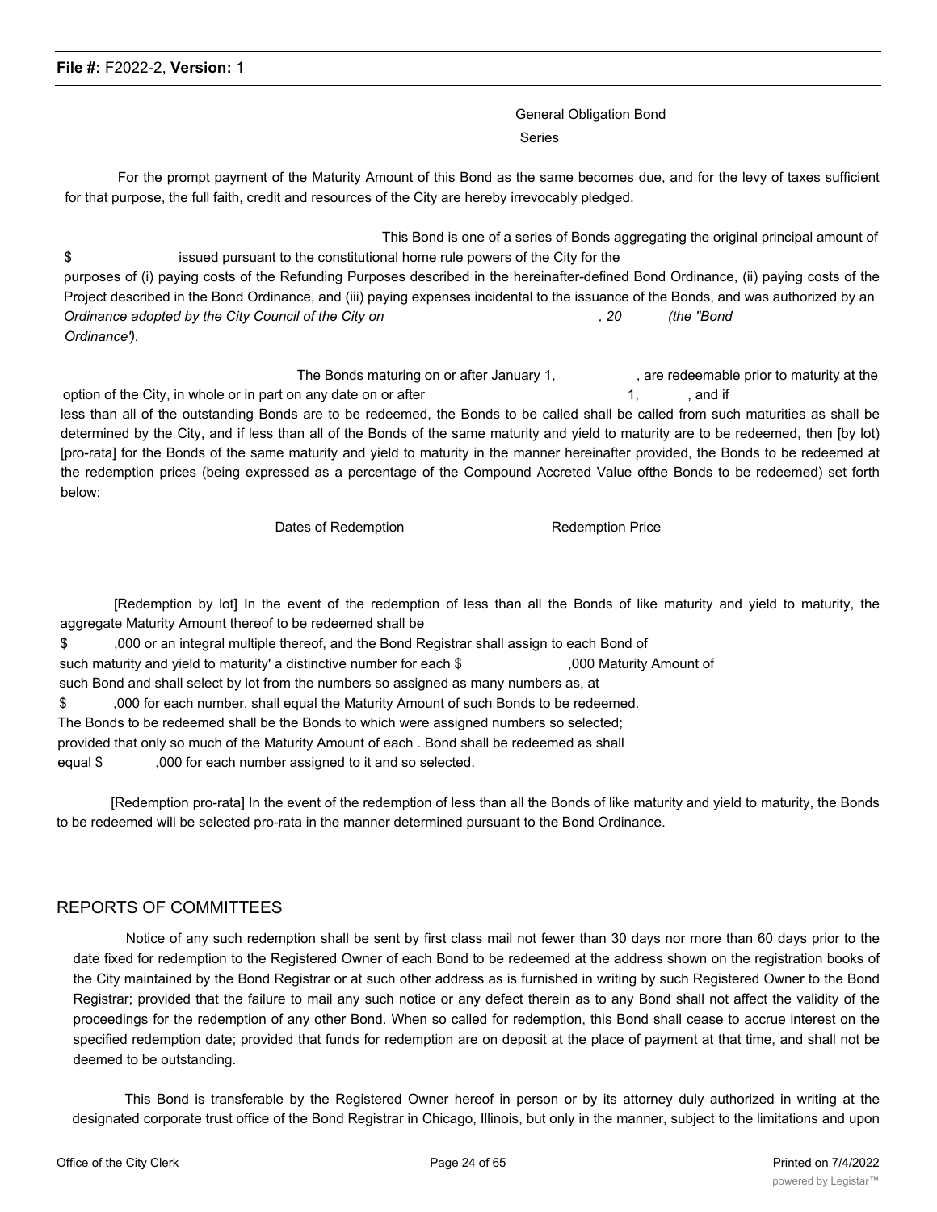General Obligation Bond
Series

For the prompt payment of the Maturity Amount of this Bond as the same becomes due, and for the levy of taxes sufficient for that purpose, the full faith, credit and resources of the City are hereby irrevocably pledged.

This Bond is one of a series of Bonds aggregating the original principal amount of $ issued pursuant to the constitutional home rule powers of the City for the purposes of (i) paying costs of the Refunding Purposes described in the hereinafter-defined Bond Ordinance, (ii) paying costs of the Project described in the Bond Ordinance, and (iii) paying expenses incidental to the issuance of the Bonds, and was authorized by an *Ordinance adopted by the City Council of the City on , 20 (the "Bond Ordinance').*

The Bonds maturing on or after January 1, , are redeemable prior to maturity at the option of the City, in whole or in part on any date on or after 1, , and if less than all of the outstanding Bonds are to be redeemed, the Bonds to be called shall be called from such maturities as shall be determined by the City, and if less than all of the Bonds of the same maturity and yield to maturity are to be redeemed, then [by lot) [pro-rata] for the Bonds of the same maturity and yield to maturity in the manner hereinafter provided, the Bonds to be redeemed at the redemption prices (being expressed as a percentage of the Compound Accreted Value ofthe Bonds to be redeemed) set forth below:

| Dates of Redemption | Redemption Price |
|---|---|
| | |

[Redemption by lot] In the event of the redemption of less than all the Bonds of like maturity and yield to maturity, the aggregate Maturity Amount thereof to be redeemed shall be $ ,000 or an integral multiple thereof, and the Bond Registrar shall assign to each Bond of such maturity and yield to maturity' a distinctive number for each $ ,000 Maturity Amount of such Bond and shall select by lot from the numbers so assigned as many numbers as, at $ ,000 for each number, shall equal the Maturity Amount of such Bonds to be redeemed. The Bonds to be redeemed shall be the Bonds to which were assigned numbers so selected; provided that only so much of the Maturity Amount of each . Bond shall be redeemed as shall equal $ ,000 for each number assigned to it and so selected.

[Redemption pro-rata] In the event of the redemption of less than all the Bonds of like maturity and yield to maturity, the Bonds to be redeemed will be selected pro-rata in the manner determined pursuant to the Bond Ordinance.

## REPORTS OF COMMITTEES

Notice of any such redemption shall be sent by first class mail not fewer than 30 days nor more than 60 days prior to the date fixed for redemption to the Registered Owner of each Bond to be redeemed at the address shown on the registration books of the City maintained by the Bond Registrar or at such other address as is furnished in writing by such Registered Owner to the Bond Registrar; provided that the failure to mail any such notice or any defect therein as to any Bond shall not affect the validity of the proceedings for the redemption of any other Bond. When so called for redemption, this Bond shall cease to accrue interest on the specified redemption date; provided that funds for redemption are on deposit at the place of payment at that time, and shall not be deemed to be outstanding.

This Bond is transferable by the Registered Owner hereof in person or by its attorney duly authorized in writing at the designated corporate trust office of the Bond Registrar in Chicago, Illinois, but only in the manner, subject to the limitations and upon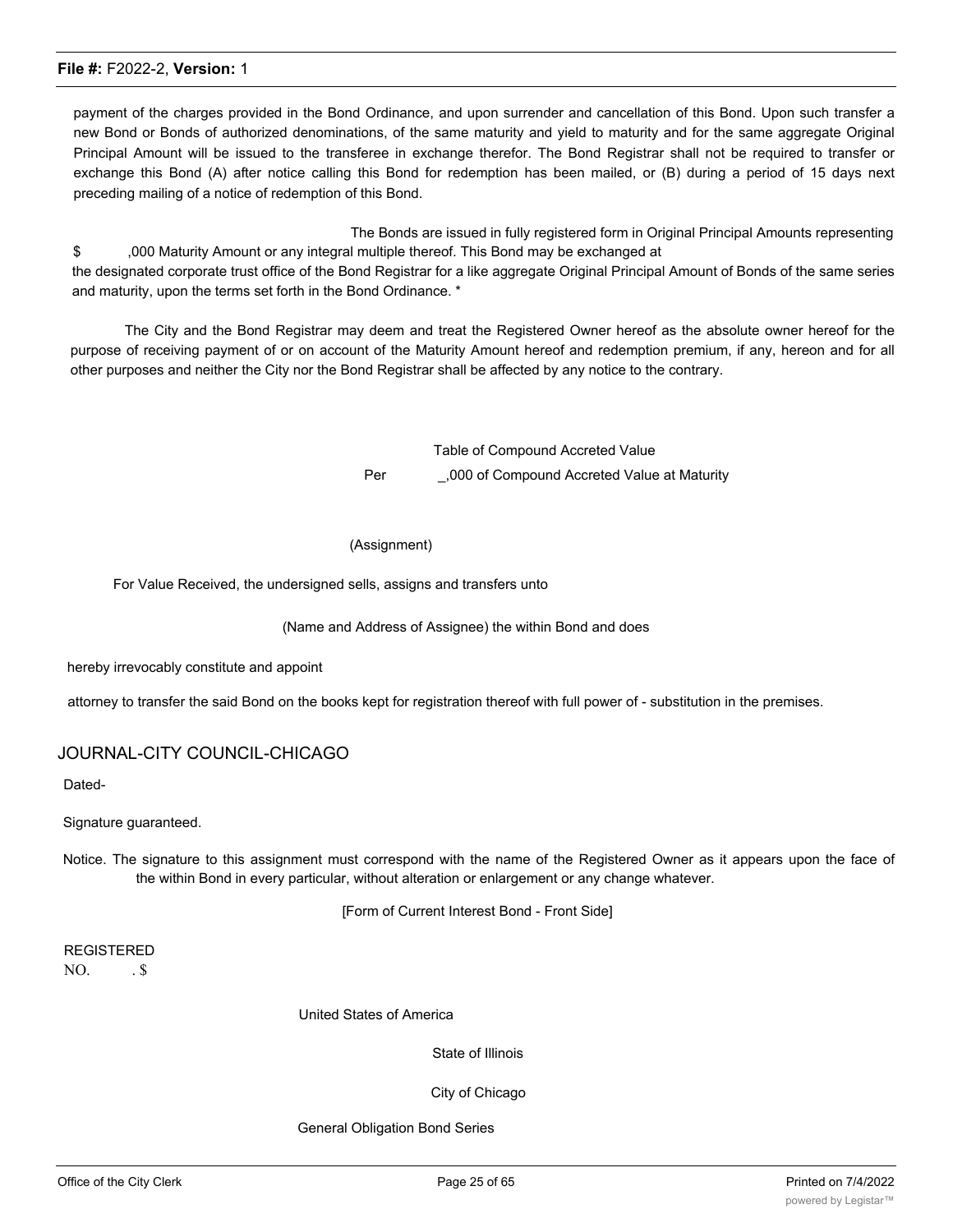payment of the charges provided in the Bond Ordinance, and upon surrender and cancellation of this Bond. Upon such transfer a new Bond or Bonds of authorized denominations, of the same maturity and yield to maturity and for the same aggregate Original Principal Amount will be issued to the transferee in exchange therefor. The Bond Registrar shall not be required to transfer or exchange this Bond (A) after notice calling this Bond for redemption has been mailed, or (B) during a period of 15 days next preceding mailing of a notice of redemption of this Bond.

The Bonds are issued in fully registered form in Original Principal Amounts representing $ ,000 Maturity Amount or any integral multiple thereof. This Bond may be exchanged at the designated corporate trust office of the Bond Registrar for a like aggregate Original Principal Amount of Bonds of the same series and maturity, upon the terms set forth in the Bond Ordinance. *

The City and the Bond Registrar may deem and treat the Registered Owner hereof as the absolute owner hereof for the purpose of receiving payment of or on account of the Maturity Amount hereof and redemption premium, if any, hereon and for all other purposes and neither the City nor the Bond Registrar shall be affected by any notice to the contrary.

Table of Compound Accreted Value

Per _,000 of Compound Accreted Value at Maturity

(Assignment)

For Value Received, the undersigned sells, assigns and transfers unto

(Name and Address of Assignee) the within Bond and does

hereby irrevocably constitute and appoint

attorney to transfer the said Bond on the books kept for registration thereof with full power of - substitution in the premises.

JOURNAL-CITY COUNCIL-CHICAGO

Dated-

Signature guaranteed.

Notice. The signature to this assignment must correspond with the name of the Registered Owner as it appears upon the face of the within Bond in every particular, without alteration or enlargement or any change whatever.

[Form of Current Interest Bond - Front Side]

REGISTERED
NO. . $

United States of America

State of Illinois

City of Chicago

General Obligation Bond Series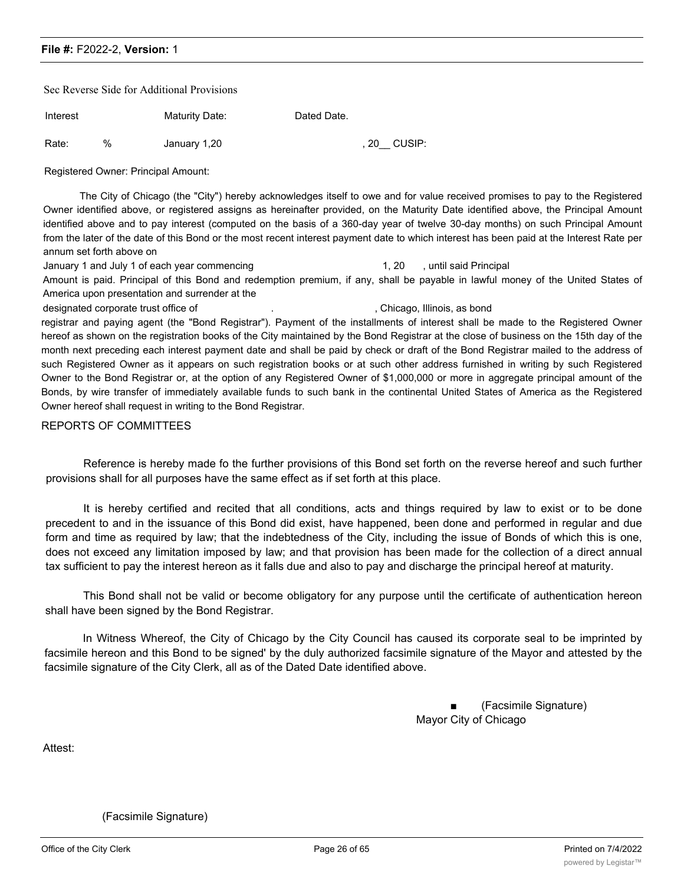Sec Reverse Side for Additional Provisions

| Interest | | Maturity Date: | Dated Date. |
|---|---|---|---|
| Rate: | % | January 1,20 | , 20__ CUSIP: |

Registered Owner: Principal Amount:

The City of Chicago (the "City") hereby acknowledges itself to owe and for value received promises to pay to the Registered Owner identified above, or registered assigns as hereinafter provided, on the Maturity Date identified above, the Principal Amount identified above and to pay interest (computed on the basis of a 360-day year of twelve 30-day months) on such Principal Amount from the later of the date of this Bond or the most recent interest payment date to which interest has been paid at the Interest Rate per annum set forth above on

January 1 and July 1 of each year commencing 1, 20 , until said Principal

Amount is paid. Principal of this Bond and redemption premium, if any, shall be payable in lawful money of the United States of America upon presentation and surrender at the

designated corporate trust office of . , Chicago, Illinois, as bond

registrar and paying agent (the "Bond Registrar"). Payment of the installments of interest shall be made to the Registered Owner hereof as shown on the registration books of the City maintained by the Bond Registrar at the close of business on the 15th day of the month next preceding each interest payment date and shall be paid by check or draft of the Bond Registrar mailed to the address of such Registered Owner as it appears on such registration books or at such other address furnished in writing by such Registered Owner to the Bond Registrar or, at the option of any Registered Owner of $1,000,000 or more in aggregate principal amount of the Bonds, by wire transfer of immediately available funds to such bank in the continental United States of America as the Registered Owner hereof shall request in writing to the Bond Registrar.

REPORTS OF COMMITTEES

Reference is hereby made fo the further provisions of this Bond set forth on the reverse hereof and such further provisions shall for all purposes have the same effect as if set forth at this place.

It is hereby certified and recited that all conditions, acts and things required by law to exist or to be done precedent to and in the issuance of this Bond did exist, have happened, been done and performed in regular and due form and time as required by law; that the indebtedness of the City, including the issue of Bonds of which this is one, does not exceed any limitation imposed by law; and that provision has been made for the collection of a direct annual tax sufficient to pay the interest hereon as it falls due and also to pay and discharge the principal hereof at maturity.

This Bond shall not be valid or become obligatory for any purpose until the certificate of authentication hereon shall have been signed by the Bond Registrar.

In Witness Whereof, the City of Chicago by the City Council has caused its corporate seal to be imprinted by facsimile hereon and this Bond to be signed' by the duly authorized facsimile signature of the Mayor and attested by the facsimile signature of the City Clerk, all as of the Dated Date identified above.

■ (Facsimile Signature)
Mayor City of Chicago

Attest:

(Facsimile Signature)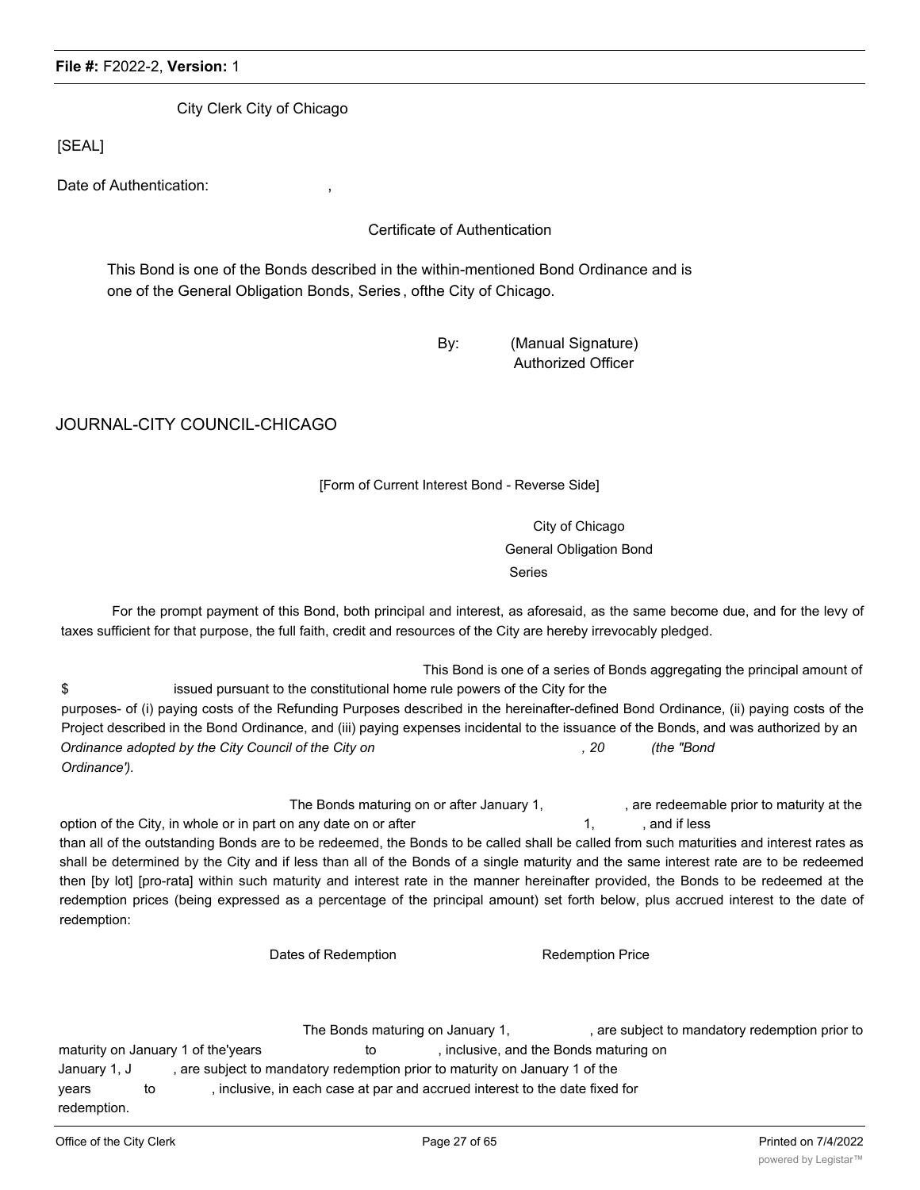City Clerk City of Chicago

[SEAL]

Date of Authentication: ,

Certificate of Authentication

This Bond is one of the Bonds described in the within-mentioned Bond Ordinance and is one of the General Obligation Bonds, Series , ofthe City of Chicago.

By: (Manual Signature)
Authorized Officer

JOURNAL-CITY COUNCIL-CHICAGO

[Form of Current Interest Bond - Reverse Side]

City of Chicago
General Obligation Bond
Series

For the prompt payment of this Bond, both principal and interest, as aforesaid, as the same become due, and for the levy of taxes sufficient for that purpose, the full faith, credit and resources of the City are hereby irrevocably pledged.

This Bond is one of a series of Bonds aggregating the principal amount of $ issued pursuant to the constitutional home rule powers of the City for the purposes- of (i) paying costs of the Refunding Purposes described in the hereinafter-defined Bond Ordinance, (ii) paying costs of the Project described in the Bond Ordinance, and (iii) paying expenses incidental to the issuance of the Bonds, and was authorized by an *Ordinance adopted by the City Council of the City on , 20 (the "Bond Ordinance').*

The Bonds maturing on or after January 1, , are redeemable prior to maturity at the option of the City, in whole or in part on any date on or after 1, , and if less than all of the outstanding Bonds are to be redeemed, the Bonds to be called shall be called from such maturities and interest rates as shall be determined by the City and if less than all of the Bonds of a single maturity and the same interest rate are to be redeemed then [by lot] [pro-rata] within such maturity and interest rate in the manner hereinafter provided, the Bonds to be redeemed at the redemption prices (being expressed as a percentage of the principal amount) set forth below, plus accrued interest to the date of redemption:

| Dates of Redemption | Redemption Price |
| --- | --- |
| | |

The Bonds maturing on January 1, , are subject to mandatory redemption prior to maturity on January 1 of the'years to , inclusive, and the Bonds maturing on January 1, J , are subject to mandatory redemption prior to maturity on January 1 of the years to , inclusive, in each case at par and accrued interest to the date fixed for redemption.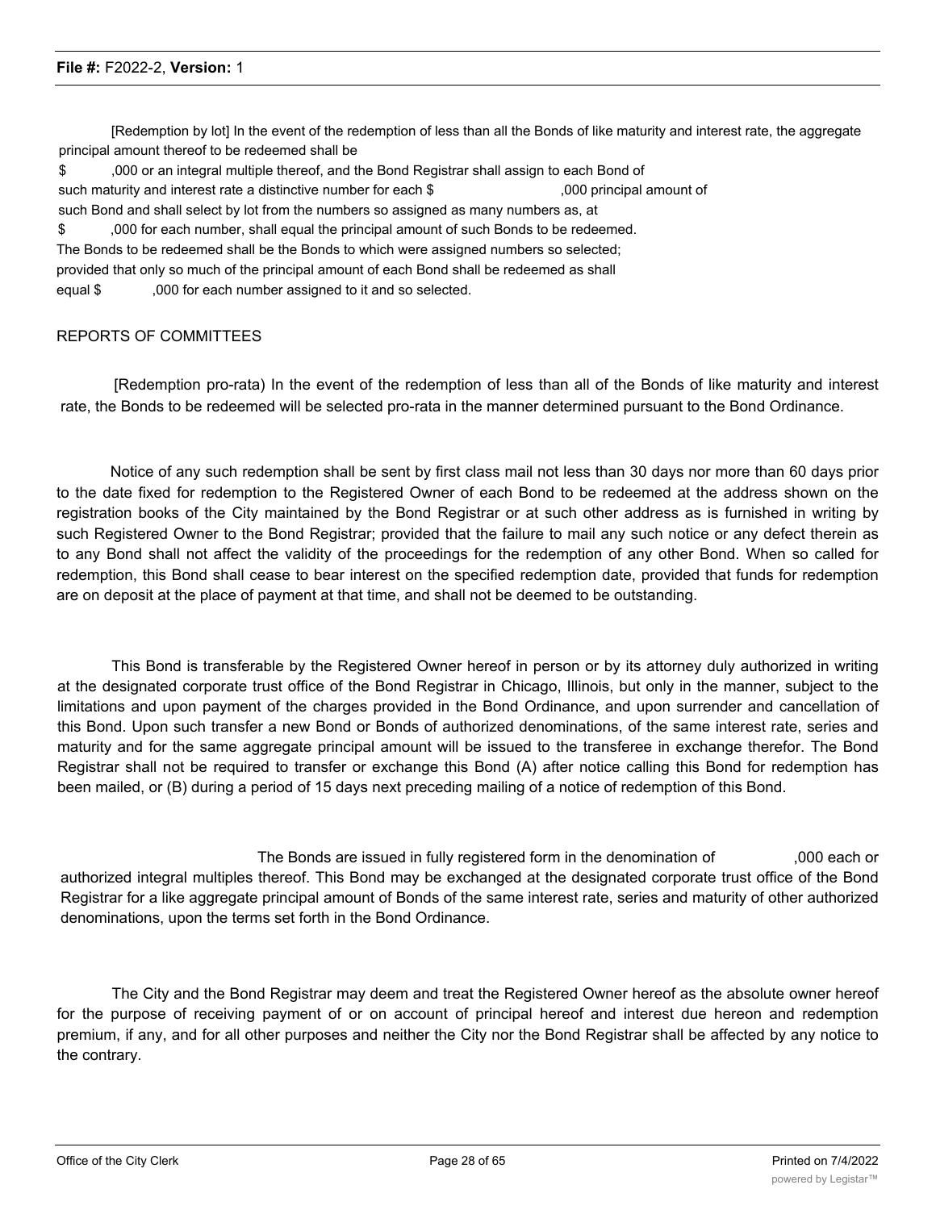[Redemption by lot] In the event of the redemption of less than all the Bonds of like maturity and interest rate, the aggregate principal amount thereof to be redeemed shall be $ ,000 or an integral multiple thereof, and the Bond Registrar shall assign to each Bond of such maturity and interest rate a distinctive number for each $ ,000 principal amount of such Bond and shall select by lot from the numbers so assigned as many numbers as, at $ ,000 for each number, shall equal the principal amount of such Bonds to be redeemed. The Bonds to be redeemed shall be the Bonds to which were assigned numbers so selected; provided that only so much of the principal amount of each Bond shall be redeemed as shall equal $ ,000 for each number assigned to it and so selected.

REPORTS OF COMMITTEES

[Redemption pro-rata) In the event of the redemption of less than all of the Bonds of like maturity and interest rate, the Bonds to be redeemed will be selected pro-rata in the manner determined pursuant to the Bond Ordinance.

Notice of any such redemption shall be sent by first class mail not less than 30 days nor more than 60 days prior to the date fixed for redemption to the Registered Owner of each Bond to be redeemed at the address shown on the registration books of the City maintained by the Bond Registrar or at such other address as is furnished in writing by such Registered Owner to the Bond Registrar; provided that the failure to mail any such notice or any defect therein as to any Bond shall not affect the validity of the proceedings for the redemption of any other Bond. When so called for redemption, this Bond shall cease to bear interest on the specified redemption date, provided that funds for redemption are on deposit at the place of payment at that time, and shall not be deemed to be outstanding.

This Bond is transferable by the Registered Owner hereof in person or by its attorney duly authorized in writing at the designated corporate trust office of the Bond Registrar in Chicago, Illinois, but only in the manner, subject to the limitations and upon payment of the charges provided in the Bond Ordinance, and upon surrender and cancellation of this Bond. Upon such transfer a new Bond or Bonds of authorized denominations, of the same interest rate, series and maturity and for the same aggregate principal amount will be issued to the transferee in exchange therefor. The Bond Registrar shall not be required to transfer or exchange this Bond (A) after notice calling this Bond for redemption has been mailed, or (B) during a period of 15 days next preceding mailing of a notice of redemption of this Bond.

The Bonds are issued in fully registered form in the denomination of ,000 each or authorized integral multiples thereof. This Bond may be exchanged at the designated corporate trust office of the Bond Registrar for a like aggregate principal amount of Bonds of the same interest rate, series and maturity of other authorized denominations, upon the terms set forth in the Bond Ordinance.

The City and the Bond Registrar may deem and treat the Registered Owner hereof as the absolute owner hereof for the purpose of receiving payment of or on account of principal hereof and interest due hereon and redemption premium, if any, and for all other purposes and neither the City nor the Bond Registrar shall be affected by any notice to the contrary.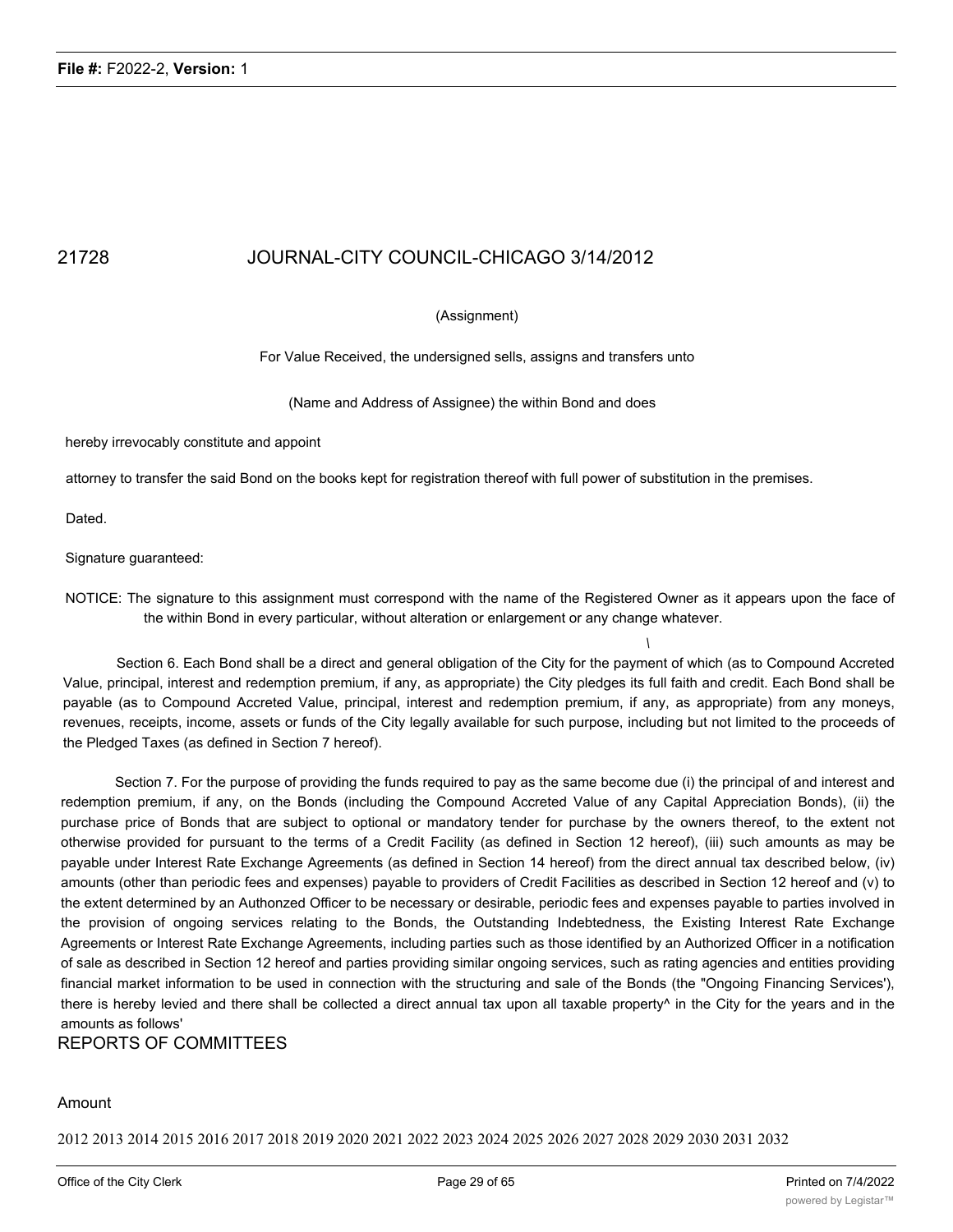(Assignment)

For Value Received, the undersigned sells, assigns and transfers unto

(Name and Address of Assignee) the within Bond and does

hereby irrevocably constitute and appoint

attorney to transfer the said Bond on the books kept for registration thereof with full power of substitution in the premises.

Dated.

Signature guaranteed:

NOTICE: The signature to this assignment must correspond with the name of the Registered Owner as it appears upon the face of the within Bond in every particular, without alteration or enlargement or any change whatever.

Section 6. Each Bond shall be a direct and general obligation of the City for the payment of which (as to Compound Accreted Value, principal, interest and redemption premium, if any, as appropriate) the City pledges its full faith and credit. Each Bond shall be payable (as to Compound Accreted Value, principal, interest and redemption premium, if any, as appropriate) from any moneys, revenues, receipts, income, assets or funds of the City legally available for such purpose, including but not limited to the proceeds of the Pledged Taxes (as defined in Section 7 hereof).

Section 7. For the purpose of providing the funds required to pay as the same become due (i) the principal of and interest and redemption premium, if any, on the Bonds (including the Compound Accreted Value of any Capital Appreciation Bonds), (ii) the purchase price of Bonds that are subject to optional or mandatory tender for purchase by the owners thereof, to the extent not otherwise provided for pursuant to the terms of a Credit Facility (as defined in Section 12 hereof), (iii) such amounts as may be payable under Interest Rate Exchange Agreements (as defined in Section 14 hereof) from the direct annual tax described below, (iv) amounts (other than periodic fees and expenses) payable to providers of Credit Facilities as described in Section 12 hereof and (v) to the extent determined by an Authonzed Officer to be necessary or desirable, periodic fees and expenses payable to parties involved in the provision of ongoing services relating to the Bonds, the Outstanding Indebtedness, the Existing Interest Rate Exchange Agreements or Interest Rate Exchange Agreements, including parties such as those identified by an Authorized Officer in a notification of sale as described in Section 12 hereof and parties providing similar ongoing services, such as rating agencies and entities providing financial market information to be used in connection with the structuring and sale of the Bonds (the "Ongoing Financing Services'), there is hereby levied and there shall be collected a direct annual tax upon all taxable property^ in the City for the years and in the amounts as follows'

REPORTS OF COMMITTEES

Amount

2012 2013 2014 2015 2016 2017 2018 2019 2020 2021 2022 2023 2024 2025 2026 2027 2028 2029 2030 2031 2032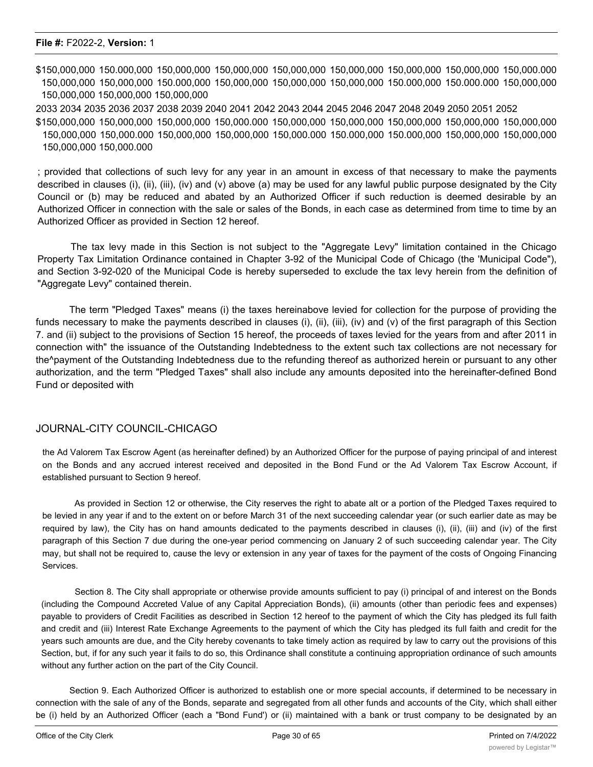$150,000,000 150.000,000 150,000,000 150,000,000 150,000,000 150,000,000 150,000,000 150,000,000 150,000.000 150,000,000 150,000,000 150.000,000 150,000,000 150,000,000 150,000,000 150.000,000 150.000.000 150,000,000 150,000,000 150,000,000 150,000,000

2033 2034 2035 2036 2037 2038 2039 2040 2041 2042 2043 2044 2045 2046 2047 2048 2049 2050 2051 2052

$150,000,000 150,000,000 150,000,000 150,000.000 150,000,000 150,000,000 150,000,000 150,000,000 150,000,000 150,000,000 150,000.000 150,000,000 150,000,000 150,000.000 150.000,000 150.000,000 150,000,000 150,000,000 150,000,000 150,000.000

; provided that collections of such levy for any year in an amount in excess of that necessary to make the payments described in clauses (i), (ii), (iii), (iv) and (v) above (a) may be used for any lawful public purpose designated by the City Council or (b) may be reduced and abated by an Authorized Officer if such reduction is deemed desirable by an Authorized Officer in connection with the sale or sales of the Bonds, in each case as determined from time to time by an Authorized Officer as provided in Section 12 hereof.

The tax levy made in this Section is not subject to the "Aggregate Levy" limitation contained in the Chicago Property Tax Limitation Ordinance contained in Chapter 3-92 of the Municipal Code of Chicago (the 'Municipal Code"), and Section 3-92-020 of the Municipal Code is hereby superseded to exclude the tax levy herein from the definition of "Aggregate Levy" contained therein.

The term "Pledged Taxes" means (i) the taxes hereinabove levied for collection for the purpose of providing the funds necessary to make the payments described in clauses (i), (ii), (iii), (iv) and (v) of the first paragraph of this Section 7. and (ii) subject to the provisions of Section 15 hereof, the proceeds of taxes levied for the years from and after 2011 in connection with" the issuance of the Outstanding Indebtedness to the extent such tax collections are not necessary for the^payment of the Outstanding Indebtedness due to the refunding thereof as authorized herein or pursuant to any other authorization, and the term "Pledged Taxes" shall also include any amounts deposited into the hereinafter-defined Bond Fund or deposited with

JOURNAL-CITY COUNCIL-CHICAGO

the Ad Valorem Tax Escrow Agent (as hereinafter defined) by an Authorized Officer for the purpose of paying principal of and interest on the Bonds and any accrued interest received and deposited in the Bond Fund or the Ad Valorem Tax Escrow Account, if established pursuant to Section 9 hereof.

As provided in Section 12 or otherwise, the City reserves the right to abate alt or a portion of the Pledged Taxes required to be levied in any year if and to the extent on or before March 31 of the next succeeding calendar year (or such earlier date as may be required by law), the City has on hand amounts dedicated to the payments described in clauses (i), (ii), (iii) and (iv) of the first paragraph of this Section 7 due during the one-year period commencing on January 2 of such succeeding calendar year. The City may, but shall not be required to, cause the levy or extension in any year of taxes for the payment of the costs of Ongoing Financing Services.

Section 8. The City shall appropriate or otherwise provide amounts sufficient to pay (i) principal of and interest on the Bonds (including the Compound Accreted Value of any Capital Appreciation Bonds), (ii) amounts (other than periodic fees and expenses) payable to providers of Credit Facilities as described in Section 12 hereof to the payment of which the City has pledged its full faith and credit and (iii) Interest Rate Exchange Agreements to the payment of which the City has pledged its full faith and credit for the years such amounts are due, and the City hereby covenants to take timely action as required by law to carry out the provisions of this Section, but, if for any such year it fails to do so, this Ordinance shall constitute a continuing appropriation ordinance of such amounts without any further action on the part of the City Council.

Section 9. Each Authorized Officer is authorized to establish one or more special accounts, if determined to be necessary in connection with the sale of any of the Bonds, separate and segregated from all other funds and accounts of the City, which shall either be (i) held by an Authorized Officer (each a "Bond Fund') or (ii) maintained with a bank or trust company to be designated by an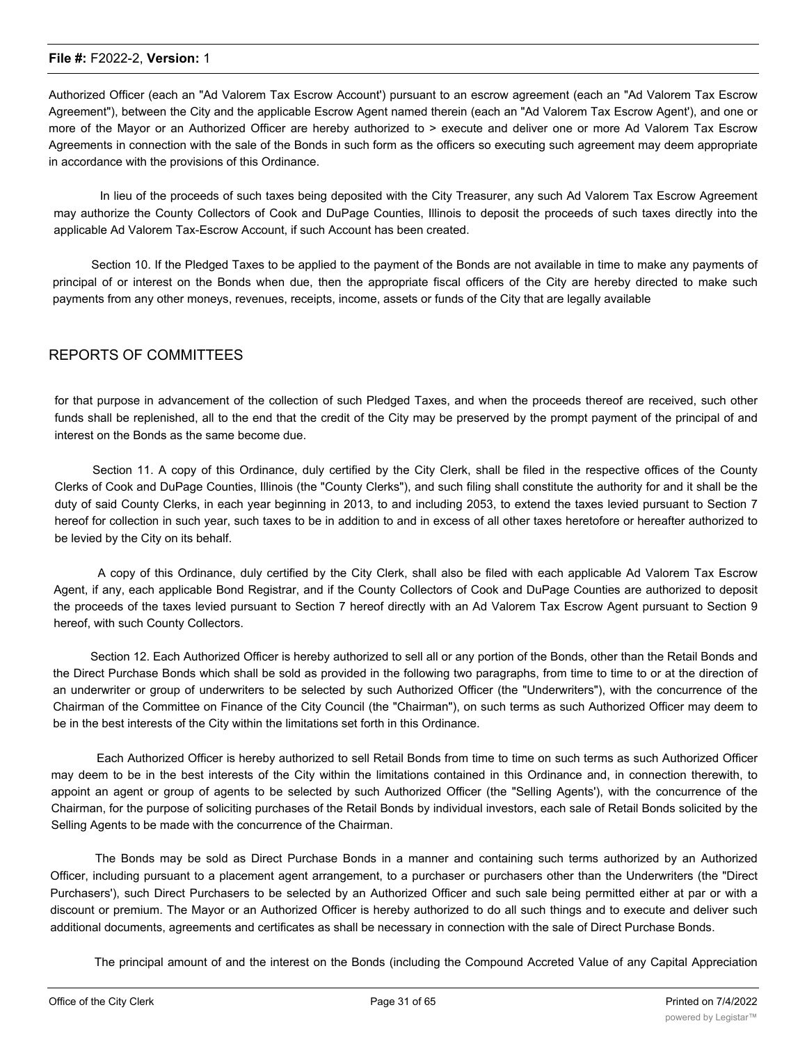Authorized Officer (each an "Ad Valorem Tax Escrow Account') pursuant to an escrow agreement (each an "Ad Valorem Tax Escrow Agreement"), between the City and the applicable Escrow Agent named therein (each an "Ad Valorem Tax Escrow Agent'), and one or more of the Mayor or an Authorized Officer are hereby authorized to > execute and deliver one or more Ad Valorem Tax Escrow Agreements in connection with the sale of the Bonds in such form as the officers so executing such agreement may deem appropriate in accordance with the provisions of this Ordinance.

In lieu of the proceeds of such taxes being deposited with the City Treasurer, any such Ad Valorem Tax Escrow Agreement may authorize the County Collectors of Cook and DuPage Counties, Illinois to deposit the proceeds of such taxes directly into the applicable Ad Valorem Tax-Escrow Account, if such Account has been created.

Section 10. If the Pledged Taxes to be applied to the payment of the Bonds are not available in time to make any payments of principal of or interest on the Bonds when due, then the appropriate fiscal officers of the City are hereby directed to make such payments from any other moneys, revenues, receipts, income, assets or funds of the City that are legally available

## REPORTS OF COMMITTEES

for that purpose in advancement of the collection of such Pledged Taxes, and when the proceeds thereof are received, such other funds shall be replenished, all to the end that the credit of the City may be preserved by the prompt payment of the principal of and interest on the Bonds as the same become due.

Section 11. A copy of this Ordinance, duly certified by the City Clerk, shall be filed in the respective offices of the County Clerks of Cook and DuPage Counties, Illinois (the "County Clerks"), and such filing shall constitute the authority for and it shall be the duty of said County Clerks, in each year beginning in 2013, to and including 2053, to extend the taxes levied pursuant to Section 7 hereof for collection in such year, such taxes to be in addition to and in excess of all other taxes heretofore or hereafter authorized to be levied by the City on its behalf.

A copy of this Ordinance, duly certified by the City Clerk, shall also be filed with each applicable Ad Valorem Tax Escrow Agent, if any, each applicable Bond Registrar, and if the County Collectors of Cook and DuPage Counties are authorized to deposit the proceeds of the taxes levied pursuant to Section 7 hereof directly with an Ad Valorem Tax Escrow Agent pursuant to Section 9 hereof, with such County Collectors.

Section 12. Each Authorized Officer is hereby authorized to sell all or any portion of the Bonds, other than the Retail Bonds and the Direct Purchase Bonds which shall be sold as provided in the following two paragraphs, from time to time to or at the direction of an underwriter or group of underwriters to be selected by such Authorized Officer (the "Underwriters"), with the concurrence of the Chairman of the Committee on Finance of the City Council (the "Chairman"), on such terms as such Authorized Officer may deem to be in the best interests of the City within the limitations set forth in this Ordinance.

Each Authorized Officer is hereby authorized to sell Retail Bonds from time to time on such terms as such Authorized Officer may deem to be in the best interests of the City within the limitations contained in this Ordinance and, in connection therewith, to appoint an agent or group of agents to be selected by such Authorized Officer (the "Selling Agents'), with the concurrence of the Chairman, for the purpose of soliciting purchases of the Retail Bonds by individual investors, each sale of Retail Bonds solicited by the Selling Agents to be made with the concurrence of the Chairman.

The Bonds may be sold as Direct Purchase Bonds in a manner and containing such terms authorized by an Authorized Officer, including pursuant to a placement agent arrangement, to a purchaser or purchasers other than the Underwriters (the "Direct Purchasers'), such Direct Purchasers to be selected by an Authorized Officer and such sale being permitted either at par or with a discount or premium. The Mayor or an Authorized Officer is hereby authorized to do all such things and to execute and deliver such additional documents, agreements and certificates as shall be necessary in connection with the sale of Direct Purchase Bonds.

The principal amount of and the interest on the Bonds (including the Compound Accreted Value of any Capital Appreciation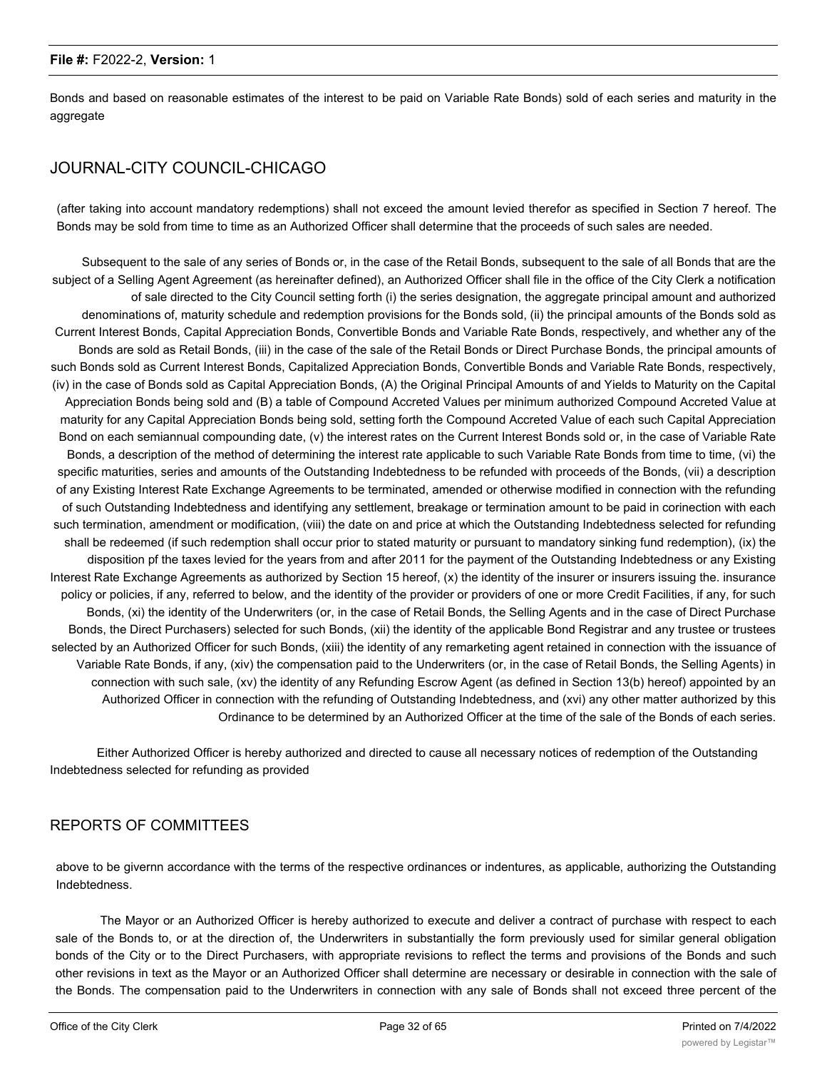Bonds and based on reasonable estimates of the interest to be paid on Variable Rate Bonds) sold of each series and maturity in the aggregate

## JOURNAL-CITY COUNCIL-CHICAGO

(after taking into account mandatory redemptions) shall not exceed the amount levied therefor as specified in Section 7 hereof. The Bonds may be sold from time to time as an Authorized Officer shall determine that the proceeds of such sales are needed.

Subsequent to the sale of any series of Bonds or, in the case of the Retail Bonds, subsequent to the sale of all Bonds that are the subject of a Selling Agent Agreement (as hereinafter defined), an Authorized Officer shall file in the office of the City Clerk a notification of sale directed to the City Council setting forth (i) the series designation, the aggregate principal amount and authorized denominations of, maturity schedule and redemption provisions for the Bonds sold, (ii) the principal amounts of the Bonds sold as Current Interest Bonds, Capital Appreciation Bonds, Convertible Bonds and Variable Rate Bonds, respectively, and whether any of the Bonds are sold as Retail Bonds, (iii) in the case of the sale of the Retail Bonds or Direct Purchase Bonds, the principal amounts of such Bonds sold as Current Interest Bonds, Capitalized Appreciation Bonds, Convertible Bonds and Variable Rate Bonds, respectively, (iv) in the case of Bonds sold as Capital Appreciation Bonds, (A) the Original Principal Amounts of and Yields to Maturity on the Capital Appreciation Bonds being sold and (B) a table of Compound Accreted Values per minimum authorized Compound Accreted Value at maturity for any Capital Appreciation Bonds being sold, setting forth the Compound Accreted Value of each such Capital Appreciation Bond on each semiannual compounding date, (v) the interest rates on the Current Interest Bonds sold or, in the case of Variable Rate Bonds, a description of the method of determining the interest rate applicable to such Variable Rate Bonds from time to time, (vi) the specific maturities, series and amounts of the Outstanding Indebtedness to be refunded with proceeds of the Bonds, (vii) a description of any Existing Interest Rate Exchange Agreements to be terminated, amended or otherwise modified in connection with the refunding of such Outstanding Indebtedness and identifying any settlement, breakage or termination amount to be paid in corinection with each such termination, amendment or modification, (viii) the date on and price at which the Outstanding Indebtedness selected for refunding shall be redeemed (if such redemption shall occur prior to stated maturity or pursuant to mandatory sinking fund redemption), (ix) the disposition pf the taxes levied for the years from and after 2011 for the payment of the Outstanding Indebtedness or any Existing Interest Rate Exchange Agreements as authorized by Section 15 hereof, (x) the identity of the insurer or insurers issuing the. insurance policy or policies, if any, referred to below, and the identity of the provider or providers of one or more Credit Facilities, if any, for such Bonds, (xi) the identity of the Underwriters (or, in the case of Retail Bonds, the Selling Agents and in the case of Direct Purchase Bonds, the Direct Purchasers) selected for such Bonds, (xii) the identity of the applicable Bond Registrar and any trustee or trustees selected by an Authorized Officer for such Bonds, (xiii) the identity of any remarketing agent retained in connection with the issuance of Variable Rate Bonds, if any, (xiv) the compensation paid to the Underwriters (or, in the case of Retail Bonds, the Selling Agents) in connection with such sale, (xv) the identity of any Refunding Escrow Agent (as defined in Section 13(b) hereof) appointed by an Authorized Officer in connection with the refunding of Outstanding Indebtedness, and (xvi) any other matter authorized by this Ordinance to be determined by an Authorized Officer at the time of the sale of the Bonds of each series.

Either Authorized Officer is hereby authorized and directed to cause all necessary notices of redemption of the Outstanding Indebtedness selected for refunding as provided

## REPORTS OF COMMITTEES

above to be givernn accordance with the terms of the respective ordinances or indentures, as applicable, authorizing the Outstanding Indebtedness.

The Mayor or an Authorized Officer is hereby authorized to execute and deliver a contract of purchase with respect to each sale of the Bonds to, or at the direction of, the Underwriters in substantially the form previously used for similar general obligation bonds of the City or to the Direct Purchasers, with appropriate revisions to reflect the terms and provisions of the Bonds and such other revisions in text as the Mayor or an Authorized Officer shall determine are necessary or desirable in connection with the sale of the Bonds. The compensation paid to the Underwriters in connection with any sale of Bonds shall not exceed three percent of the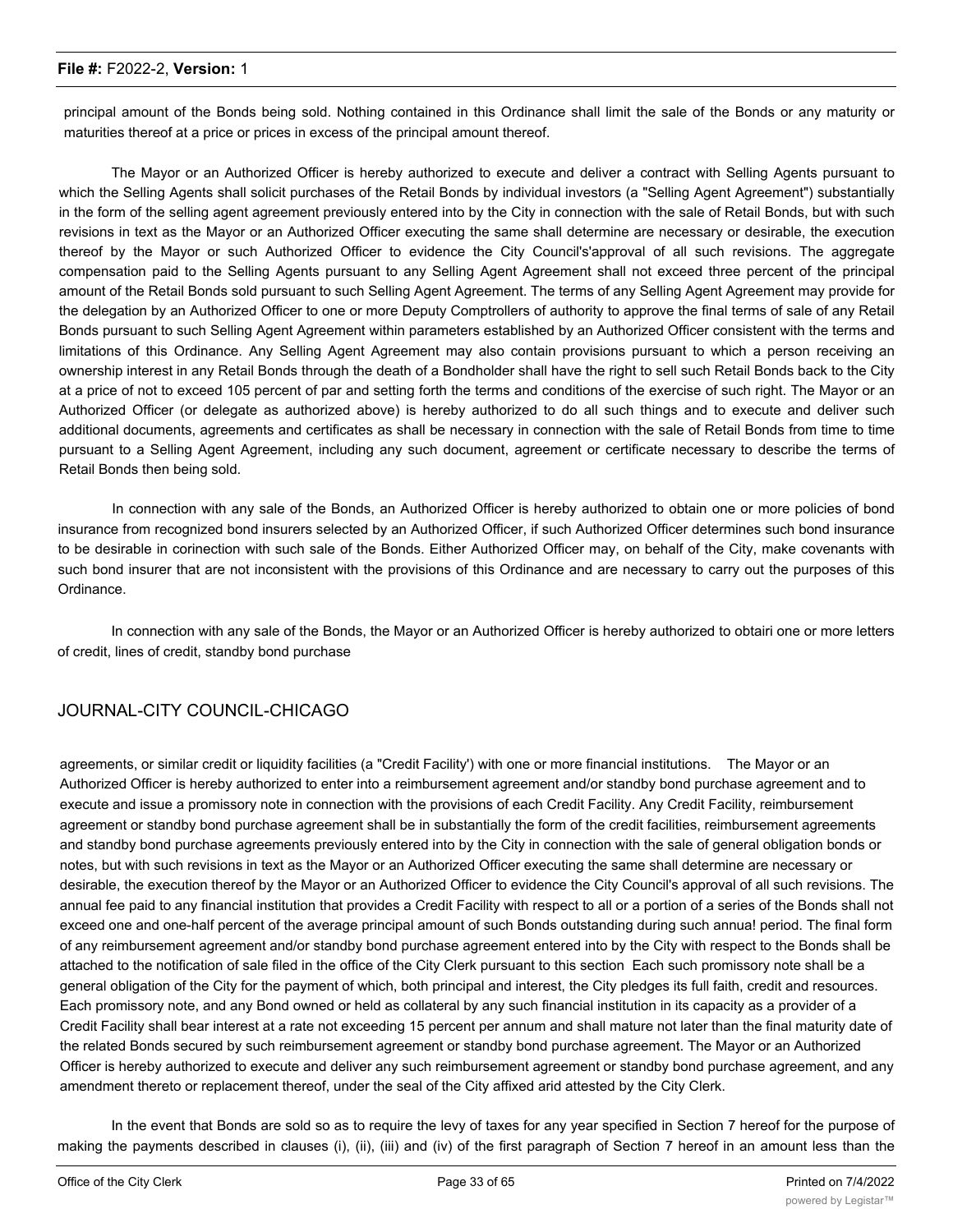principal amount of the Bonds being sold. Nothing contained in this Ordinance shall limit the sale of the Bonds or any maturity or maturities thereof at a price or prices in excess of the principal amount thereof.

The Mayor or an Authorized Officer is hereby authorized to execute and deliver a contract with Selling Agents pursuant to which the Selling Agents shall solicit purchases of the Retail Bonds by individual investors (a "Selling Agent Agreement") substantially in the form of the selling agent agreement previously entered into by the City in connection with the sale of Retail Bonds, but with such revisions in text as the Mayor or an Authorized Officer executing the same shall determine are necessary or desirable, the execution thereof by the Mayor or such Authorized Officer to evidence the City Council's'approval of all such revisions. The aggregate compensation paid to the Selling Agents pursuant to any Selling Agent Agreement shall not exceed three percent of the principal amount of the Retail Bonds sold pursuant to such Selling Agent Agreement. The terms of any Selling Agent Agreement may provide for the delegation by an Authorized Officer to one or more Deputy Comptrollers of authority to approve the final terms of sale of any Retail Bonds pursuant to such Selling Agent Agreement within parameters established by an Authorized Officer consistent with the terms and limitations of this Ordinance. Any Selling Agent Agreement may also contain provisions pursuant to which a person receiving an ownership interest in any Retail Bonds through the death of a Bondholder shall have the right to sell such Retail Bonds back to the City at a price of not to exceed 105 percent of par and setting forth the terms and conditions of the exercise of such right. The Mayor or an Authorized Officer (or delegate as authorized above) is hereby authorized to do all such things and to execute and deliver such additional documents, agreements and certificates as shall be necessary in connection with the sale of Retail Bonds from time to time pursuant to a Selling Agent Agreement, including any such document, agreement or certificate necessary to describe the terms of Retail Bonds then being sold.

In connection with any sale of the Bonds, an Authorized Officer is hereby authorized to obtain one or more policies of bond insurance from recognized bond insurers selected by an Authorized Officer, if such Authorized Officer determines such bond insurance to be desirable in corinection with such sale of the Bonds. Either Authorized Officer may, on behalf of the City, make covenants with such bond insurer that are not inconsistent with the provisions of this Ordinance and are necessary to carry out the purposes of this Ordinance.

In connection with any sale of the Bonds, the Mayor or an Authorized Officer is hereby authorized to obtairi one or more letters of credit, lines of credit, standby bond purchase

JOURNAL-CITY COUNCIL-CHICAGO

agreements, or similar credit or liquidity facilities (a "Credit Facility') with one or more financial institutions. The Mayor or an Authorized Officer is hereby authorized to enter into a reimbursement agreement and/or standby bond purchase agreement and to execute and issue a promissory note in connection with the provisions of each Credit Facility. Any Credit Facility, reimbursement agreement or standby bond purchase agreement shall be in substantially the form of the credit facilities, reimbursement agreements and standby bond purchase agreements previously entered into by the City in connection with the sale of general obligation bonds or notes, but with such revisions in text as the Mayor or an Authorized Officer executing the same shall determine are necessary or desirable, the execution thereof by the Mayor or an Authorized Officer to evidence the City Council's approval of all such revisions. The annual fee paid to any financial institution that provides a Credit Facility with respect to all or a portion of a series of the Bonds shall not exceed one and one-half percent of the average principal amount of such Bonds outstanding during such annua! period. The final form of any reimbursement agreement and/or standby bond purchase agreement entered into by the City with respect to the Bonds shall be attached to the notification of sale filed in the office of the City Clerk pursuant to this section Each such promissory note shall be a general obligation of the City for the payment of which, both principal and interest, the City pledges its full faith, credit and resources. Each promissory note, and any Bond owned or held as collateral by any such financial institution in its capacity as a provider of a Credit Facility shall bear interest at a rate not exceeding 15 percent per annum and shall mature not later than the final maturity date of the related Bonds secured by such reimbursement agreement or standby bond purchase agreement. The Mayor or an Authorized Officer is hereby authorized to execute and deliver any such reimbursement agreement or standby bond purchase agreement, and any amendment thereto or replacement thereof, under the seal of the City affixed arid attested by the City Clerk.

In the event that Bonds are sold so as to require the levy of taxes for any year specified in Section 7 hereof for the purpose of making the payments described in clauses (i), (ii), (iii) and (iv) of the first paragraph of Section 7 hereof in an amount less than the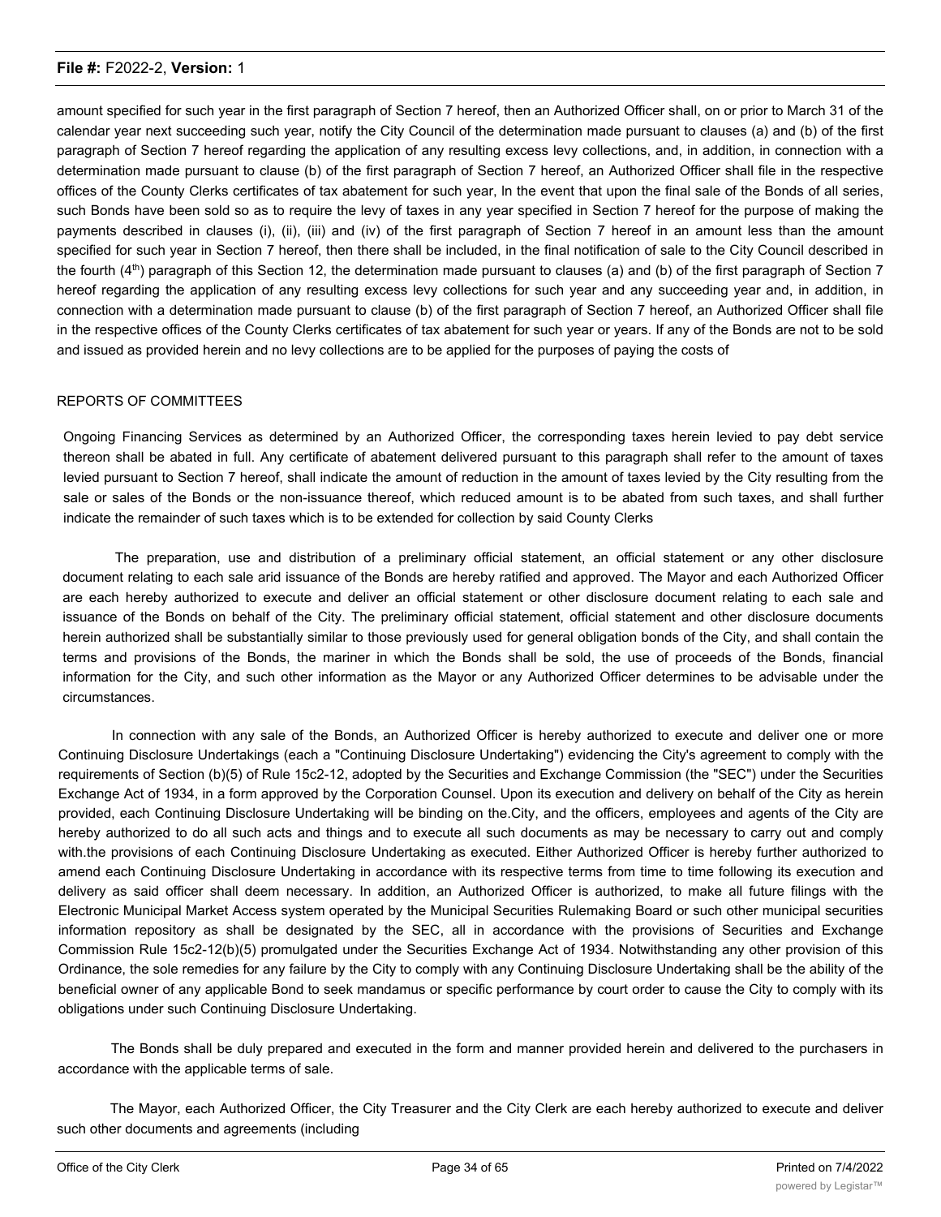amount specified for such year in the first paragraph of Section 7 hereof, then an Authorized Officer shall, on or prior to March 31 of the calendar year next succeeding such year, notify the City Council of the determination made pursuant to clauses (a) and (b) of the first paragraph of Section 7 hereof regarding the application of any resulting excess levy collections, and, in addition, in connection with a determination made pursuant to clause (b) of the first paragraph of Section 7 hereof, an Authorized Officer shall file in the respective offices of the County Clerks certificates of tax abatement for such year, In the event that upon the final sale of the Bonds of all series, such Bonds have been sold so as to require the levy of taxes in any year specified in Section 7 hereof for the purpose of making the payments described in clauses (i), (ii), (iii) and (iv) of the first paragraph of Section 7 hereof in an amount less than the amount specified for such year in Section 7 hereof, then there shall be included, in the final notification of sale to the City Council described in the fourth (4th) paragraph of this Section 12, the determination made pursuant to clauses (a) and (b) of the first paragraph of Section 7 hereof regarding the application of any resulting excess levy collections for such year and any succeeding year and, in addition, in connection with a determination made pursuant to clause (b) of the first paragraph of Section 7 hereof, an Authorized Officer shall file in the respective offices of the County Clerks certificates of tax abatement for such year or years. If any of the Bonds are not to be sold and issued as provided herein and no levy collections are to be applied for the purposes of paying the costs of

REPORTS OF COMMITTEES

Ongoing Financing Services as determined by an Authorized Officer, the corresponding taxes herein levied to pay debt service thereon shall be abated in full. Any certificate of abatement delivered pursuant to this paragraph shall refer to the amount of taxes levied pursuant to Section 7 hereof, shall indicate the amount of reduction in the amount of taxes levied by the City resulting from the sale or sales of the Bonds or the non-issuance thereof, which reduced amount is to be abated from such taxes, and shall further indicate the remainder of such taxes which is to be extended for collection by said County Clerks

The preparation, use and distribution of a preliminary official statement, an official statement or any other disclosure document relating to each sale arid issuance of the Bonds are hereby ratified and approved. The Mayor and each Authorized Officer are each hereby authorized to execute and deliver an official statement or other disclosure document relating to each sale and issuance of the Bonds on behalf of the City. The preliminary official statement, official statement and other disclosure documents herein authorized shall be substantially similar to those previously used for general obligation bonds of the City, and shall contain the terms and provisions of the Bonds, the mariner in which the Bonds shall be sold, the use of proceeds of the Bonds, financial information for the City, and such other information as the Mayor or any Authorized Officer determines to be advisable under the circumstances.

In connection with any sale of the Bonds, an Authorized Officer is hereby authorized to execute and deliver one or more Continuing Disclosure Undertakings (each a "Continuing Disclosure Undertaking") evidencing the City's agreement to comply with the requirements of Section (b)(5) of Rule 15c2-12, adopted by the Securities and Exchange Commission (the "SEC") under the Securities Exchange Act of 1934, in a form approved by the Corporation Counsel. Upon its execution and delivery on behalf of the City as herein provided, each Continuing Disclosure Undertaking will be binding on the.City, and the officers, employees and agents of the City are hereby authorized to do all such acts and things and to execute all such documents as may be necessary to carry out and comply with.the provisions of each Continuing Disclosure Undertaking as executed. Either Authorized Officer is hereby further authorized to amend each Continuing Disclosure Undertaking in accordance with its respective terms from time to time following its execution and delivery as said officer shall deem necessary. In addition, an Authorized Officer is authorized, to make all future filings with the Electronic Municipal Market Access system operated by the Municipal Securities Rulemaking Board or such other municipal securities information repository as shall be designated by the SEC, all in accordance with the provisions of Securities and Exchange Commission Rule 15c2-12(b)(5) promulgated under the Securities Exchange Act of 1934. Notwithstanding any other provision of this Ordinance, the sole remedies for any failure by the City to comply with any Continuing Disclosure Undertaking shall be the ability of the beneficial owner of any applicable Bond to seek mandamus or specific performance by court order to cause the City to comply with its obligations under such Continuing Disclosure Undertaking.

The Bonds shall be duly prepared and executed in the form and manner provided herein and delivered to the purchasers in accordance with the applicable terms of sale.

The Mayor, each Authorized Officer, the City Treasurer and the City Clerk are each hereby authorized to execute and deliver such other documents and agreements (including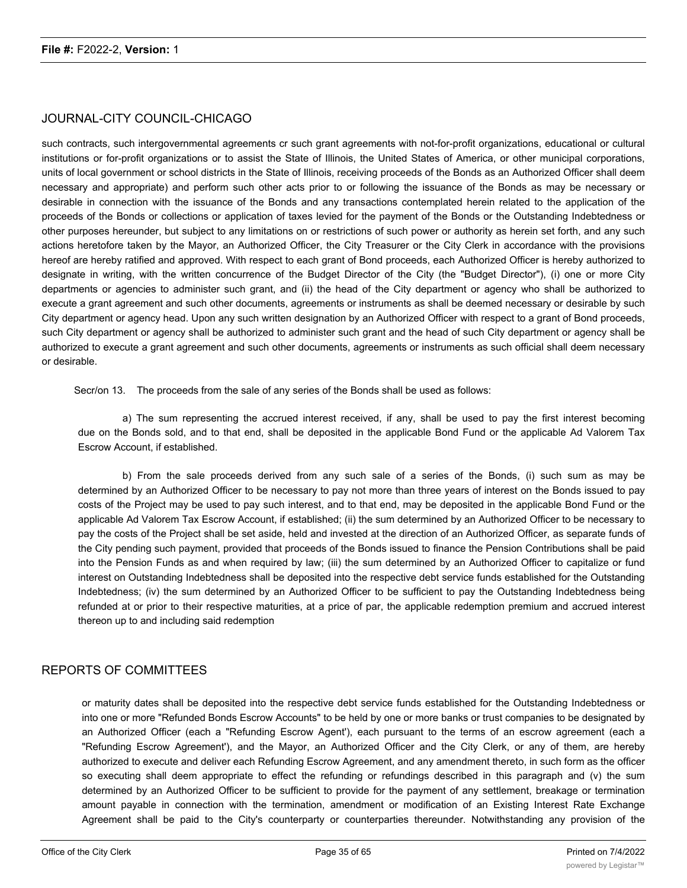such contracts, such intergovernmental agreements cr such grant agreements with not-for-profit organizations, educational or cultural institutions or for-profit organizations or to assist the State of Illinois, the United States of America, or other municipal corporations, units of local government or school districts in the State of Illinois, receiving proceeds of the Bonds as an Authorized Officer shall deem necessary and appropriate) and perform such other acts prior to or following the issuance of the Bonds as may be necessary or desirable in connection with the issuance of the Bonds and any transactions contemplated herein related to the application of the proceeds of the Bonds or collections or application of taxes levied for the payment of the Bonds or the Outstanding Indebtedness or other purposes hereunder, but subject to any limitations on or restrictions of such power or authority as herein set forth, and any such actions heretofore taken by the Mayor, an Authorized Officer, the City Treasurer or the City Clerk in accordance with the provisions hereof are hereby ratified and approved. With respect to each grant of Bond proceeds, each Authorized Officer is hereby authorized to designate in writing, with the written concurrence of the Budget Director of the City (the "Budget Director"), (i) one or more City departments or agencies to administer such grant, and (ii) the head of the City department or agency who shall be authorized to execute a grant agreement and such other documents, agreements or instruments as shall be deemed necessary or desirable by such City department or agency head. Upon any such written designation by an Authorized Officer with respect to a grant of Bond proceeds, such City department or agency shall be authorized to administer such grant and the head of such City department or agency shall be authorized to execute a grant agreement and such other documents, agreements or instruments as such official shall deem necessary or desirable.

Secr/on 13. The proceeds from the sale of any series of the Bonds shall be used as follows:

a) The sum representing the accrued interest received, if any, shall be used to pay the first interest becoming due on the Bonds sold, and to that end, shall be deposited in the applicable Bond Fund or the applicable Ad Valorem Tax Escrow Account, if established.

b) From the sale proceeds derived from any such sale of a series of the Bonds, (i) such sum as may be determined by an Authorized Officer to be necessary to pay not more than three years of interest on the Bonds issued to pay costs of the Project may be used to pay such interest, and to that end, may be deposited in the applicable Bond Fund or the applicable Ad Valorem Tax Escrow Account, if established; (ii) the sum determined by an Authorized Officer to be necessary to pay the costs of the Project shall be set aside, held and invested at the direction of an Authorized Officer, as separate funds of the City pending such payment, provided that proceeds of the Bonds issued to finance the Pension Contributions shall be paid into the Pension Funds as and when required by law; (iii) the sum determined by an Authorized Officer to capitalize or fund interest on Outstanding Indebtedness shall be deposited into the respective debt service funds established for the Outstanding Indebtedness; (iv) the sum determined by an Authorized Officer to be sufficient to pay the Outstanding Indebtedness being refunded at or prior to their respective maturities, at a price of par, the applicable redemption premium and accrued interest thereon up to and including said redemption or maturity dates shall be deposited into the respective debt service funds established for the Outstanding Indebtedness or into one or more "Refunded Bonds Escrow Accounts" to be held by one or more banks or trust companies to be designated by an Authorized Officer (each a "Refunding Escrow Agent'), each pursuant to the terms of an escrow agreement (each a "Refunding Escrow Agreement'), and the Mayor, an Authorized Officer and the City Clerk, or any of them, are hereby authorized to execute and deliver each Refunding Escrow Agreement, and any amendment thereto, in such form as the officer so executing shall deem appropriate to effect the refunding or refundings described in this paragraph and (v) the sum determined by an Authorized Officer to be sufficient to provide for the payment of any settlement, breakage or termination amount payable in connection with the termination, amendment or modification of an Existing Interest Rate Exchange Agreement shall be paid to the City's counterparty or counterparties thereunder. Notwithstanding any provision of the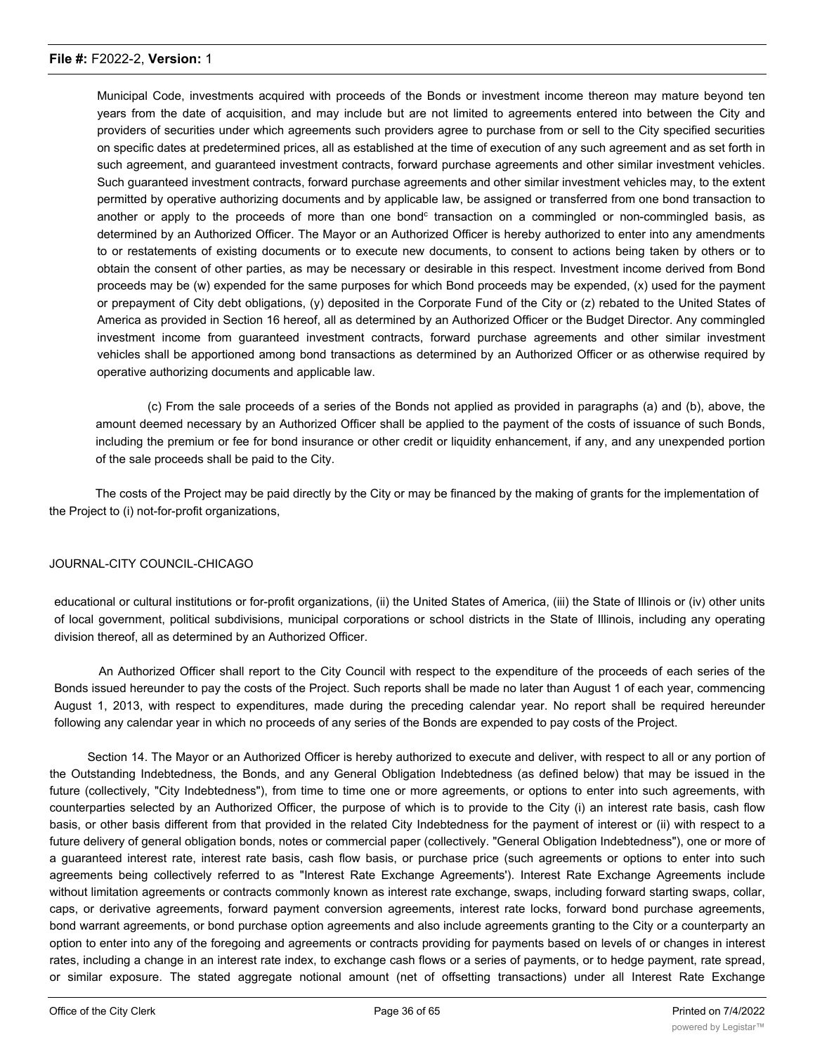Municipal Code, investments acquired with proceeds of the Bonds or investment income thereon may mature beyond ten years from the date of acquisition, and may include but are not limited to agreements entered into between the City and providers of securities under which agreements such providers agree to purchase from or sell to the City specified securities on specific dates at predetermined prices, all as established at the time of execution of any such agreement and as set forth in such agreement, and guaranteed investment contracts, forward purchase agreements and other similar investment vehicles. Such guaranteed investment contracts, forward purchase agreements and other similar investment vehicles may, to the extent permitted by operative authorizing documents and by applicable law, be assigned or transferred from one bond transaction to another or apply to the proceeds of more than one bond[c] transaction on a commingled or non-commingled basis, as determined by an Authorized Officer. The Mayor or an Authorized Officer is hereby authorized to enter into any amendments to or restatements of existing documents or to execute new documents, to consent to actions being taken by others or to obtain the consent of other parties, as may be necessary or desirable in this respect. Investment income derived from Bond proceeds may be (w) expended for the same purposes for which Bond proceeds may be expended, (x) used for the payment or prepayment of City debt obligations, (y) deposited in the Corporate Fund of the City or (z) rebated to the United States of America as provided in Section 16 hereof, all as determined by an Authorized Officer or the Budget Director. Any commingled investment income from guaranteed investment contracts, forward purchase agreements and other similar investment vehicles shall be apportioned among bond transactions as determined by an Authorized Officer or as otherwise required by operative authorizing documents and applicable law.

(c) From the sale proceeds of a series of the Bonds not applied as provided in paragraphs (a) and (b), above, the amount deemed necessary by an Authorized Officer shall be applied to the payment of the costs of issuance of such Bonds, including the premium or fee for bond insurance or other credit or liquidity enhancement, if any, and any unexpended portion of the sale proceeds shall be paid to the City.

The costs of the Project may be paid directly by the City or may be financed by the making of grants for the implementation of the Project to (i) not-for-profit organizations,

JOURNAL-CITY COUNCIL-CHICAGO

educational or cultural institutions or for-profit organizations, (ii) the United States of America, (iii) the State of Illinois or (iv) other units of local government, political subdivisions, municipal corporations or school districts in the State of Illinois, including any operating division thereof, all as determined by an Authorized Officer.

An Authorized Officer shall report to the City Council with respect to the expenditure of the proceeds of each series of the Bonds issued hereunder to pay the costs of the Project. Such reports shall be made no later than August 1 of each year, commencing August 1, 2013, with respect to expenditures, made during the preceding calendar year. No report shall be required hereunder following any calendar year in which no proceeds of any series of the Bonds are expended to pay costs of the Project.

Section 14. The Mayor or an Authorized Officer is hereby authorized to execute and deliver, with respect to all or any portion of the Outstanding Indebtedness, the Bonds, and any General Obligation Indebtedness (as defined below) that may be issued in the future (collectively, "City Indebtedness"), from time to time one or more agreements, or options to enter into such agreements, with counterparties selected by an Authorized Officer, the purpose of which is to provide to the City (i) an interest rate basis, cash flow basis, or other basis different from that provided in the related City Indebtedness for the payment of interest or (ii) with respect to a future delivery of general obligation bonds, notes or commercial paper (collectively. "General Obligation Indebtedness"), one or more of a guaranteed interest rate, interest rate basis, cash flow basis, or purchase price (such agreements or options to enter into such agreements being collectively referred to as "Interest Rate Exchange Agreements'). Interest Rate Exchange Agreements include without limitation agreements or contracts commonly known as interest rate exchange, swaps, including forward starting swaps, collar, caps, or derivative agreements, forward payment conversion agreements, interest rate locks, forward bond purchase agreements, bond warrant agreements, or bond purchase option agreements and also include agreements granting to the City or a counterparty an option to enter into any of the foregoing and agreements or contracts providing for payments based on levels of or changes in interest rates, including a change in an interest rate index, to exchange cash flows or a series of payments, or to hedge payment, rate spread, or similar exposure. The stated aggregate notional amount (net of offsetting transactions) under all Interest Rate Exchange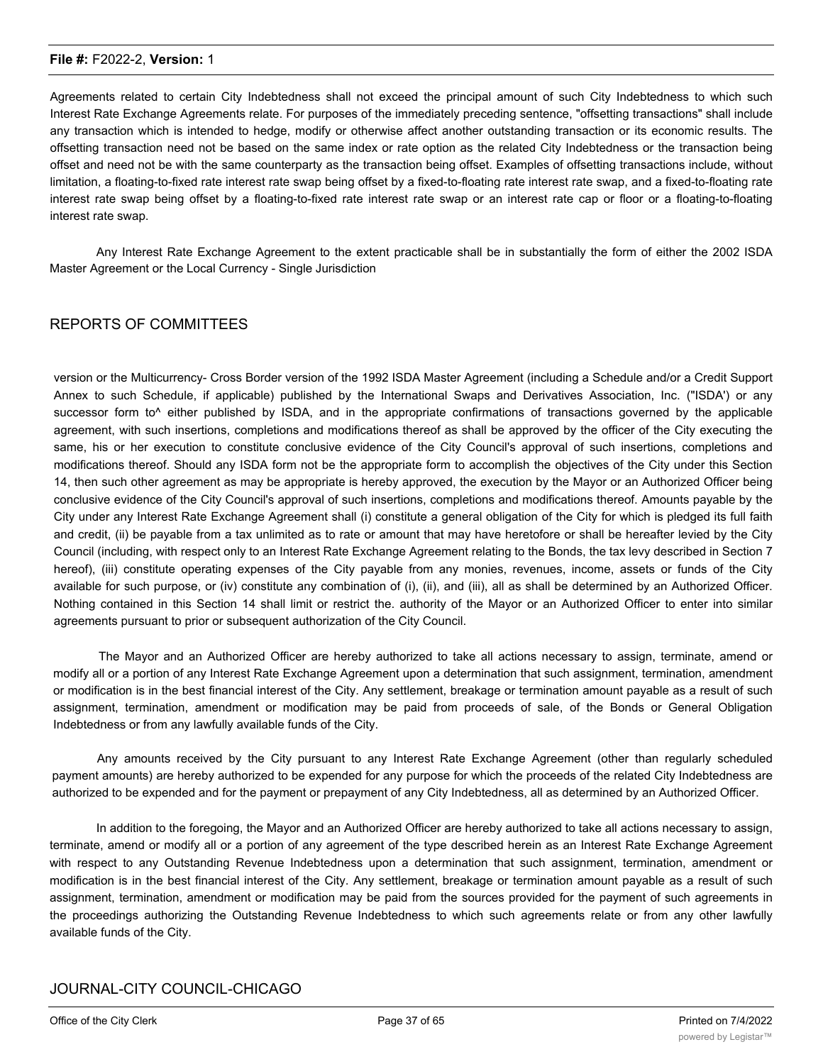Agreements related to certain City Indebtedness shall not exceed the principal amount of such City Indebtedness to which such Interest Rate Exchange Agreements relate. For purposes of the immediately preceding sentence, "offsetting transactions" shall include any transaction which is intended to hedge, modify or otherwise affect another outstanding transaction or its economic results. The offsetting transaction need not be based on the same index or rate option as the related City Indebtedness or the transaction being offset and need not be with the same counterparty as the transaction being offset. Examples of offsetting transactions include, without limitation, a floating-to-fixed rate interest rate swap being offset by a fixed-to-floating rate interest rate swap, and a fixed-to-floating rate interest rate swap being offset by a floating-to-fixed rate interest rate swap or an interest rate cap or floor or a floating-to-floating interest rate swap.

Any Interest Rate Exchange Agreement to the extent practicable shall be in substantially the form of either the 2002 ISDA Master Agreement or the Local Currency - Single Jurisdiction

REPORTS OF COMMITTEES

version or the Multicurrency- Cross Border version of the 1992 ISDA Master Agreement (including a Schedule and/or a Credit Support Annex to such Schedule, if applicable) published by the International Swaps and Derivatives Association, Inc. ("ISDA') or any successor form to^ either published by ISDA, and in the appropriate confirmations of transactions governed by the applicable agreement, with such insertions, completions and modifications thereof as shall be approved by the officer of the City executing the same, his or her execution to constitute conclusive evidence of the City Council's approval of such insertions, completions and modifications thereof. Should any ISDA form not be the appropriate form to accomplish the objectives of the City under this Section 14, then such other agreement as may be appropriate is hereby approved, the execution by the Mayor or an Authorized Officer being conclusive evidence of the City Council's approval of such insertions, completions and modifications thereof. Amounts payable by the City under any Interest Rate Exchange Agreement shall (i) constitute a general obligation of the City for which is pledged its full faith and credit, (ii) be payable from a tax unlimited as to rate or amount that may have heretofore or shall be hereafter levied by the City Council (including, with respect only to an Interest Rate Exchange Agreement relating to the Bonds, the tax levy described in Section 7 hereof), (iii) constitute operating expenses of the City payable from any monies, revenues, income, assets or funds of the City available for such purpose, or (iv) constitute any combination of (i), (ii), and (iii), all as shall be determined by an Authorized Officer. Nothing contained in this Section 14 shall limit or restrict the. authority of the Mayor or an Authorized Officer to enter into similar agreements pursuant to prior or subsequent authorization of the City Council.

The Mayor and an Authorized Officer are hereby authorized to take all actions necessary to assign, terminate, amend or modify all or a portion of any Interest Rate Exchange Agreement upon a determination that such assignment, termination, amendment or modification is in the best financial interest of the City. Any settlement, breakage or termination amount payable as a result of such assignment, termination, amendment or modification may be paid from proceeds of sale, of the Bonds or General Obligation Indebtedness or from any lawfully available funds of the City.

Any amounts received by the City pursuant to any Interest Rate Exchange Agreement (other than regularly scheduled payment amounts) are hereby authorized to be expended for any purpose for which the proceeds of the related City Indebtedness are authorized to be expended and for the payment or prepayment of any City Indebtedness, all as determined by an Authorized Officer.

In addition to the foregoing, the Mayor and an Authorized Officer are hereby authorized to take all actions necessary to assign, terminate, amend or modify all or a portion of any agreement of the type described herein as an Interest Rate Exchange Agreement with respect to any Outstanding Revenue Indebtedness upon a determination that such assignment, termination, amendment or modification is in the best financial interest of the City. Any settlement, breakage or termination amount payable as a result of such assignment, termination, amendment or modification may be paid from the sources provided for the payment of such agreements in the proceedings authorizing the Outstanding Revenue Indebtedness to which such agreements relate or from any other lawfully available funds of the City.

JOURNAL-CITY COUNCIL-CHICAGO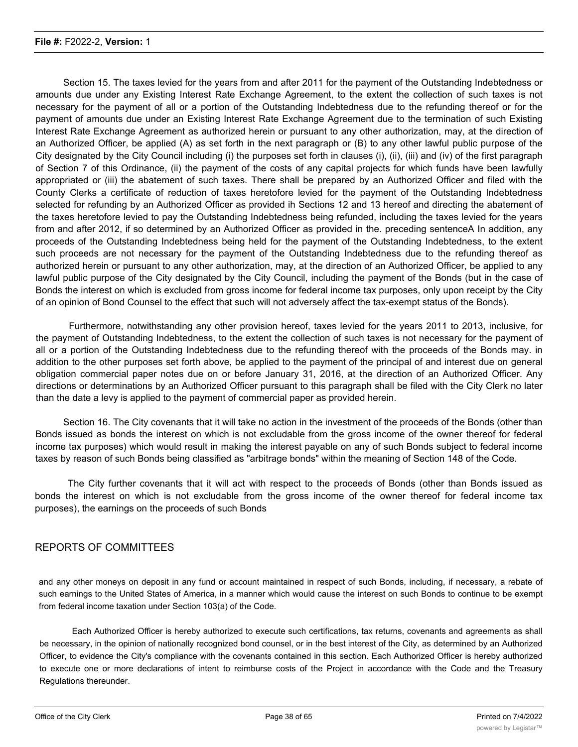Section 15. The taxes levied for the years from and after 2011 for the payment of the Outstanding Indebtedness or amounts due under any Existing Interest Rate Exchange Agreement, to the extent the collection of such taxes is not necessary for the payment of all or a portion of the Outstanding Indebtedness due to the refunding thereof or for the payment of amounts due under an Existing Interest Rate Exchange Agreement due to the termination of such Existing Interest Rate Exchange Agreement as authorized herein or pursuant to any other authorization, may, at the direction of an Authorized Officer, be applied (A) as set forth in the next paragraph or (B) to any other lawful public purpose of the City designated by the City Council including (i) the purposes set forth in clauses (i), (ii), (iii) and (iv) of the first paragraph of Section 7 of this Ordinance, (ii) the payment of the costs of any capital projects for which funds have been lawfully appropriated or (iii) the abatement of such taxes. There shall be prepared by an Authorized Officer and filed with the County Clerks a certificate of reduction of taxes heretofore levied for the payment of the Outstanding Indebtedness selected for refunding by an Authorized Officer as provided ih Sections 12 and 13 hereof and directing the abatement of the taxes heretofore levied to pay the Outstanding Indebtedness being refunded, including the taxes levied for the years from and after 2012, if so determined by an Authorized Officer as provided in the. preceding sentenceA In addition, any proceeds of the Outstanding Indebtedness being held for the payment of the Outstanding Indebtedness, to the extent such proceeds are not necessary for the payment of the Outstanding Indebtedness due to the refunding thereof as authorized herein or pursuant to any other authorization, may, at the direction of an Authorized Officer, be applied to any lawful public purpose of the City designated by the City Council, including the payment of the Bonds (but in the case of Bonds the interest on which is excluded from gross income for federal income tax purposes, only upon receipt by the City of an opinion of Bond Counsel to the effect that such will not adversely affect the tax-exempt status of the Bonds).

Furthermore, notwithstanding any other provision hereof, taxes levied for the years 2011 to 2013, inclusive, for the payment of Outstanding Indebtedness, to the extent the collection of such taxes is not necessary for the payment of all or a portion of the Outstanding Indebtedness due to the refunding thereof with the proceeds of the Bonds may. in addition to the other purposes set forth above, be applied to the payment of the principal of and interest due on general obligation commercial paper notes due on or before January 31, 2016, at the direction of an Authorized Officer. Any directions or determinations by an Authorized Officer pursuant to this paragraph shall be filed with the City Clerk no later than the date a levy is applied to the payment of commercial paper as provided herein.

Section 16. The City covenants that it will take no action in the investment of the proceeds of the Bonds (other than Bonds issued as bonds the interest on which is not excludable from the gross income of the owner thereof for federal income tax purposes) which would result in making the interest payable on any of such Bonds subject to federal income taxes by reason of such Bonds being classified as "arbitrage bonds" within the meaning of Section 148 of the Code.

The City further covenants that it will act with respect to the proceeds of Bonds (other than Bonds issued as bonds the interest on which is not excludable from the gross income of the owner thereof for federal income tax purposes), the earnings on the proceeds of such Bonds

## REPORTS OF COMMITTEES

and any other moneys on deposit in any fund or account maintained in respect of such Bonds, including, if necessary, a rebate of such earnings to the United States of America, in a manner which would cause the interest on such Bonds to continue to be exempt from federal income taxation under Section 103(a) of the Code.

Each Authorized Officer is hereby authorized to execute such certifications, tax returns, covenants and agreements as shall be necessary, in the opinion of nationally recognized bond counsel, or in the best interest of the City, as determined by an Authorized Officer, to evidence the City's compliance with the covenants contained in this section. Each Authorized Officer is hereby authorized to execute one or more declarations of intent to reimburse costs of the Project in accordance with the Code and the Treasury Regulations thereunder.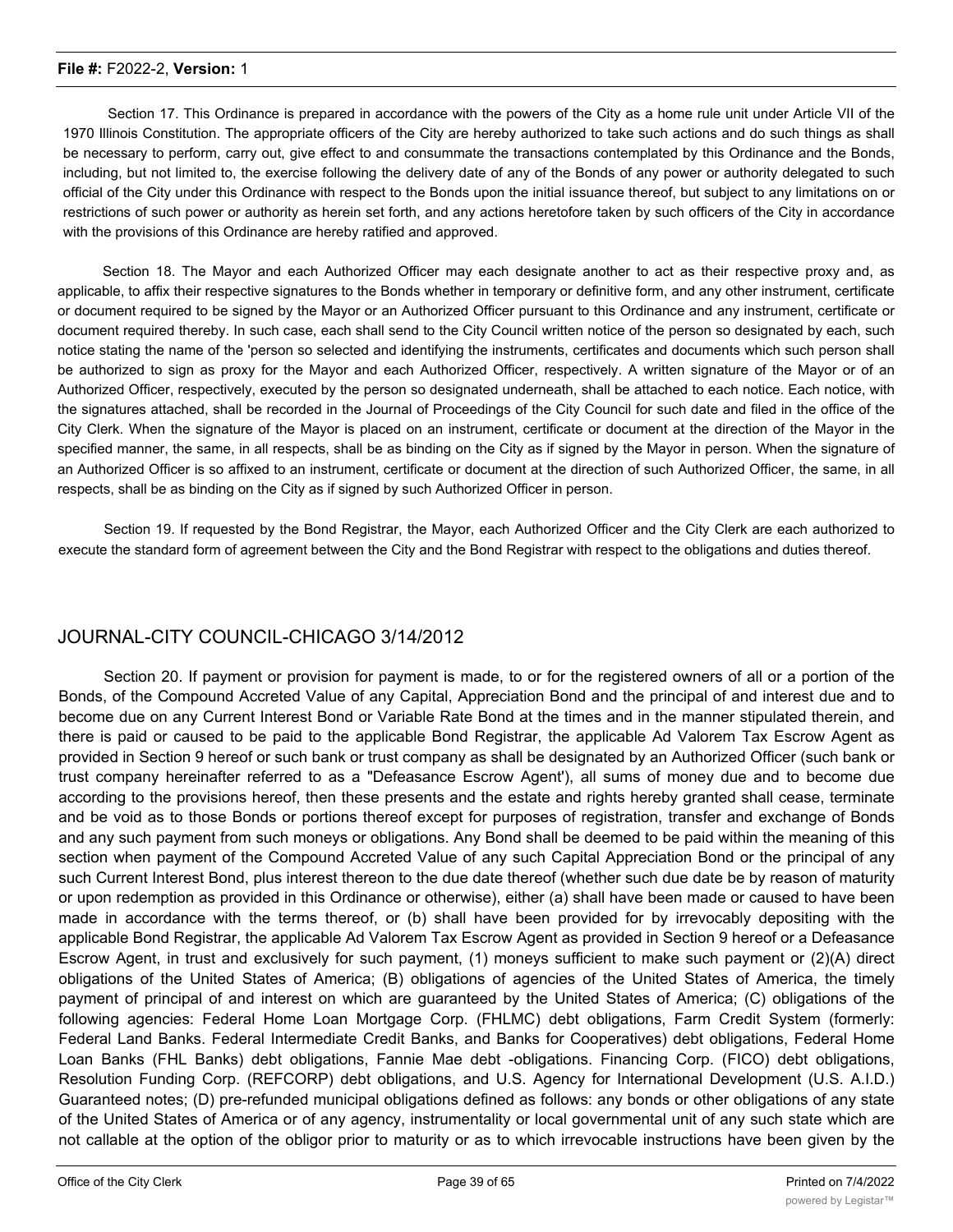Section 17. This Ordinance is prepared in accordance with the powers of the City as a home rule unit under Article VII of the 1970 Illinois Constitution. The appropriate officers of the City are hereby authorized to take such actions and do such things as shall be necessary to perform, carry out, give effect to and consummate the transactions contemplated by this Ordinance and the Bonds, including, but not limited to, the exercise following the delivery date of any of the Bonds of any power or authority delegated to such official of the City under this Ordinance with respect to the Bonds upon the initial issuance thereof, but subject to any limitations on or restrictions of such power or authority as herein set forth, and any actions heretofore taken by such officers of the City in accordance with the provisions of this Ordinance are hereby ratified and approved.

Section 18. The Mayor and each Authorized Officer may each designate another to act as their respective proxy and, as applicable, to affix their respective signatures to the Bonds whether in temporary or definitive form, and any other instrument, certificate or document required to be signed by the Mayor or an Authorized Officer pursuant to this Ordinance and any instrument, certificate or document required thereby. In such case, each shall send to the City Council written notice of the person so designated by each, such notice stating the name of the 'person so selected and identifying the instruments, certificates and documents which such person shall be authorized to sign as proxy for the Mayor and each Authorized Officer, respectively. A written signature of the Mayor or of an Authorized Officer, respectively, executed by the person so designated underneath, shall be attached to each notice. Each notice, with the signatures attached, shall be recorded in the Journal of Proceedings of the City Council for such date and filed in the office of the City Clerk. When the signature of the Mayor is placed on an instrument, certificate or document at the direction of the Mayor in the specified manner, the same, in all respects, shall be as binding on the City as if signed by the Mayor in person. When the signature of an Authorized Officer is so affixed to an instrument, certificate or document at the direction of such Authorized Officer, the same, in all respects, shall be as binding on the City as if signed by such Authorized Officer in person.

Section 19. If requested by the Bond Registrar, the Mayor, each Authorized Officer and the City Clerk are each authorized to execute the standard form of agreement between the City and the Bond Registrar with respect to the obligations and duties thereof.

## JOURNAL-CITY COUNCIL-CHICAGO 3/14/2012

Section 20. If payment or provision for payment is made, to or for the registered owners of all or a portion of the Bonds, of the Compound Accreted Value of any Capital, Appreciation Bond and the principal of and interest due and to become due on any Current Interest Bond or Variable Rate Bond at the times and in the manner stipulated therein, and there is paid or caused to be paid to the applicable Bond Registrar, the applicable Ad Valorem Tax Escrow Agent as provided in Section 9 hereof or such bank or trust company as shall be designated by an Authorized Officer (such bank or trust company hereinafter referred to as a "Defeasance Escrow Agent'), all sums of money due and to become due according to the provisions hereof, then these presents and the estate and rights hereby granted shall cease, terminate and be void as to those Bonds or portions thereof except for purposes of registration, transfer and exchange of Bonds and any such payment from such moneys or obligations. Any Bond shall be deemed to be paid within the meaning of this section when payment of the Compound Accreted Value of any such Capital Appreciation Bond or the principal of any such Current Interest Bond, plus interest thereon to the due date thereof (whether such due date be by reason of maturity or upon redemption as provided in this Ordinance or otherwise), either (a) shall have been made or caused to have been made in accordance with the terms thereof, or (b) shall have been provided for by irrevocably depositing with the applicable Bond Registrar, the applicable Ad Valorem Tax Escrow Agent as provided in Section 9 hereof or a Defeasance Escrow Agent, in trust and exclusively for such payment, (1) moneys sufficient to make such payment or (2)(A) direct obligations of the United States of America; (B) obligations of agencies of the United States of America, the timely payment of principal of and interest on which are guaranteed by the United States of America; (C) obligations of the following agencies: Federal Home Loan Mortgage Corp. (FHLMC) debt obligations, Farm Credit System (formerly: Federal Land Banks. Federal Intermediate Credit Banks, and Banks for Cooperatives) debt obligations, Federal Home Loan Banks (FHL Banks) debt obligations, Fannie Mae debt -obligations. Financing Corp. (FICO) debt obligations, Resolution Funding Corp. (REFCORP) debt obligations, and U.S. Agency for International Development (U.S. A.I.D.) Guaranteed notes; (D) pre-refunded municipal obligations defined as follows: any bonds or other obligations of any state of the United States of America or of any agency, instrumentality or local governmental unit of any such state which are not callable at the option of the obligor prior to maturity or as to which irrevocable instructions have been given by the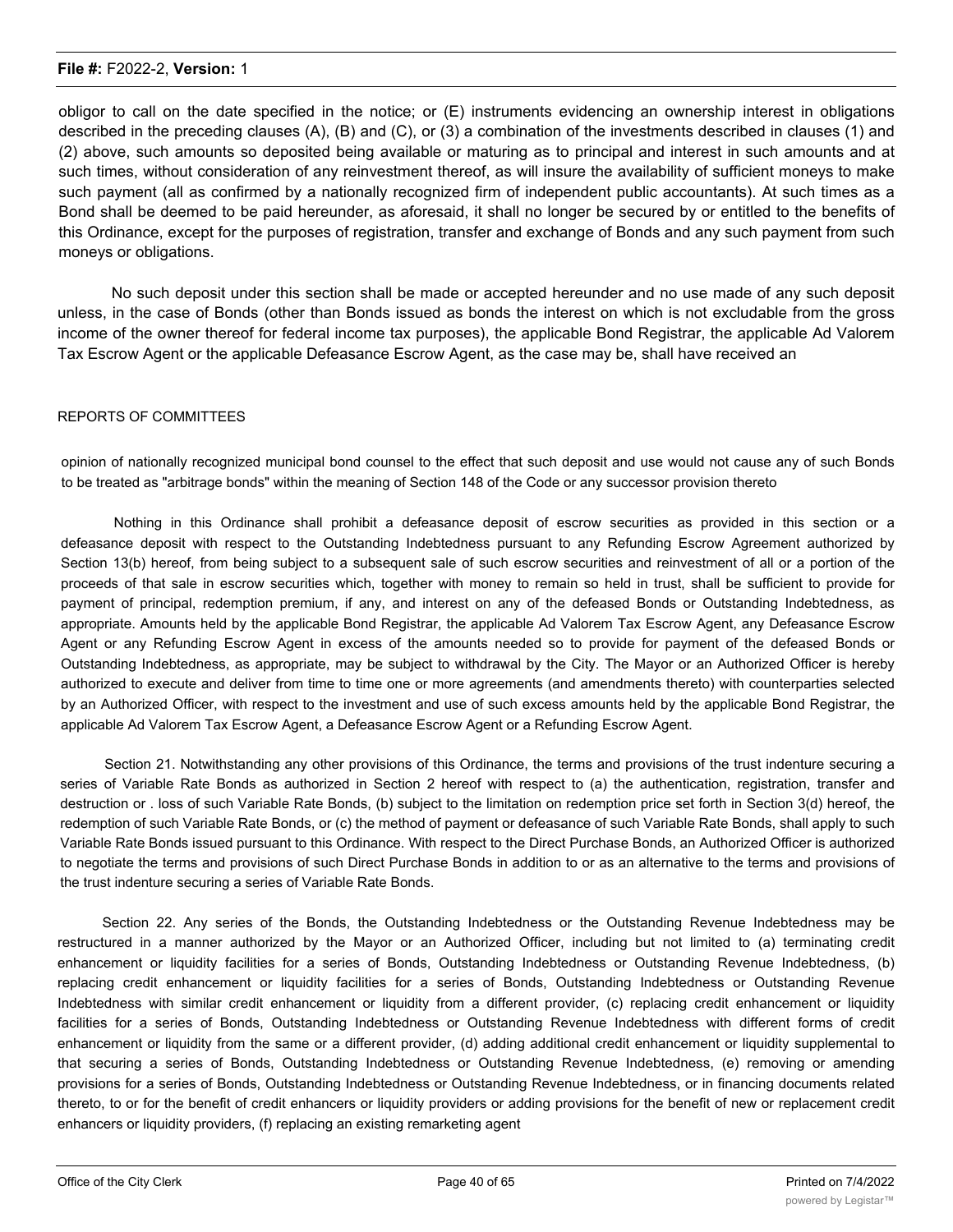obligor to call on the date specified in the notice; or (E) instruments evidencing an ownership interest in obligations described in the preceding clauses (A), (B) and (C), or (3) a combination of the investments described in clauses (1) and (2) above, such amounts so deposited being available or maturing as to principal and interest in such amounts and at such times, without consideration of any reinvestment thereof, as will insure the availability of sufficient moneys to make such payment (all as confirmed by a nationally recognized firm of independent public accountants). At such times as a Bond shall be deemed to be paid hereunder, as aforesaid, it shall no longer be secured by or entitled to the benefits of this Ordinance, except for the purposes of registration, transfer and exchange of Bonds and any such payment from such moneys or obligations.

No such deposit under this section shall be made or accepted hereunder and no use made of any such deposit unless, in the case of Bonds (other than Bonds issued as bonds the interest on which is not excludable from the gross income of the owner thereof for federal income tax purposes), the applicable Bond Registrar, the applicable Ad Valorem Tax Escrow Agent or the applicable Defeasance Escrow Agent, as the case may be, shall have received an

REPORTS OF COMMITTEES

opinion of nationally recognized municipal bond counsel to the effect that such deposit and use would not cause any of such Bonds to be treated as "arbitrage bonds" within the meaning of Section 148 of the Code or any successor provision thereto

Nothing in this Ordinance shall prohibit a defeasance deposit of escrow securities as provided in this section or a defeasance deposit with respect to the Outstanding Indebtedness pursuant to any Refunding Escrow Agreement authorized by Section 13(b) hereof, from being subject to a subsequent sale of such escrow securities and reinvestment of all or a portion of the proceeds of that sale in escrow securities which, together with money to remain so held in trust, shall be sufficient to provide for payment of principal, redemption premium, if any, and interest on any of the defeased Bonds or Outstanding Indebtedness, as appropriate. Amounts held by the applicable Bond Registrar, the applicable Ad Valorem Tax Escrow Agent, any Defeasance Escrow Agent or any Refunding Escrow Agent in excess of the amounts needed so to provide for payment of the defeased Bonds or Outstanding Indebtedness, as appropriate, may be subject to withdrawal by the City. The Mayor or an Authorized Officer is hereby authorized to execute and deliver from time to time one or more agreements (and amendments thereto) with counterparties selected by an Authorized Officer, with respect to the investment and use of such excess amounts held by the applicable Bond Registrar, the applicable Ad Valorem Tax Escrow Agent, a Defeasance Escrow Agent or a Refunding Escrow Agent.

Section 21. Notwithstanding any other provisions of this Ordinance, the terms and provisions of the trust indenture securing a series of Variable Rate Bonds as authorized in Section 2 hereof with respect to (a) the authentication, registration, transfer and destruction or . loss of such Variable Rate Bonds, (b) subject to the limitation on redemption price set forth in Section 3(d) hereof, the redemption of such Variable Rate Bonds, or (c) the method of payment or defeasance of such Variable Rate Bonds, shall apply to such Variable Rate Bonds issued pursuant to this Ordinance. With respect to the Direct Purchase Bonds, an Authorized Officer is authorized to negotiate the terms and provisions of such Direct Purchase Bonds in addition to or as an alternative to the terms and provisions of the trust indenture securing a series of Variable Rate Bonds.

Section 22. Any series of the Bonds, the Outstanding Indebtedness or the Outstanding Revenue Indebtedness may be restructured in a manner authorized by the Mayor or an Authorized Officer, including but not limited to (a) terminating credit enhancement or liquidity facilities for a series of Bonds, Outstanding Indebtedness or Outstanding Revenue Indebtedness, (b) replacing credit enhancement or liquidity facilities for a series of Bonds, Outstanding Indebtedness or Outstanding Revenue Indebtedness with similar credit enhancement or liquidity from a different provider, (c) replacing credit enhancement or liquidity facilities for a series of Bonds, Outstanding Indebtedness or Outstanding Revenue Indebtedness with different forms of credit enhancement or liquidity from the same or a different provider, (d) adding additional credit enhancement or liquidity supplemental to that securing a series of Bonds, Outstanding Indebtedness or Outstanding Revenue Indebtedness, (e) removing or amending provisions for a series of Bonds, Outstanding Indebtedness or Outstanding Revenue Indebtedness, or in financing documents related thereto, to or for the benefit of credit enhancers or liquidity providers or adding provisions for the benefit of new or replacement credit enhancers or liquidity providers, (f) replacing an existing remarketing agent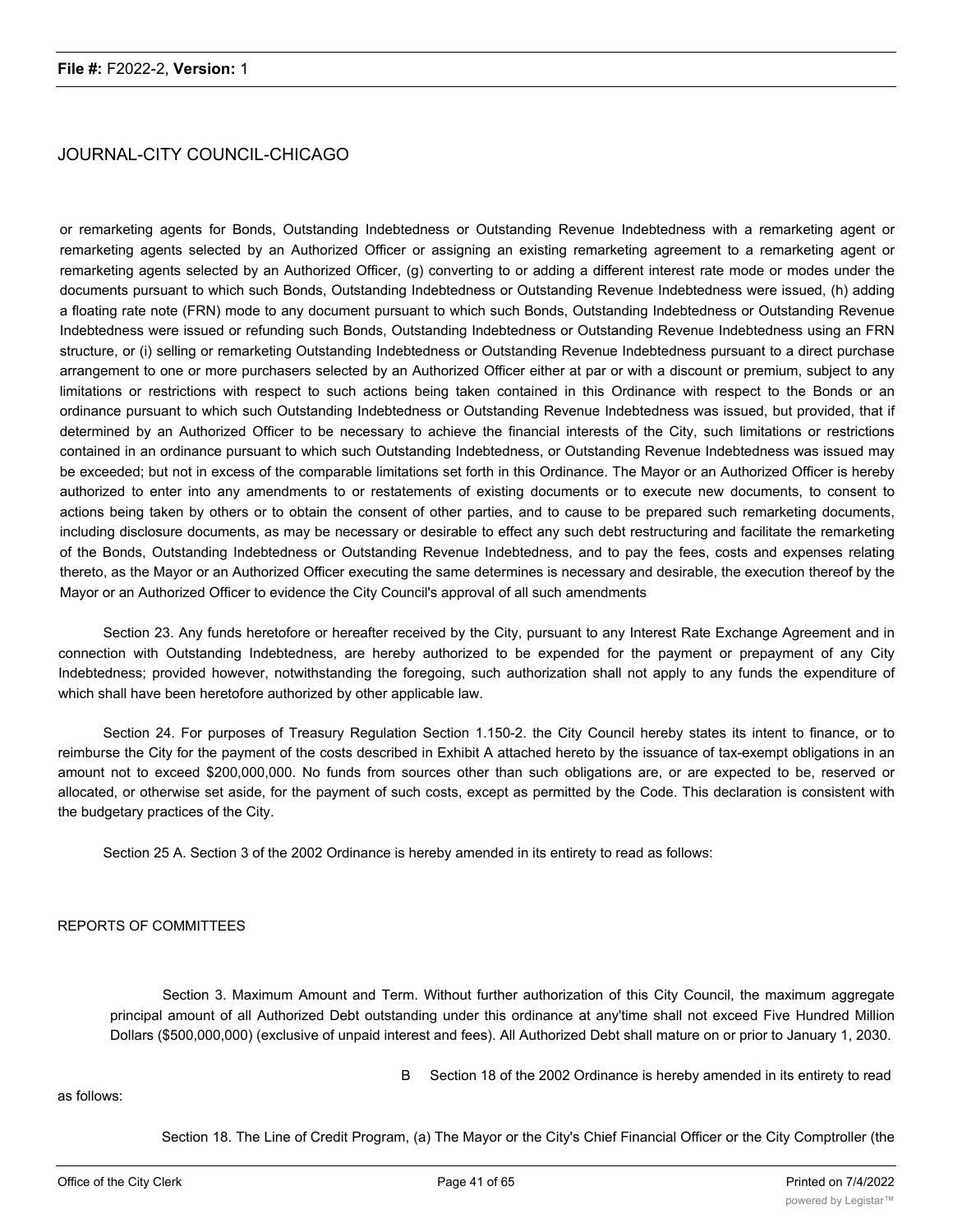or remarketing agents for Bonds, Outstanding Indebtedness or Outstanding Revenue Indebtedness with a remarketing agent or remarketing agents selected by an Authorized Officer or assigning an existing remarketing agreement to a remarketing agent or remarketing agents selected by an Authorized Officer, (g) converting to or adding a different interest rate mode or modes under the documents pursuant to which such Bonds, Outstanding Indebtedness or Outstanding Revenue Indebtedness were issued, (h) adding a floating rate note (FRN) mode to any document pursuant to which such Bonds, Outstanding Indebtedness or Outstanding Revenue Indebtedness were issued or refunding such Bonds, Outstanding Indebtedness or Outstanding Revenue Indebtedness using an FRN structure, or (i) selling or remarketing Outstanding Indebtedness or Outstanding Revenue Indebtedness pursuant to a direct purchase arrangement to one or more purchasers selected by an Authorized Officer either at par or with a discount or premium, subject to any limitations or restrictions with respect to such actions being taken contained in this Ordinance with respect to the Bonds or an ordinance pursuant to which such Outstanding Indebtedness or Outstanding Revenue Indebtedness was issued, but provided, that if determined by an Authorized Officer to be necessary to achieve the financial interests of the City, such limitations or restrictions contained in an ordinance pursuant to which such Outstanding Indebtedness, or Outstanding Revenue Indebtedness was issued may be exceeded; but not in excess of the comparable limitations set forth in this Ordinance. The Mayor or an Authorized Officer is hereby authorized to enter into any amendments to or restatements of existing documents or to execute new documents, to consent to actions being taken by others or to obtain the consent of other parties, and to cause to be prepared such remarketing documents, including disclosure documents, as may be necessary or desirable to effect any such debt restructuring and facilitate the remarketing of the Bonds, Outstanding Indebtedness or Outstanding Revenue Indebtedness, and to pay the fees, costs and expenses relating thereto, as the Mayor or an Authorized Officer executing the same determines is necessary and desirable, the execution thereof by the Mayor or an Authorized Officer to evidence the City Council's approval of all such amendments

Section 23. Any funds heretofore or hereafter received by the City, pursuant to any Interest Rate Exchange Agreement and in connection with Outstanding Indebtedness, are hereby authorized to be expended for the payment or prepayment of any City Indebtedness; provided however, notwithstanding the foregoing, such authorization shall not apply to any funds the expenditure of which shall have been heretofore authorized by other applicable law.

Section 24. For purposes of Treasury Regulation Section 1.150-2. the City Council hereby states its intent to finance, or to reimburse the City for the payment of the costs described in Exhibit A attached hereto by the issuance of tax-exempt obligations in an amount not to exceed $200,000,000. No funds from sources other than such obligations are, or are expected to be, reserved or allocated, or otherwise set aside, for the payment of such costs, except as permitted by the Code. This declaration is consistent with the budgetary practices of the City.

Section 25 A. Section 3 of the 2002 Ordinance is hereby amended in its entirety to read as follows:

REPORTS OF COMMITTEES

> Section 3. Maximum Amount and Term. Without further authorization of this City Council, the maximum aggregate principal amount of all Authorized Debt outstanding under this ordinance at any'time shall not exceed Five Hundred Million Dollars ($500,000,000) (exclusive of unpaid interest and fees). All Authorized Debt shall mature on or prior to January 1, 2030.

B Section 18 of the 2002 Ordinance is hereby amended in its entirety to read as follows:

> Section 18. The Line of Credit Program, (a) The Mayor or the City's Chief Financial Officer or the City Comptroller (the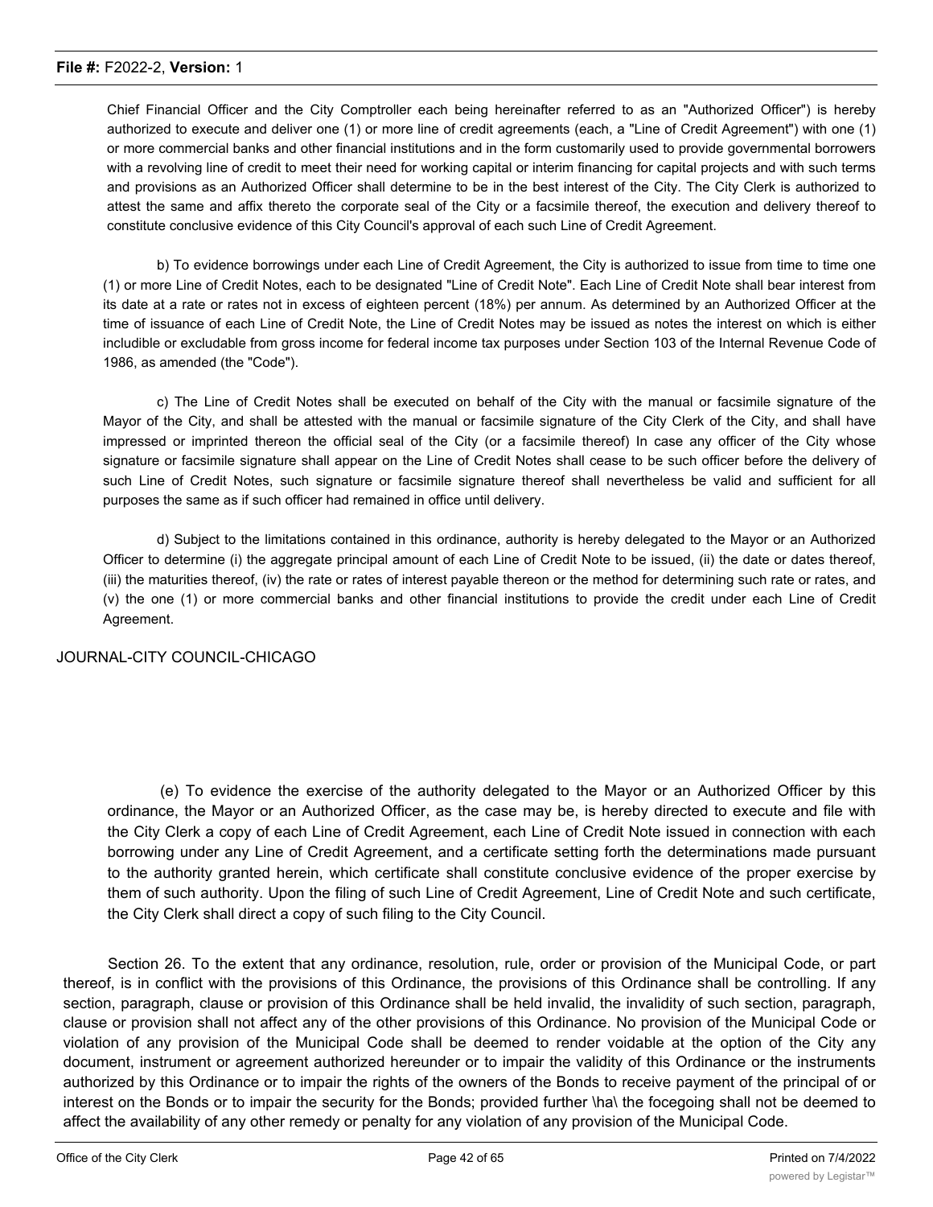Chief Financial Officer and the City Comptroller each being hereinafter referred to as an "Authorized Officer") is hereby authorized to execute and deliver one (1) or more line of credit agreements (each, a "Line of Credit Agreement") with one (1) or more commercial banks and other financial institutions and in the form customarily used to provide governmental borrowers with a revolving line of credit to meet their need for working capital or interim financing for capital projects and with such terms and provisions as an Authorized Officer shall determine to be in the best interest of the City. The City Clerk is authorized to attest the same and affix thereto the corporate seal of the City or a facsimile thereof, the execution and delivery thereof to constitute conclusive evidence of this City Council's approval of each such Line of Credit Agreement.

b) To evidence borrowings under each Line of Credit Agreement, the City is authorized to issue from time to time one (1) or more Line of Credit Notes, each to be designated "Line of Credit Note". Each Line of Credit Note shall bear interest from its date at a rate or rates not in excess of eighteen percent (18%) per annum. As determined by an Authorized Officer at the time of issuance of each Line of Credit Note, the Line of Credit Notes may be issued as notes the interest on which is either includible or excludable from gross income for federal income tax purposes under Section 103 of the Internal Revenue Code of 1986, as amended (the "Code").

c) The Line of Credit Notes shall be executed on behalf of the City with the manual or facsimile signature of the Mayor of the City, and shall be attested with the manual or facsimile signature of the City Clerk of the City, and shall have impressed or imprinted thereon the official seal of the City (or a facsimile thereof) In case any officer of the City whose signature or facsimile signature shall appear on the Line of Credit Notes shall cease to be such officer before the delivery of such Line of Credit Notes, such signature or facsimile signature thereof shall nevertheless be valid and sufficient for all purposes the same as if such officer had remained in office until delivery.

d) Subject to the limitations contained in this ordinance, authority is hereby delegated to the Mayor or an Authorized Officer to determine (i) the aggregate principal amount of each Line of Credit Note to be issued, (ii) the date or dates thereof, (iii) the maturities thereof, (iv) the rate or rates of interest payable thereon or the method for determining such rate or rates, and (v) the one (1) or more commercial banks and other financial institutions to provide the credit under each Line of Credit Agreement.

JOURNAL-CITY COUNCIL-CHICAGO

(e) To evidence the exercise of the authority delegated to the Mayor or an Authorized Officer by this ordinance, the Mayor or an Authorized Officer, as the case may be, is hereby directed to execute and file with the City Clerk a copy of each Line of Credit Agreement, each Line of Credit Note issued in connection with each borrowing under any Line of Credit Agreement, and a certificate setting forth the determinations made pursuant to the authority granted herein, which certificate shall constitute conclusive evidence of the proper exercise by them of such authority. Upon the filing of such Line of Credit Agreement, Line of Credit Note and such certificate, the City Clerk shall direct a copy of such filing to the City Council.

Section 26. To the extent that any ordinance, resolution, rule, order or provision of the Municipal Code, or part thereof, is in conflict with the provisions of this Ordinance, the provisions of this Ordinance shall be controlling. If any section, paragraph, clause or provision of this Ordinance shall be held invalid, the invalidity of such section, paragraph, clause or provision shall not affect any of the other provisions of this Ordinance. No provision of the Municipal Code or violation of any provision of the Municipal Code shall be deemed to render voidable at the option of the City any document, instrument or agreement authorized hereunder or to impair the validity of this Ordinance or the instruments authorized by this Ordinance or to impair the rights of the owners of the Bonds to receive payment of the principal of or interest on the Bonds or to impair the security for the Bonds; provided further \ha\ the focegoing shall not be deemed to affect the availability of any other remedy or penalty for any violation of any provision of the Municipal Code.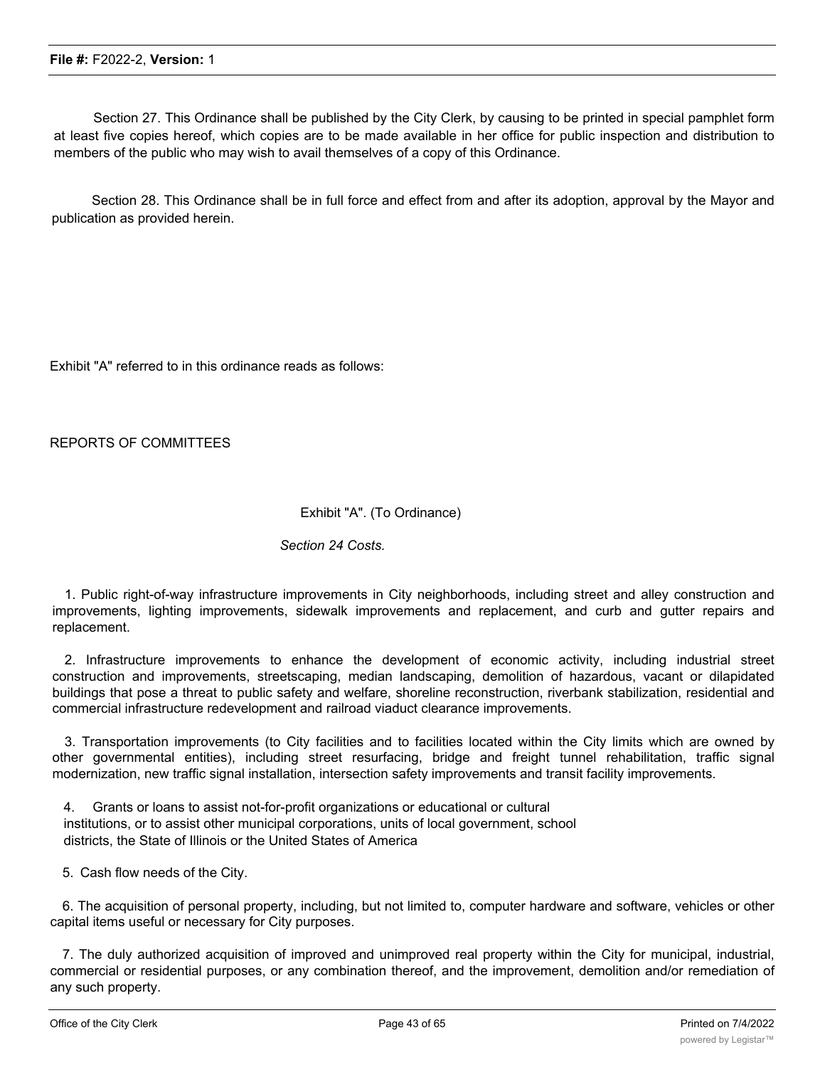Section 27. This Ordinance shall be published by the City Clerk, by causing to be printed in special pamphlet form at least five copies hereof, which copies are to be made available in her office for public inspection and distribution to members of the public who may wish to avail themselves of a copy of this Ordinance.

Section 28. This Ordinance shall be in full force and effect from and after its adoption, approval by the Mayor and publication as provided herein.

Exhibit "A" referred to in this ordinance reads as follows:

REPORTS OF COMMITTEES

Exhibit "A". (To Ordinance)

*Section 24 Costs.*

1. Public right-of-way infrastructure improvements in City neighborhoods, including street and alley construction and improvements, lighting improvements, sidewalk improvements and replacement, and curb and gutter repairs and replacement.

2. Infrastructure improvements to enhance the development of economic activity, including industrial street construction and improvements, streetscaping, median landscaping, demolition of hazardous, vacant or dilapidated buildings that pose a threat to public safety and welfare, shoreline reconstruction, riverbank stabilization, residential and commercial infrastructure redevelopment and railroad viaduct clearance improvements.

3. Transportation improvements (to City facilities and to facilities located within the City limits which are owned by other governmental entities), including street resurfacing, bridge and freight tunnel rehabilitation, traffic signal modernization, new traffic signal installation, intersection safety improvements and transit facility improvements.

4. Grants or loans to assist not-for-profit organizations or educational or cultural institutions, or to assist other municipal corporations, units of local government, school districts, the State of Illinois or the United States of America

5. Cash flow needs of the City.

6. The acquisition of personal property, including, but not limited to, computer hardware and software, vehicles or other capital items useful or necessary for City purposes.

7. The duly authorized acquisition of improved and unimproved real property within the City for municipal, industrial, commercial or residential purposes, or any combination thereof, and the improvement, demolition and/or remediation of any such property.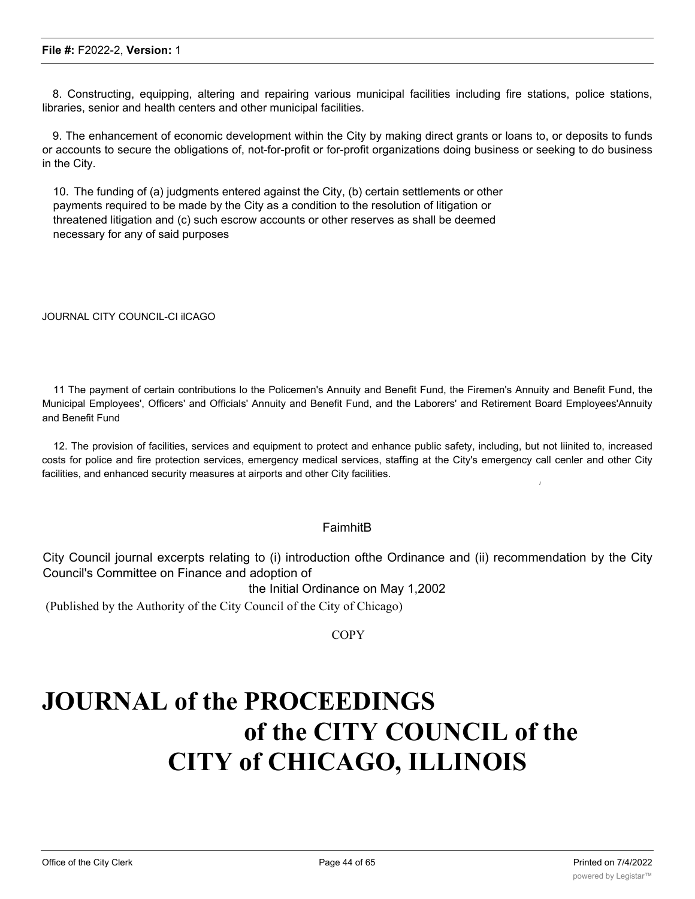8. Constructing, equipping, altering and repairing various municipal facilities including fire stations, police stations, libraries, senior and health centers and other municipal facilities.

9. The enhancement of economic development within the City by making direct grants or loans to, or deposits to funds or accounts to secure the obligations of, not-for-profit or for-profit organizations doing business or seeking to do business in the City.

10. The funding of (a) judgments entered against the City, (b) certain settlements or other payments required to be made by the City as a condition to the resolution of litigation or threatened litigation and (c) such escrow accounts or other reserves as shall be deemed necessary for any of said purposes

JOURNAL CITY COUNCIL-CI ilCAGO

11 The payment of certain contributions lo the Policemen's Annuity and Benefit Fund, the Firemen's Annuity and Benefit Fund, the Municipal Employees', Officers' and Officials' Annuity and Benefit Fund, and the Laborers' and Retirement Board Employees'Annuity and Benefit Fund

12. The provision of facilities, services and equipment to protect and enhance public safety, including, but not liinited to, increased costs for police and fire protection services, emergency medical services, staffing at the City's emergency call cenler and other City facilities, and enhanced security measures at airports and other City facilities.

FaimhitB

City Council journal excerpts relating to (i) introduction ofthe Ordinance and (ii) recommendation by the City Council's Committee on Finance and adoption of the Initial Ordinance on May 1,2002

(Published by the Authority of the City Council of the City of Chicago)

COPY

# JOURNAL of the PROCEEDINGS of the CITY COUNCIL of the CITY of CHICAGO, ILLINOIS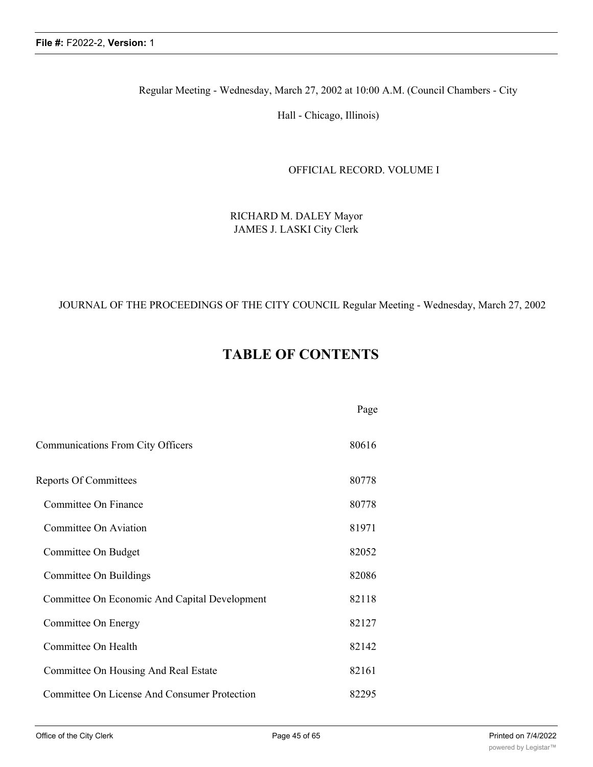Regular Meeting - Wednesday, March 27, 2002 at 10:00 A.M. (Council Chambers - City Hall - Chicago, Illinois)

OFFICIAL RECORD. VOLUME I

RICHARD M. DALEY Mayor
JAMES J. LASKI City Clerk

JOURNAL OF THE PROCEEDINGS OF THE CITY COUNCIL Regular Meeting - Wednesday, March 27, 2002

# TABLE OF CONTENTS

| | Page |
|---|---|
| Communications From City Officers | 80616 |
| Reports Of Committees | 80778 |
| Committee On Finance | 80778 |
| Committee On Aviation | 81971 |
| Committee On Budget | 82052 |
| Committee On Buildings | 82086 |
| Committee On Economic And Capital Development | 82118 |
| Committee On Energy | 82127 |
| Committee On Health | 82142 |
| Committee On Housing And Real Estate | 82161 |
| Committee On License And Consumer Protection | 82295 |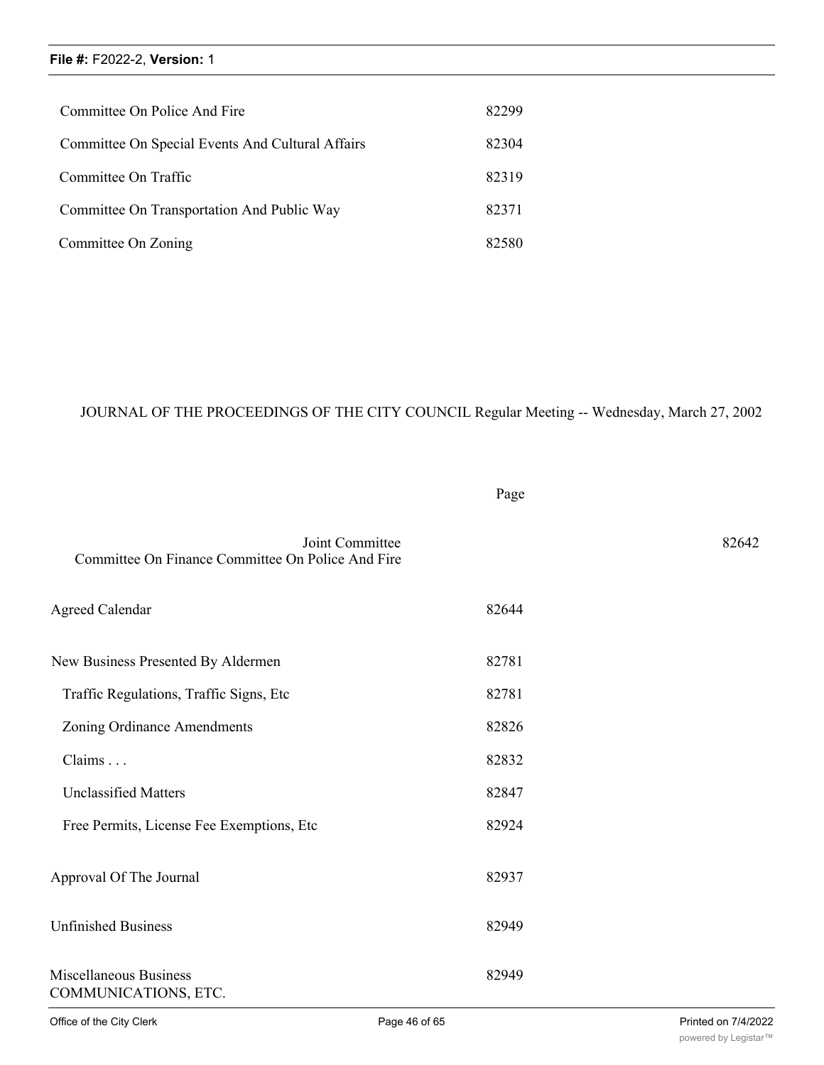| | |
|---|---|
| Committee On Police And Fire | 82299 |
| Committee On Special Events And Cultural Affairs | 82304 |
| Committee On Traffic | 82319 |
| Committee On Transportation And Public Way | 82371 |
| Committee On Zoning | 82580 |

JOURNAL OF THE PROCEEDINGS OF THE CITY COUNCIL Regular Meeting -- Wednesday, March 27, 2002

| | Page |
|---|---|
| Joint Committee<br>Committee On Finance Committee On Police And Fire | 82642 |
| Agreed Calendar | 82644 |
| New Business Presented By Aldermen | 82781 |
| Traffic Regulations, Traffic Signs, Etc | 82781 |
| Zoning Ordinance Amendments | 82826 |
| Claims . . . | 82832 |
| Unclassified Matters | 82847 |
| Free Permits, License Fee Exemptions, Etc | 82924 |
| Approval Of The Journal | 82937 |
| Unfinished Business | 82949 |
| Miscellaneous Business | 82949 |

COMMUNICATIONS, ETC.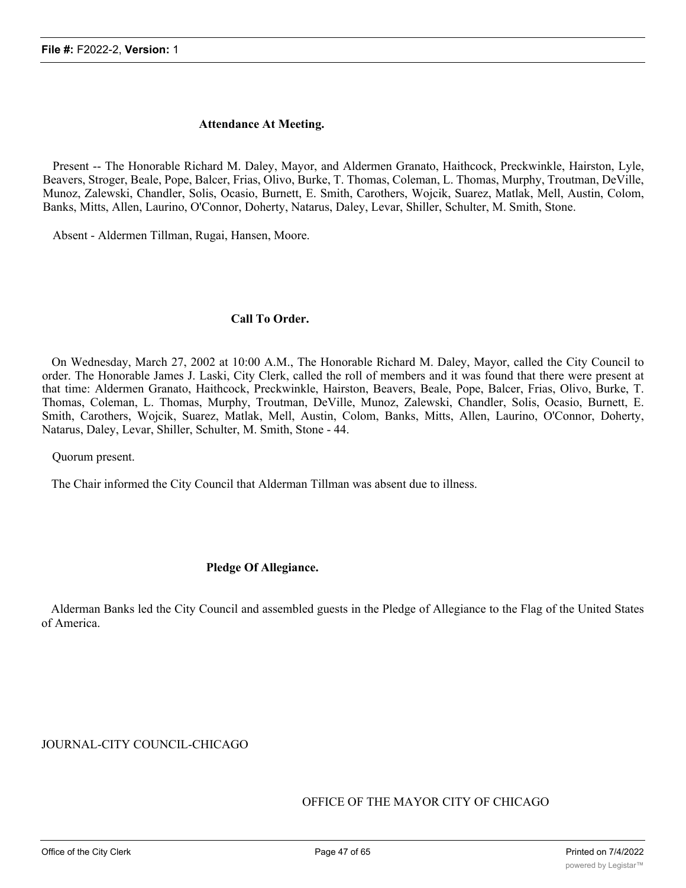### Attendance At Meeting.

Present -- The Honorable Richard M. Daley, Mayor, and Aldermen Granato, Haithcock, Preckwinkle, Hairston, Lyle, Beavers, Stroger, Beale, Pope, Balcer, Frias, Olivo, Burke, T. Thomas, Coleman, L. Thomas, Murphy, Troutman, DeVille, Munoz, Zalewski, Chandler, Solis, Ocasio, Burnett, E. Smith, Carothers, Wojcik, Suarez, Matlak, Mell, Austin, Colom, Banks, Mitts, Allen, Laurino, O'Connor, Doherty, Natarus, Daley, Levar, Shiller, Schulter, M. Smith, Stone.

Absent - Aldermen Tillman, Rugai, Hansen, Moore.

### Call To Order.

On Wednesday, March 27, 2002 at 10:00 A.M., The Honorable Richard M. Daley, Mayor, called the City Council to order. The Honorable James J. Laski, City Clerk, called the roll of members and it was found that there were present at that time: Aldermen Granato, Haithcock, Preckwinkle, Hairston, Beavers, Beale, Pope, Balcer, Frias, Olivo, Burke, T. Thomas, Coleman, L. Thomas, Murphy, Troutman, DeVille, Munoz, Zalewski, Chandler, Solis, Ocasio, Burnett, E. Smith, Carothers, Wojcik, Suarez, Matlak, Mell, Austin, Colom, Banks, Mitts, Allen, Laurino, O'Connor, Doherty, Natarus, Daley, Levar, Shiller, Schulter, M. Smith, Stone - 44.

Quorum present.

The Chair informed the City Council that Alderman Tillman was absent due to illness.

### Pledge Of Allegiance.

Alderman Banks led the City Council and assembled guests in the Pledge of Allegiance to the Flag of the United States of America.

JOURNAL-CITY COUNCIL-CHICAGO

OFFICE OF THE MAYOR CITY OF CHICAGO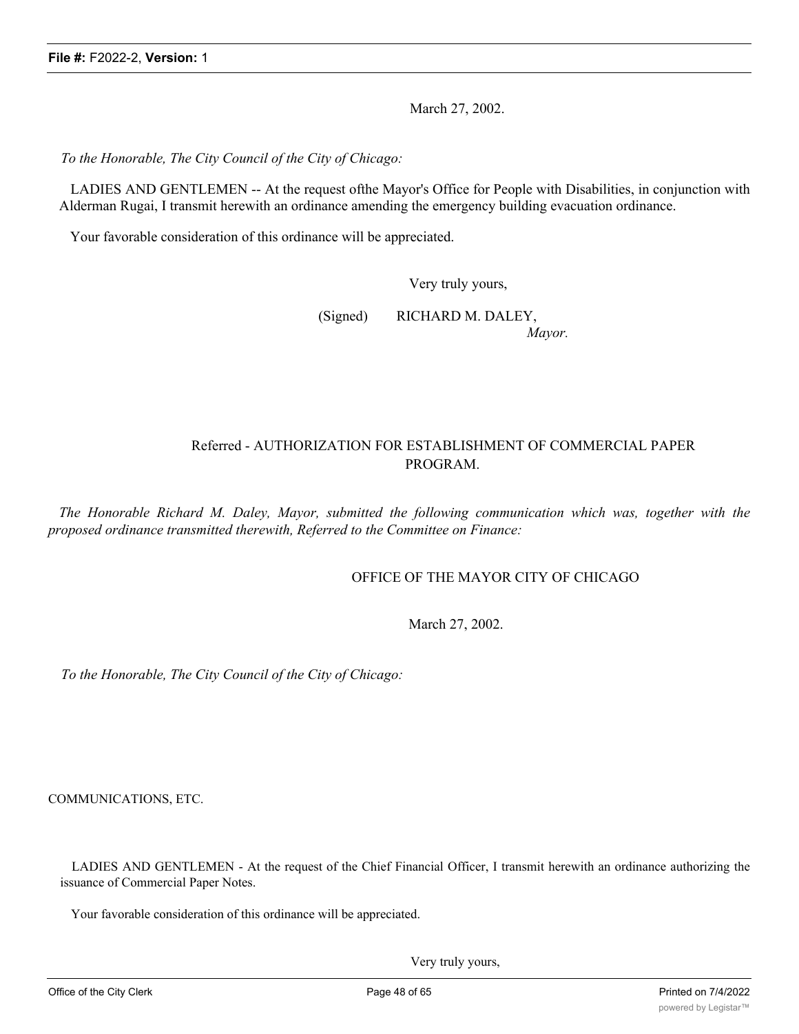March 27, 2002.

*To the Honorable, The City Council of the City of Chicago:*

LADIES AND GENTLEMEN -- At the request ofthe Mayor's Office for People with Disabilities, in conjunction with Alderman Rugai, I transmit herewith an ordinance amending the emergency building evacuation ordinance.

Your favorable consideration of this ordinance will be appreciated.

Very truly yours,

(Signed) RICHARD M. DALEY,
*Mayor.*

## Referred - AUTHORIZATION FOR ESTABLISHMENT OF COMMERCIAL PAPER PROGRAM.

*The Honorable Richard M. Daley, Mayor, submitted the following communication which was, together with the proposed ordinance transmitted therewith, Referred to the Committee on Finance:*

OFFICE OF THE MAYOR CITY OF CHICAGO

March 27, 2002.

*To the Honorable, The City Council of the City of Chicago:*

COMMUNICATIONS, ETC.

LADIES AND GENTLEMEN - At the request of the Chief Financial Officer, I transmit herewith an ordinance authorizing the issuance of Commercial Paper Notes.

Your favorable consideration of this ordinance will be appreciated.

Very truly yours,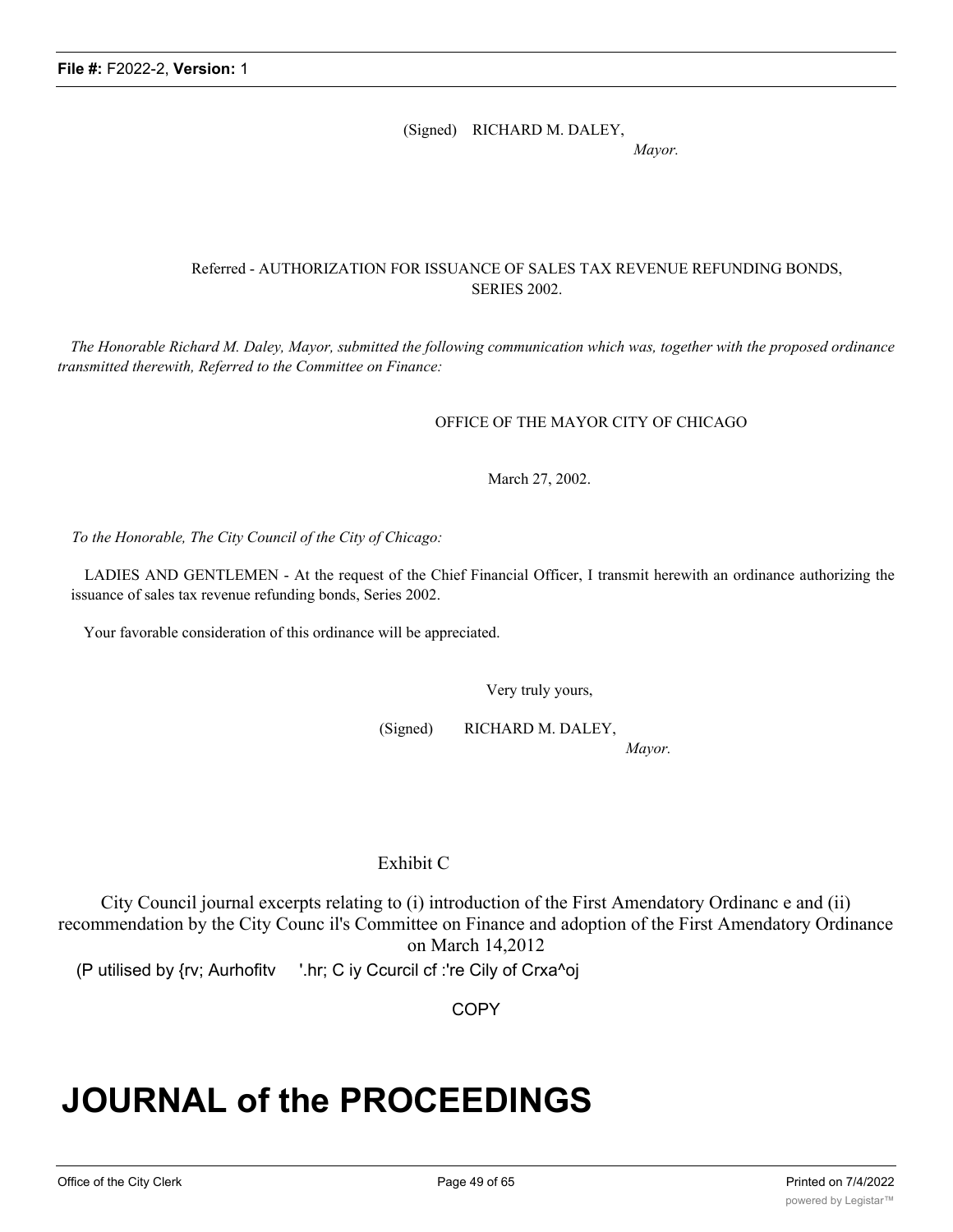(Signed) RICHARD M. DALEY,

*Mayor.*

Referred - AUTHORIZATION FOR ISSUANCE OF SALES TAX REVENUE REFUNDING BONDS, SERIES 2002.

*The Honorable Richard M. Daley, Mayor, submitted the following communication which was, together with the proposed ordinance transmitted therewith, Referred to the Committee on Finance:*

OFFICE OF THE MAYOR CITY OF CHICAGO

March 27, 2002.

*To the Honorable, The City Council of the City of Chicago:*

LADIES AND GENTLEMEN - At the request of the Chief Financial Officer, I transmit herewith an ordinance authorizing the issuance of sales tax revenue refunding bonds, Series 2002.

Your favorable consideration of this ordinance will be appreciated.

Very truly yours,

(Signed) RICHARD M. DALEY,

*Mayor.*

Exhibit C

City Council journal excerpts relating to (i) introduction of the First Amendatory Ordinanc e and (ii) recommendation by the City Counc il's Committee on Finance and adoption of the First Amendatory Ordinance on March 14,2012

(P utilised by {rv; Aurhofitv '.hr; C iy Ccurcil cf :'re Cily of Crxa^oj

COPY

# JOURNAL of the PROCEEDINGS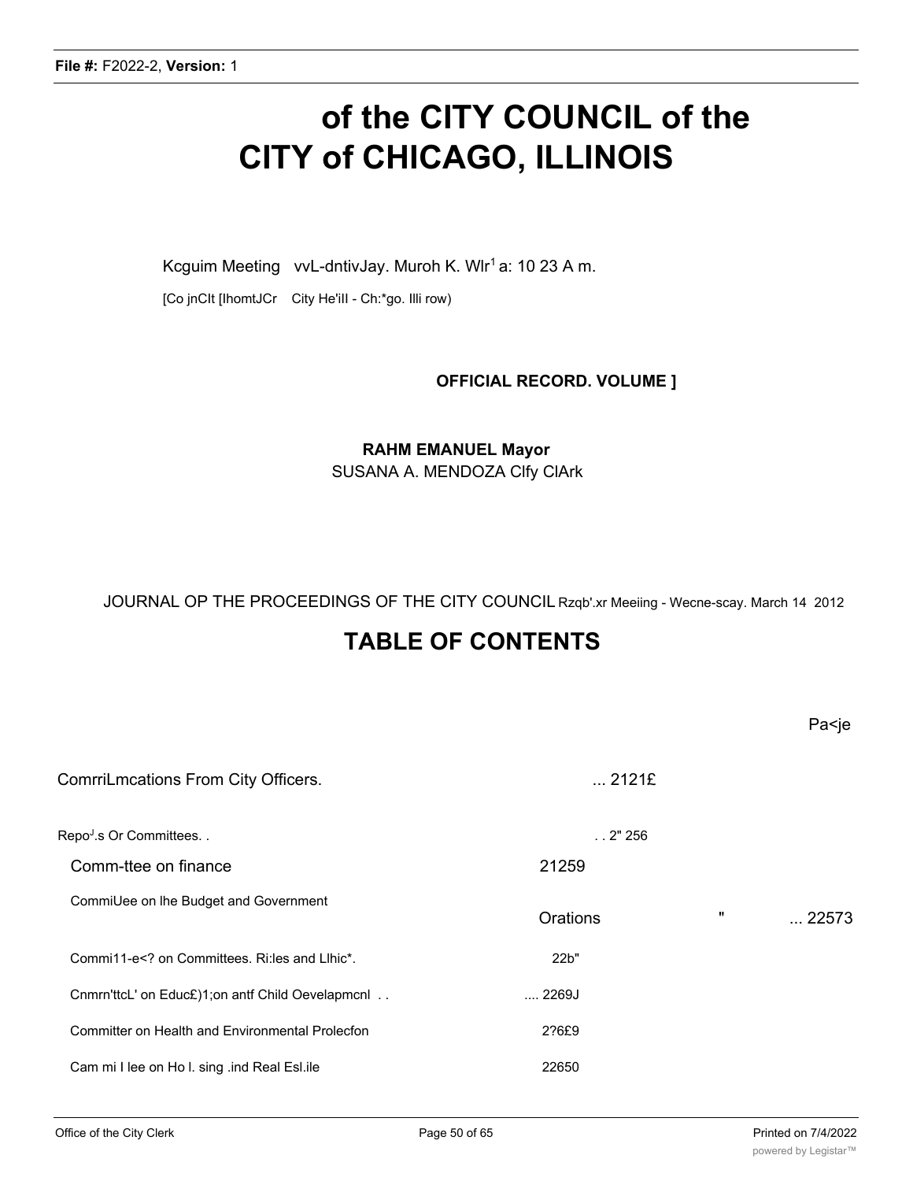# of the CITY COUNCIL of the CITY of CHICAGO, ILLINOIS

Kcguim Meeting vvL-dntivJay. Muroh K. Wlr[1] a: 10 23 A m.

[Co jnClt [IhomtJCr City He'ilI - Ch:*go. Illi row)

**OFFICIAL RECORD. VOLUME ]**

**RAHM EMANUEL Mayor**

SUSANA A. MENDOZA Clfy ClArk

JOURNAL OP THE PROCEEDINGS OF THE CITY COUNCIL Rzqb'.xr Meeiing - Wecne-scay. March 14 2012

## TABLE OF CONTENTS

| | | Pa<je |
|---|---|---|
| ComrriLmcations From City Officers. | ... 2121£ | |
| Repo[J].s Or Committees. . | . . 2" 256 | |
| Comm-ttee on finance | 21259 | |
| CommiUee on lhe Budget and Government Orations | " | ... 22573 |
| Commi11-e<? on Committees. Ri:les and Llhic*. | 22b" | |
| Cnmrn'ttcL' on Educ£)1;on antf Child Oevelapmcnl . . | .... 2269J | |
| Committer on Health and Environmental Prolecfon | 2?6£9 | |
| Cam mi I lee on Ho l. sing .ind Real Esl.ile | 22650 | |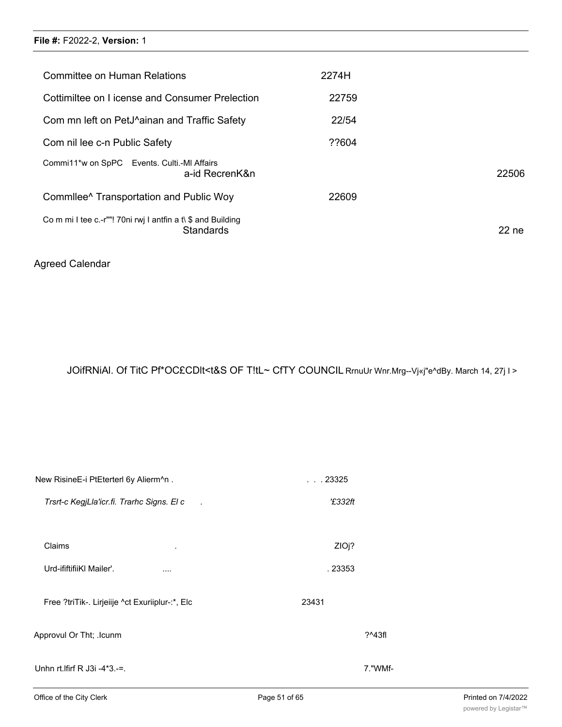| | |
|---|---|
| Committee on Human Relations | 2274H |
| Cottimiltee on I icense and Consumer Prelection | 22759 |
| Com mn left on PetJ^ainan and Traffic Safety | 22/54 |
| Com nil lee c-n Public Safety | ??604 |
| Commi11*w on SpPC Events. Culti.-Ml Affairs a-id RecrenK&n | 22506 |
| Commllee^ Transportation and Public Woy | 22609 |
| Co m mi I tee c.-r""! 70ni rwj I antfin a t\ $ and Building Standards | 22 ne |

Agreed Calendar

JOifRNiAl. Of TitC Pf*OC£CDlt<t&S OF T!tL~ CfTY COUNCIL RrnuUr Wnr.Mrg--Vj«j"e^dBy. March 14, 27j I >

| | |
|---|---|
| New RisineE-i PtEterterl 6y Alierm^n . | . . . 23325 |
| *Trsrt-c KegjLla'icr.fi. Trarhc Signs. El c .* | *'£332ft* |
| Claims . | ZIOj? |
| Urd-ififtifiiKl Mailer'. .... | . 23353 |
| Free ?triTik-. Lirjeiije ^ct Exuriiplur-:*, Elc | 23431 |
| Approvul Or Tht; .lcunm | ?^43fl |
| Unhn rt.lfirf R J3i -4*3.-=. | 7."WMf- |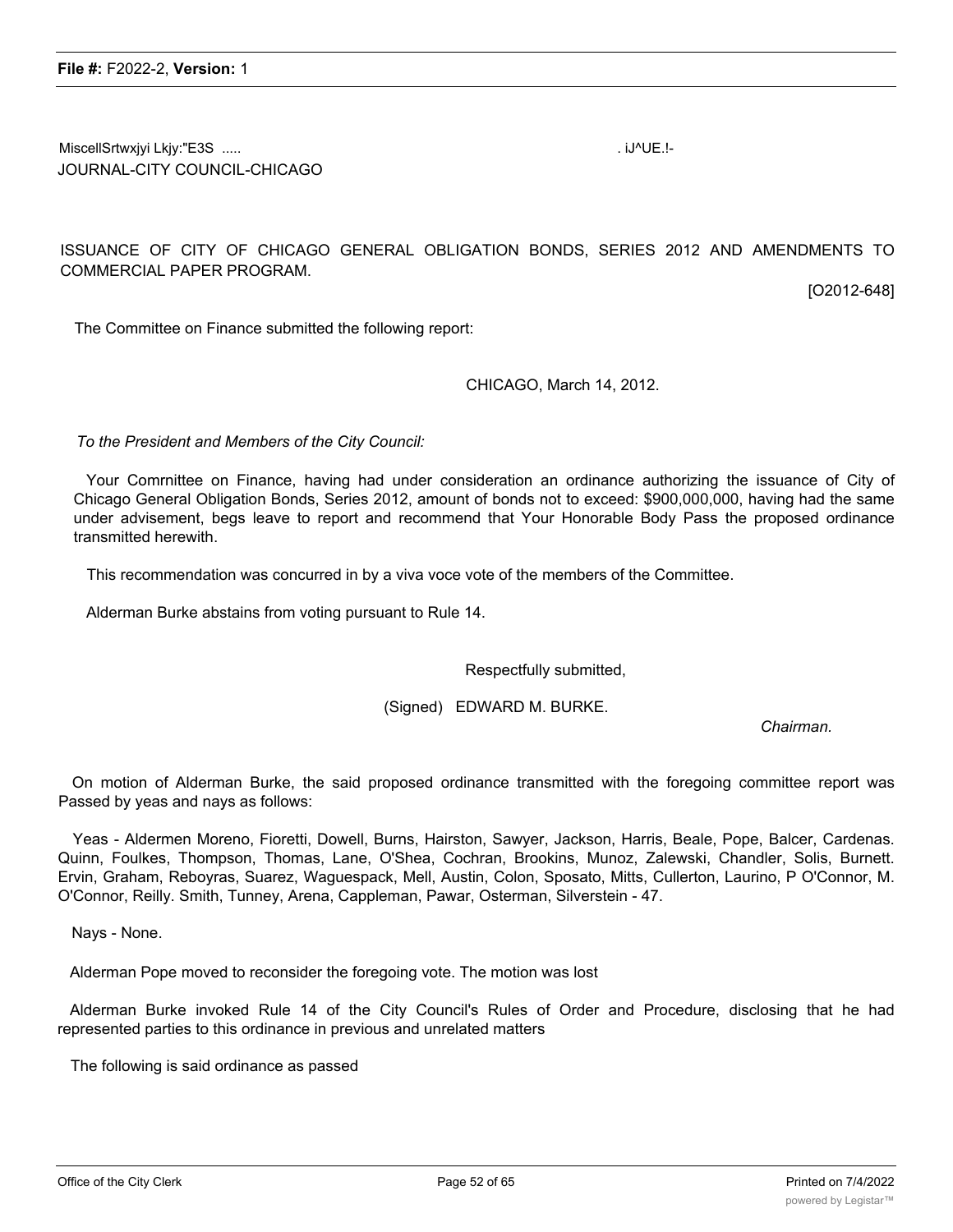MiscellSrtwxjyi Lkjy:"E3S ..... . iJ^UE.!-
JOURNAL-CITY COUNCIL-CHICAGO

ISSUANCE OF CITY OF CHICAGO GENERAL OBLIGATION BONDS, SERIES 2012 AND AMENDMENTS TO COMMERCIAL PAPER PROGRAM.

[O2012-648]

The Committee on Finance submitted the following report:

CHICAGO, March 14, 2012.

*To the President and Members of the City Council:*

Your Comrnittee on Finance, having had under consideration an ordinance authorizing the issuance of City of Chicago General Obligation Bonds, Series 2012, amount of bonds not to exceed: $900,000,000, having had the same under advisement, begs leave to report and recommend that Your Honorable Body Pass the proposed ordinance transmitted herewith.

This recommendation was concurred in by a viva voce vote of the members of the Committee.

Alderman Burke abstains from voting pursuant to Rule 14.

Respectfully submitted,

(Signed) EDWARD M. BURKE.

*Chairman.*

On motion of Alderman Burke, the said proposed ordinance transmitted with the foregoing committee report was Passed by yeas and nays as follows:

Yeas - Aldermen Moreno, Fioretti, Dowell, Burns, Hairston, Sawyer, Jackson, Harris, Beale, Pope, Balcer, Cardenas. Quinn, Foulkes, Thompson, Thomas, Lane, O'Shea, Cochran, Brookins, Munoz, Zalewski, Chandler, Solis, Burnett. Ervin, Graham, Reboyras, Suarez, Waguespack, Mell, Austin, Colon, Sposato, Mitts, Cullerton, Laurino, P O'Connor, M. O'Connor, Reilly. Smith, Tunney, Arena, Cappleman, Pawar, Osterman, Silverstein - 47.

Nays - None.

Alderman Pope moved to reconsider the foregoing vote. The motion was lost

Alderman Burke invoked Rule 14 of the City Council's Rules of Order and Procedure, disclosing that he had represented parties to this ordinance in previous and unrelated matters

The following is said ordinance as passed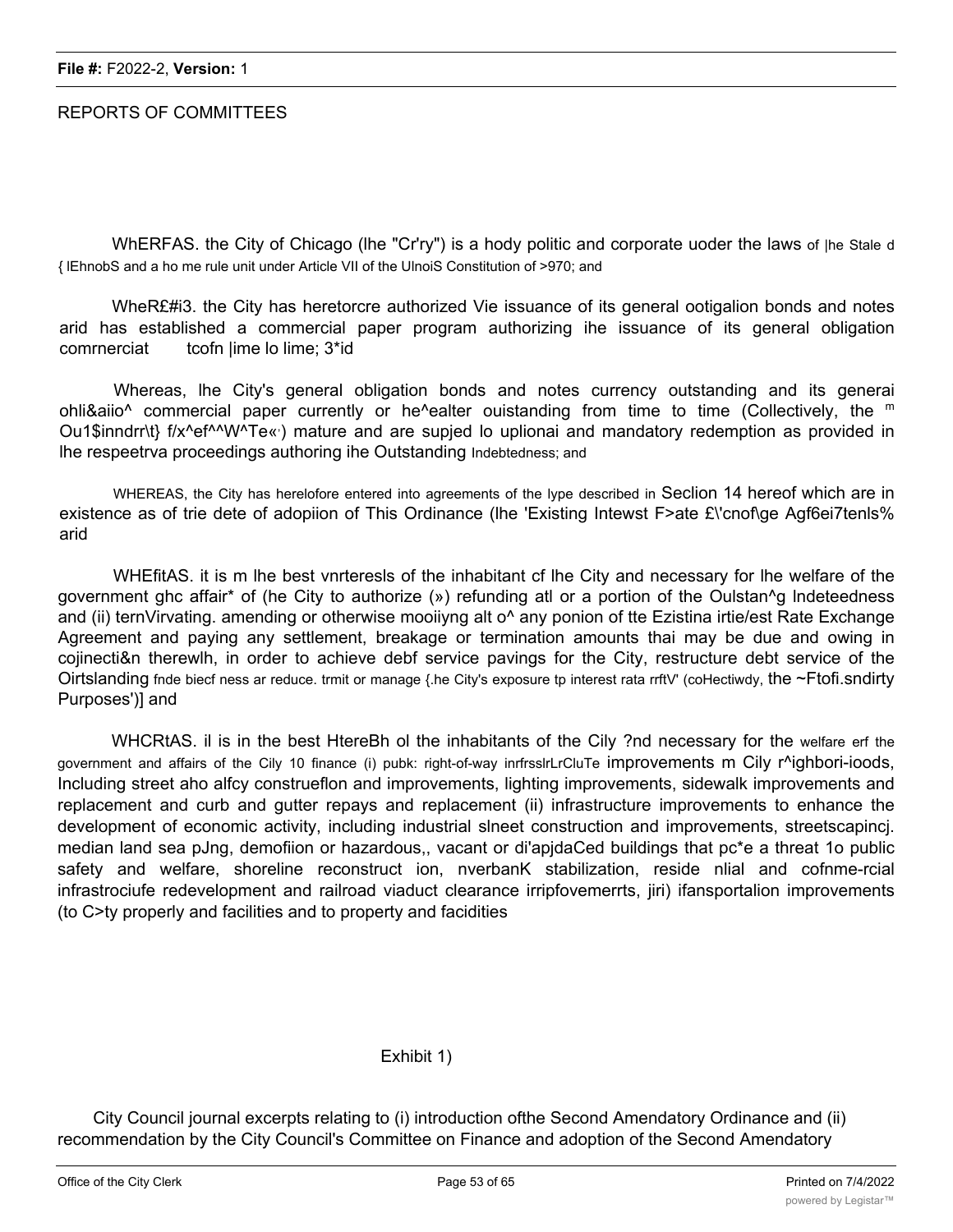REPORTS OF COMMITTEES

WhERFAS. the City of Chicago (lhe "Cr'ry") is a hody politic and corporate uoder the laws of |he Stale d { lEhnobS and a ho me rule unit under Article VII of the UlnoiS Constitution of >970; and

WheR£#i3. the City has heretorcre authorized Vie issuance of its general ootigalion bonds and notes arid has established a commercial paper program authorizing ihe issuance of its general obligation comrnerciat tcofn |ime lo lime; 3*id

Whereas, lhe City's general obligation bonds and notes currency outstanding and its generai ohli&aiio^ commercial paper currently or he^ealter ouistanding from time to time (Collectively, the m Ou1$inndrr\t} f/x^ef^^W^Te«·) mature and are supjed lo uplionai and mandatory redemption as provided in lhe respeetrva proceedings authoring ihe Outstanding Indebtedness; and

WHEREAS, the City has herelofore entered into agreements of the lype described in Seclion 14 hereof which are in existence as of trie dete of adopiion of This Ordinance (lhe 'Existing Intewst F>ate £\'cnof\ge Agf6ei7tenls% arid

WHEfitAS. it is m lhe best vnrteresls of the inhabitant cf lhe City and necessary for lhe welfare of the government ghc affair* of (he City to authorize (») refunding atl or a portion of the Oulstan^g lndeteedness and (ii) ternVirvating. amending or otherwise mooiiyng alt o^ any ponion of tte Ezistina irtie/est Rate Exchange Agreement and paying any settlement, breakage or termination amounts thai may be due and owing in cojinecti&n therewlh, in order to achieve debf service pavings for the City, restructure debt service of the Oirtslanding fnde biecf ness ar reduce. trmit or manage {.he City's exposure tp interest rata rrftV' (coHectiwdy, the ~Ftofi.sndirty Purposes')] and

WHCRtAS. il is in the best HtereBh ol the inhabitants of the Cily ?nd necessary for the welfare erf the government and affairs of the Cily 10 finance (i) pubk: right-of-way inrfrsslrLrCluTe improvements m Cily r^ighbori-ioods, Including street aho alfcy construeflon and improvements, lighting improvements, sidewalk improvements and replacement and curb and gutter repays and replacement (ii) infrastructure improvements to enhance the development of economic activity, including industrial slneet construction and improvements, streetscapincj. median land sea pJng, demofiion or hazardous,, vacant or di'apjdaCed buildings that pc*e a threat 1o public safety and welfare, shoreline reconstruct ion, nverbanK stabilization, reside nlial and cofnme-rcial infrastrociufe redevelopment and railroad viaduct clearance irripfovemerrts, jiri) ifansportalion improvements (to C>ty properly and facilities and to property and facidities

Exhibit 1)

City Council journal excerpts relating to (i) introduction ofthe Second Amendatory Ordinance and (ii) recommendation by the City Council's Committee on Finance and adoption of the Second Amendatory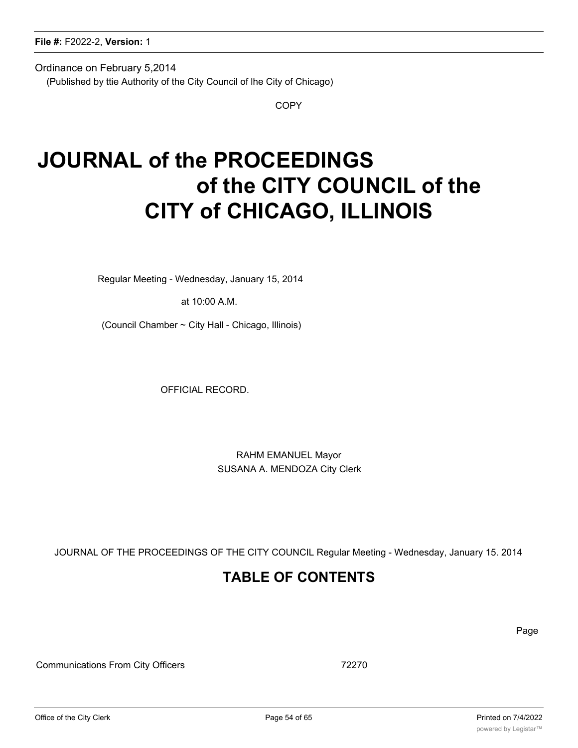Ordinance on February 5,2014

(Published by ttie Authority of the City Council of lhe City of Chicago)

COPY

# JOURNAL of the PROCEEDINGS of the CITY COUNCIL of the CITY of CHICAGO, ILLINOIS

Regular Meeting - Wednesday, January 15, 2014

at 10:00 A.M.

(Council Chamber ~ City Hall - Chicago, Illinois)

OFFICIAL RECORD.

RAHM EMANUEL Mayor
SUSANA A. MENDOZA City Clerk

JOURNAL OF THE PROCEEDINGS OF THE CITY COUNCIL Regular Meeting - Wednesday, January 15. 2014

## TABLE OF CONTENTS

| | Page |
|---|---|
| Communications From City Officers | 72270 |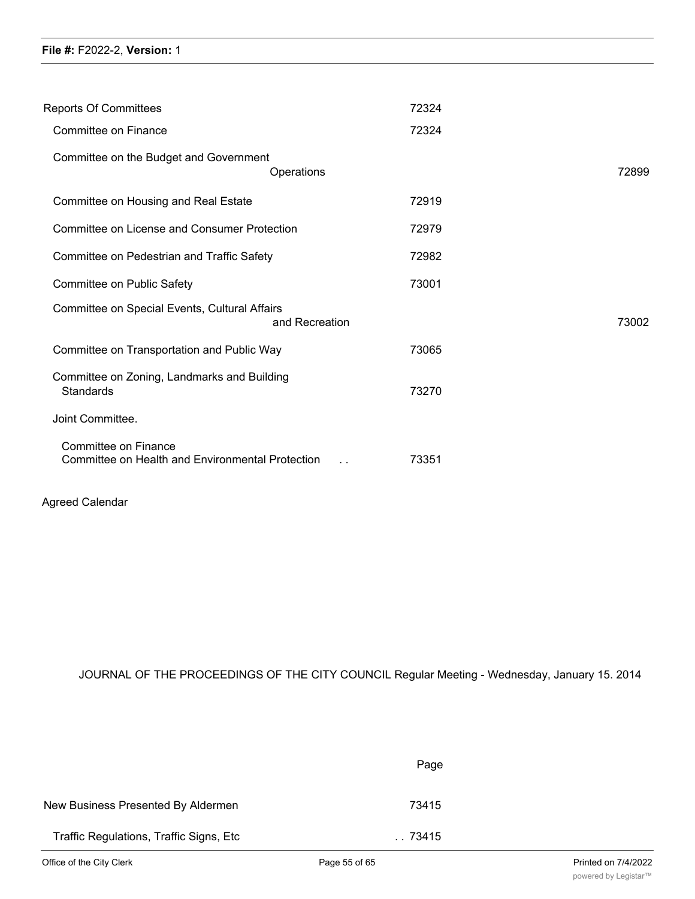Reports Of Committees 72324

Committee on Finance 72324

Committee on the Budget and Government Operations 72899

Committee on Housing and Real Estate 72919

Committee on License and Consumer Protection 72979

Committee on Pedestrian and Traffic Safety 72982

Committee on Public Safety 73001

Committee on Special Events, Cultural Affairs and Recreation 73002

Committee on Transportation and Public Way 73065

Committee on Zoning, Landmarks and Building Standards 73270

Joint Committee.

Committee on Finance
Committee on Health and Environmental Protection . . 73351

Agreed Calendar

JOURNAL OF THE PROCEEDINGS OF THE CITY COUNCIL Regular Meeting - Wednesday, January 15. 2014

Page

New Business Presented By Aldermen 73415

Traffic Regulations, Traffic Signs, Etc . . 73415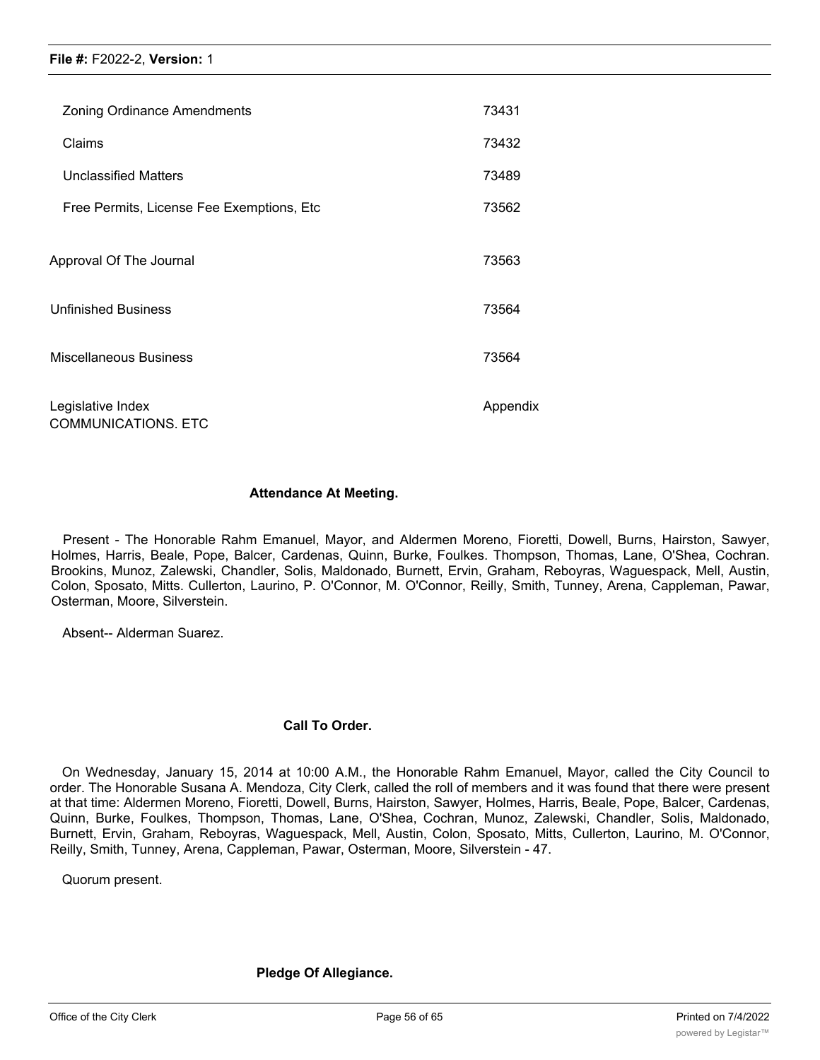| | |
|---|---|
| Zoning Ordinance Amendments | 73431 |
| Claims | 73432 |
| Unclassified Matters | 73489 |
| Free Permits, License Fee Exemptions, Etc | 73562 |
| Approval Of The Journal | 73563 |
| Unfinished Business | 73564 |
| Miscellaneous Business | 73564 |
| Legislative Index | Appendix |

COMMUNICATIONS. ETC

**Attendance At Meeting.**

Present - The Honorable Rahm Emanuel, Mayor, and Aldermen Moreno, Fioretti, Dowell, Burns, Hairston, Sawyer, Holmes, Harris, Beale, Pope, Balcer, Cardenas, Quinn, Burke, Foulkes. Thompson, Thomas, Lane, O'Shea, Cochran. Brookins, Munoz, Zalewski, Chandler, Solis, Maldonado, Burnett, Ervin, Graham, Reboyras, Waguespack, Mell, Austin, Colon, Sposato, Mitts. Cullerton, Laurino, P. O'Connor, M. O'Connor, Reilly, Smith, Tunney, Arena, Cappleman, Pawar, Osterman, Moore, Silverstein.

Absent-- Alderman Suarez.

**Call To Order.**

On Wednesday, January 15, 2014 at 10:00 A.M., the Honorable Rahm Emanuel, Mayor, called the City Council to order. The Honorable Susana A. Mendoza, City Clerk, called the roll of members and it was found that there were present at that time: Aldermen Moreno, Fioretti, Dowell, Burns, Hairston, Sawyer, Holmes, Harris, Beale, Pope, Balcer, Cardenas, Quinn, Burke, Foulkes, Thompson, Thomas, Lane, O'Shea, Cochran, Munoz, Zalewski, Chandler, Solis, Maldonado, Burnett, Ervin, Graham, Reboyras, Waguespack, Mell, Austin, Colon, Sposato, Mitts, Cullerton, Laurino, M. O'Connor, Reilly, Smith, Tunney, Arena, Cappleman, Pawar, Osterman, Moore, Silverstein - 47.

Quorum present.

**Pledge Of Allegiance.**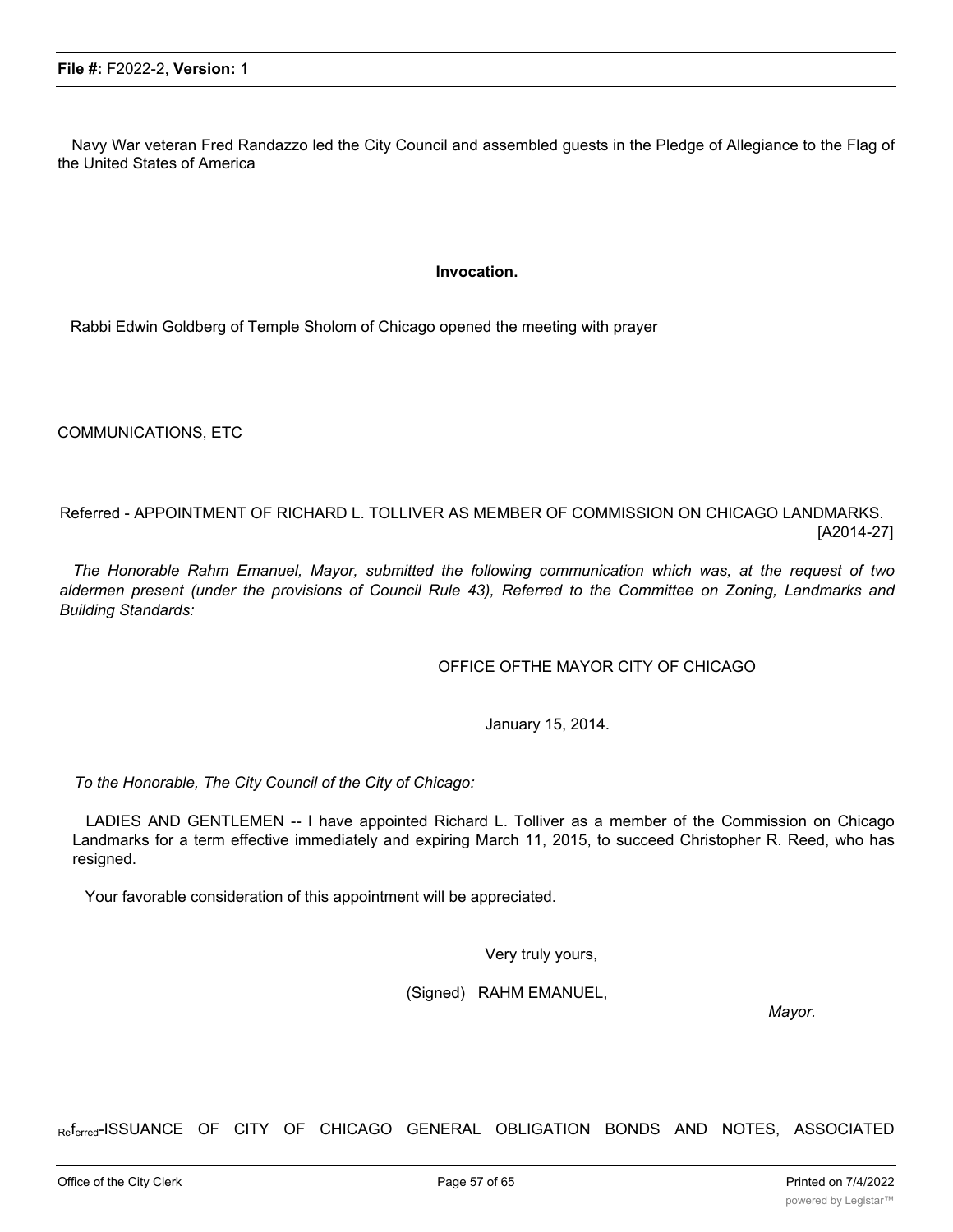Navy War veteran Fred Randazzo led the City Council and assembled guests in the Pledge of Allegiance to the Flag of the United States of America

**Invocation.**

Rabbi Edwin Goldberg of Temple Sholom of Chicago opened the meeting with prayer

COMMUNICATIONS, ETC

Referred - APPOINTMENT OF RICHARD L. TOLLIVER AS MEMBER OF COMMISSION ON CHICAGO LANDMARKS. [A2014-27]

*The Honorable Rahm Emanuel, Mayor, submitted the following communication which was, at the request of two aldermen present (under the provisions of Council Rule 43), Referred to the Committee on Zoning, Landmarks and Building Standards:*

OFFICE OFTHE MAYOR CITY OF CHICAGO

January 15, 2014.

*To the Honorable, The City Council of the City of Chicago:*

LADIES AND GENTLEMEN -- I have appointed Richard L. Tolliver as a member of the Commission on Chicago Landmarks for a term effective immediately and expiring March 11, 2015, to succeed Christopher R. Reed, who has resigned.

Your favorable consideration of this appointment will be appreciated.

Very truly yours,

(Signed) RAHM EMANUEL,

*Mayor.*

Referred-ISSUANCE OF CITY OF CHICAGO GENERAL OBLIGATION BONDS AND NOTES, ASSOCIATED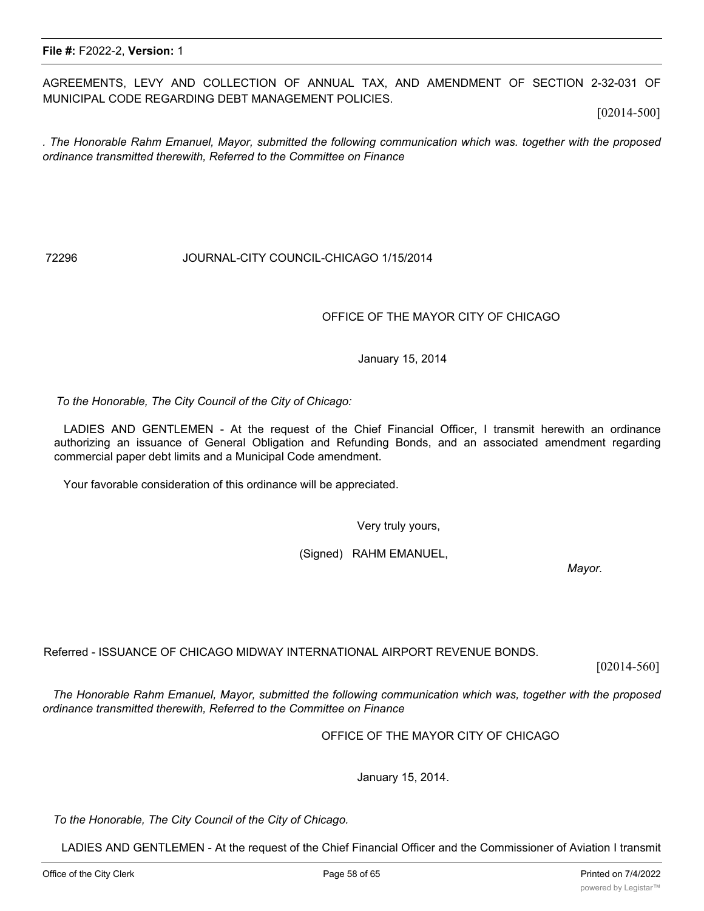AGREEMENTS, LEVY AND COLLECTION OF ANNUAL TAX, AND AMENDMENT OF SECTION 2-32-031 OF MUNICIPAL CODE REGARDING DEBT MANAGEMENT POLICIES.

[02014-500]

*. The Honorable Rahm Emanuel, Mayor, submitted the following communication which was. together with the proposed ordinance transmitted therewith, Referred to the Committee on Finance*

72296 JOURNAL-CITY COUNCIL-CHICAGO 1/15/2014

OFFICE OF THE MAYOR CITY OF CHICAGO

January 15, 2014

*To the Honorable, The City Council of the City of Chicago:*

LADIES AND GENTLEMEN - At the request of the Chief Financial Officer, I transmit herewith an ordinance authorizing an issuance of General Obligation and Refunding Bonds, and an associated amendment regarding commercial paper debt limits and a Municipal Code amendment.

Your favorable consideration of this ordinance will be appreciated.

Very truly yours,

(Signed) RAHM EMANUEL,

*Mayor.*

Referred - ISSUANCE OF CHICAGO MIDWAY INTERNATIONAL AIRPORT REVENUE BONDS.

[02014-560]

*The Honorable Rahm Emanuel, Mayor, submitted the following communication which was, together with the proposed ordinance transmitted therewith, Referred to the Committee on Finance*

OFFICE OF THE MAYOR CITY OF CHICAGO

January 15, 2014.

*To the Honorable, The City Council of the City of Chicago.*

LADIES AND GENTLEMEN - At the request of the Chief Financial Officer and the Commissioner of Aviation I transmit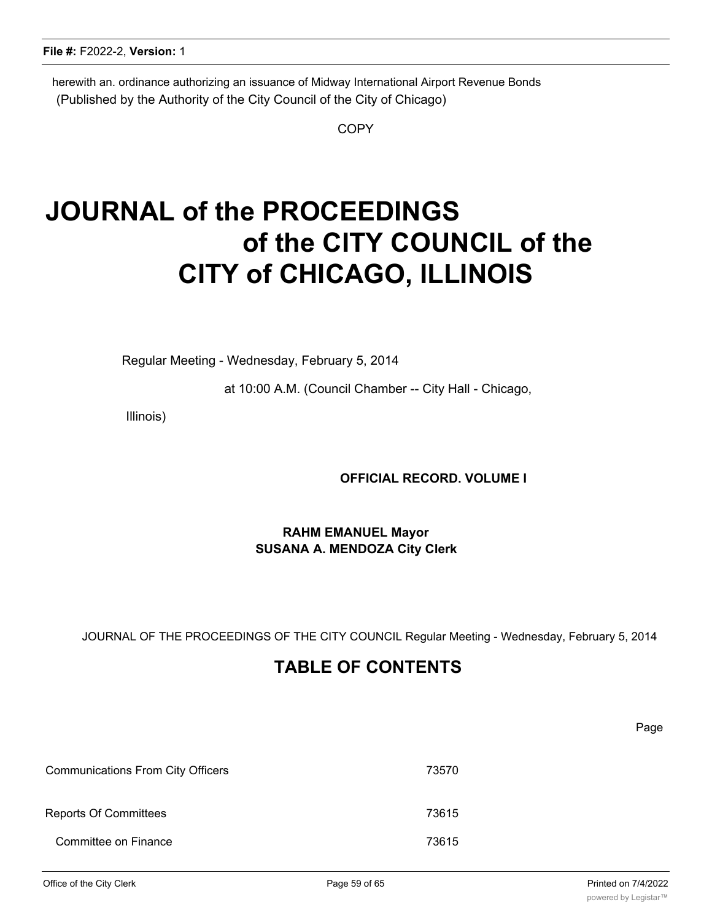herewith an. ordinance authorizing an issuance of Midway International Airport Revenue Bonds
(Published by the Authority of the City Council of the City of Chicago)

COPY

# JOURNAL of the PROCEEDINGS of the CITY COUNCIL of the CITY of CHICAGO, ILLINOIS

Regular Meeting - Wednesday, February 5, 2014

at 10:00 A.M. (Council Chamber -- City Hall - Chicago, Illinois)

**OFFICIAL RECORD. VOLUME I**

**RAHM EMANUEL Mayor**
**SUSANA A. MENDOZA City Clerk**

JOURNAL OF THE PROCEEDINGS OF THE CITY COUNCIL Regular Meeting - Wednesday, February 5, 2014

## TABLE OF CONTENTS

| | Page |
|---|---|
| Communications From City Officers | 73570 |
| Reports Of Committees | 73615 |
| Committee on Finance | 73615 |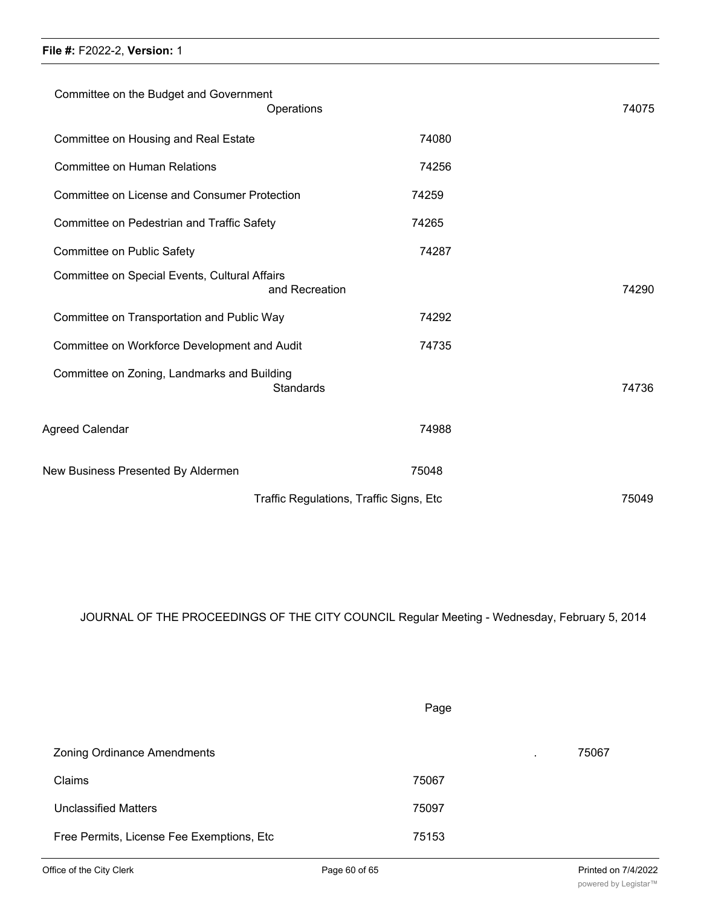Committee on the Budget and Government Operations 74075

Committee on Housing and Real Estate 74080

Committee on Human Relations 74256

Committee on License and Consumer Protection 74259

Committee on Pedestrian and Traffic Safety 74265

Committee on Public Safety 74287

Committee on Special Events, Cultural Affairs and Recreation 74290

Committee on Transportation and Public Way 74292

Committee on Workforce Development and Audit 74735

Committee on Zoning, Landmarks and Building Standards 74736

Agreed Calendar 74988

New Business Presented By Aldermen 75048

Traffic Regulations, Traffic Signs, Etc 75049

JOURNAL OF THE PROCEEDINGS OF THE CITY COUNCIL Regular Meeting - Wednesday, February 5, 2014

Page

Zoning Ordinance Amendments . 75067

Claims 75067

Unclassified Matters 75097

Free Permits, License Fee Exemptions, Etc 75153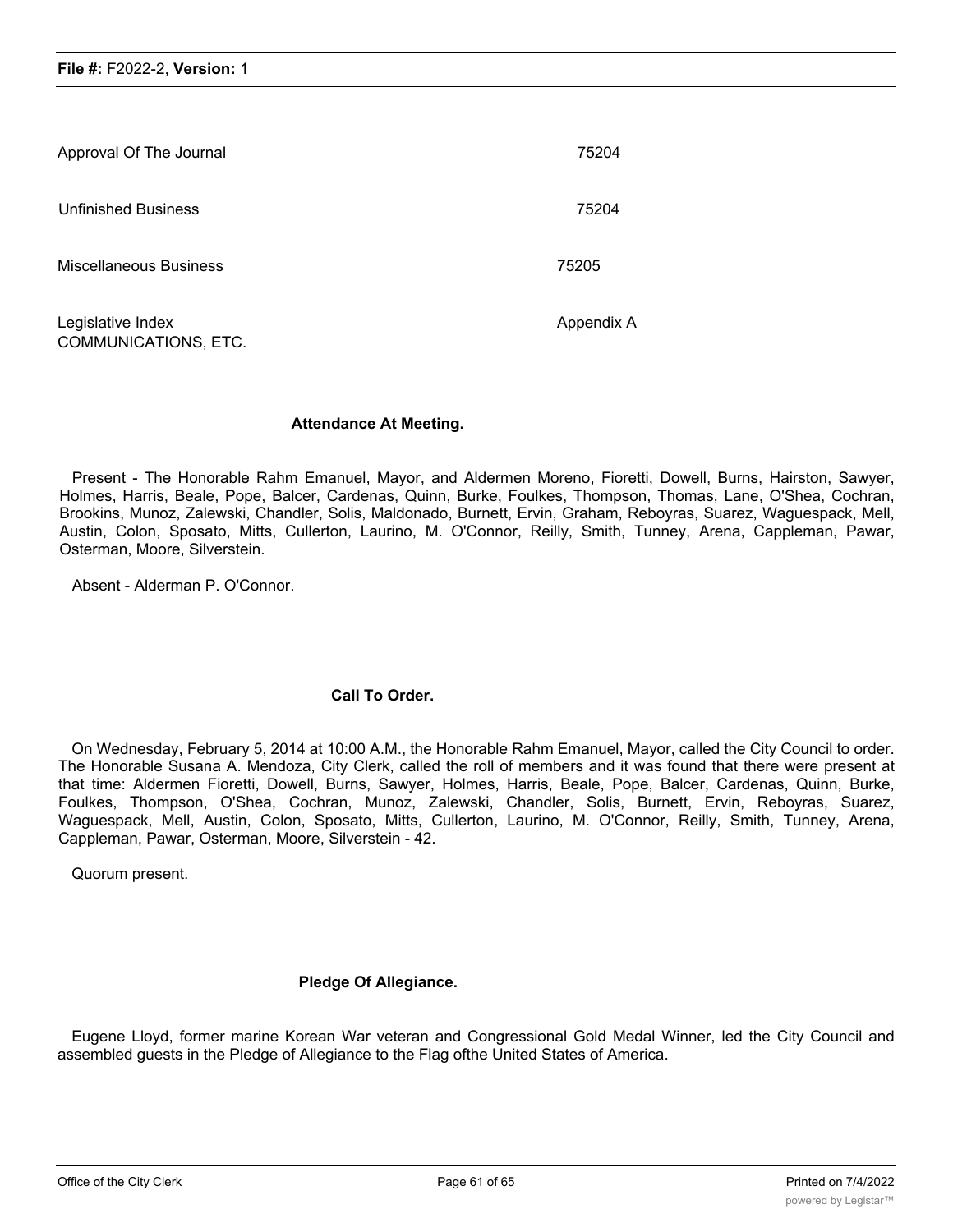| | |
|---|---|
| Approval Of The Journal | 75204 |
| Unfinished Business | 75204 |
| Miscellaneous Business | 75205 |
| Legislative Index COMMUNICATIONS, ETC. | Appendix A |

**Attendance At Meeting.**

Present - The Honorable Rahm Emanuel, Mayor, and Aldermen Moreno, Fioretti, Dowell, Burns, Hairston, Sawyer, Holmes, Harris, Beale, Pope, Balcer, Cardenas, Quinn, Burke, Foulkes, Thompson, Thomas, Lane, O'Shea, Cochran, Brookins, Munoz, Zalewski, Chandler, Solis, Maldonado, Burnett, Ervin, Graham, Reboyras, Suarez, Waguespack, Mell, Austin, Colon, Sposato, Mitts, Cullerton, Laurino, M. O'Connor, Reilly, Smith, Tunney, Arena, Cappleman, Pawar, Osterman, Moore, Silverstein.

Absent - Alderman P. O'Connor.

**Call To Order.**

On Wednesday, February 5, 2014 at 10:00 A.M., the Honorable Rahm Emanuel, Mayor, called the City Council to order. The Honorable Susana A. Mendoza, City Clerk, called the roll of members and it was found that there were present at that time: Aldermen Fioretti, Dowell, Burns, Sawyer, Holmes, Harris, Beale, Pope, Balcer, Cardenas, Quinn, Burke, Foulkes, Thompson, O'Shea, Cochran, Munoz, Zalewski, Chandler, Solis, Burnett, Ervin, Reboyras, Suarez, Waguespack, Mell, Austin, Colon, Sposato, Mitts, Cullerton, Laurino, M. O'Connor, Reilly, Smith, Tunney, Arena, Cappleman, Pawar, Osterman, Moore, Silverstein - 42.

Quorum present.

**Pledge Of Allegiance.**

Eugene Lloyd, former marine Korean War veteran and Congressional Gold Medal Winner, led the City Council and assembled guests in the Pledge of Allegiance to the Flag ofthe United States of America.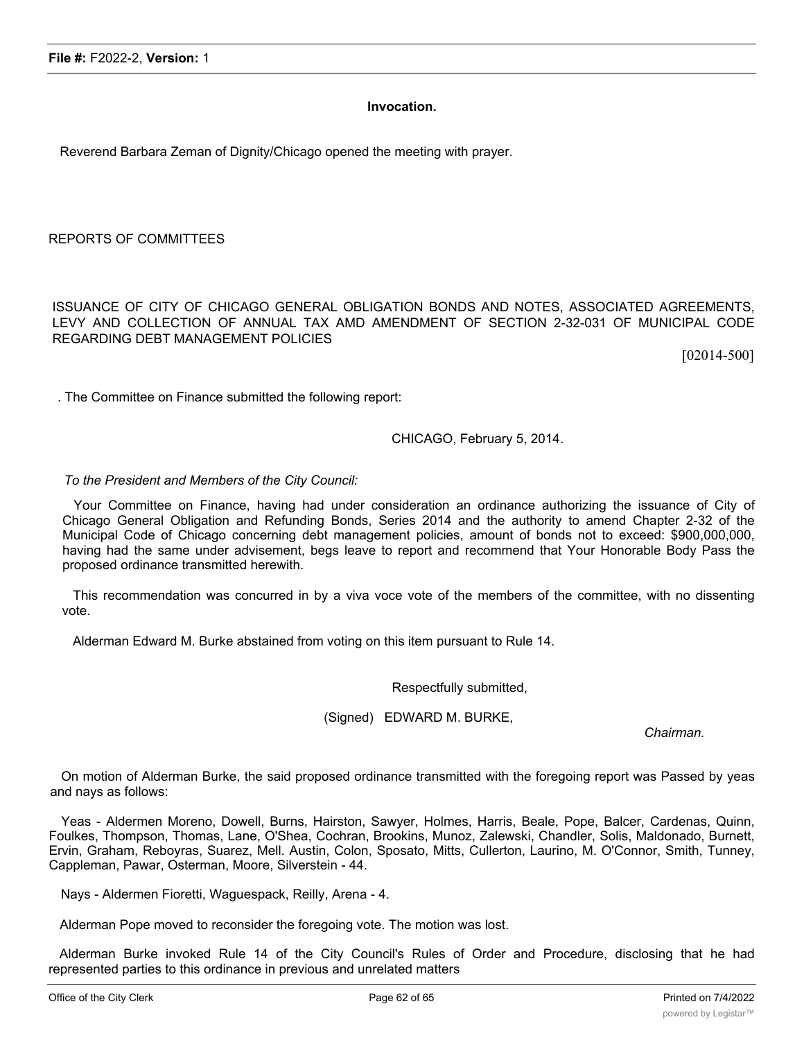**Invocation.**

Reverend Barbara Zeman of Dignity/Chicago opened the meeting with prayer.

REPORTS OF COMMITTEES

ISSUANCE OF CITY OF CHICAGO GENERAL OBLIGATION BONDS AND NOTES, ASSOCIATED AGREEMENTS, LEVY AND COLLECTION OF ANNUAL TAX AMD AMENDMENT OF SECTION 2-32-031 OF MUNICIPAL CODE REGARDING DEBT MANAGEMENT POLICIES

[02014-500]

. The Committee on Finance submitted the following report:

CHICAGO, February 5, 2014.

*To the President and Members of the City Council:*

Your Committee on Finance, having had under consideration an ordinance authorizing the issuance of City of Chicago General Obligation and Refunding Bonds, Series 2014 and the authority to amend Chapter 2-32 of the Municipal Code of Chicago concerning debt management policies, amount of bonds not to exceed: $900,000,000, having had the same under advisement, begs leave to report and recommend that Your Honorable Body Pass the proposed ordinance transmitted herewith.

This recommendation was concurred in by a viva voce vote of the members of the committee, with no dissenting vote.

Alderman Edward M. Burke abstained from voting on this item pursuant to Rule 14.

Respectfully submitted,

(Signed) EDWARD M. BURKE,

*Chairman.*

On motion of Alderman Burke, the said proposed ordinance transmitted with the foregoing report was Passed by yeas and nays as follows:

Yeas - Aldermen Moreno, Dowell, Burns, Hairston, Sawyer, Holmes, Harris, Beale, Pope, Balcer, Cardenas, Quinn, Foulkes, Thompson, Thomas, Lane, O'Shea, Cochran, Brookins, Munoz, Zalewski, Chandler, Solis, Maldonado, Burnett, Ervin, Graham, Reboyras, Suarez, Mell. Austin, Colon, Sposato, Mitts, Cullerton, Laurino, M. O'Connor, Smith, Tunney, Cappleman, Pawar, Osterman, Moore, Silverstein - 44.

Nays - Aldermen Fioretti, Waguespack, Reilly, Arena - 4.

Alderman Pope moved to reconsider the foregoing vote. The motion was lost.

Alderman Burke invoked Rule 14 of the City Council's Rules of Order and Procedure, disclosing that he had represented parties to this ordinance in previous and unrelated matters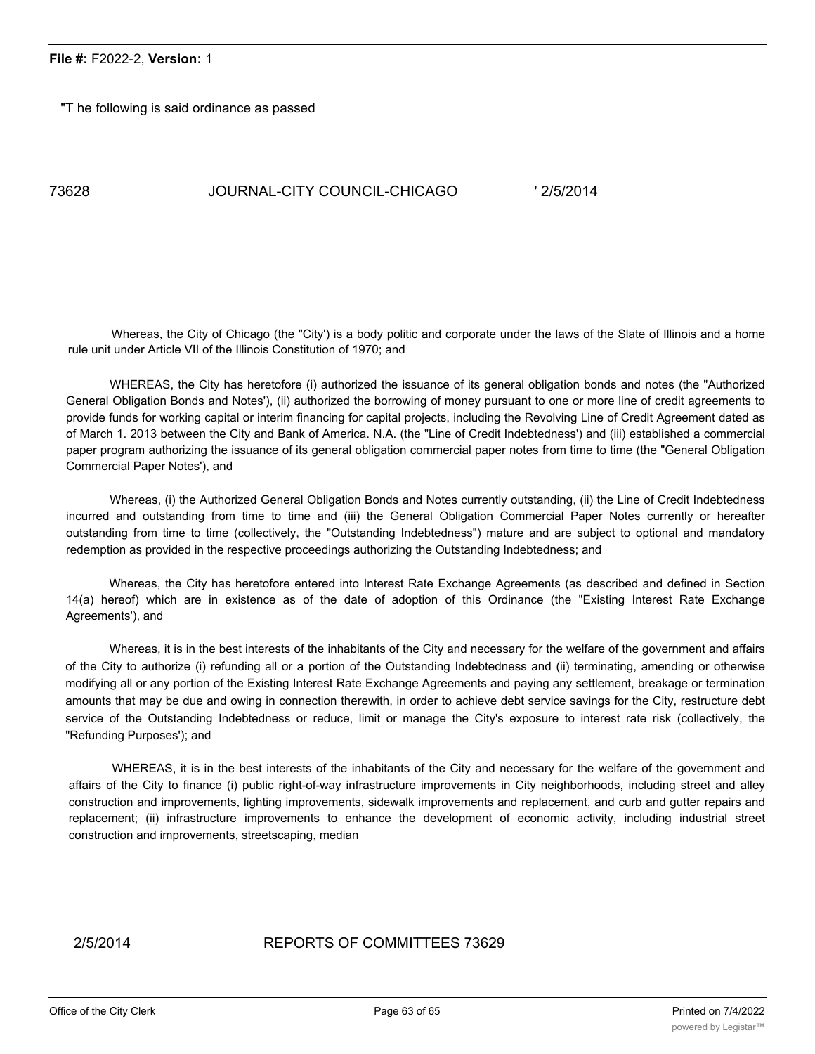"T he following is said ordinance as passed

73628 JOURNAL-CITY COUNCIL-CHICAGO ' 2/5/2014

Whereas, the City of Chicago (the "City') is a body politic and corporate under the laws of the Slate of Illinois and a home rule unit under Article VII of the Illinois Constitution of 1970; and

WHEREAS, the City has heretofore (i) authorized the issuance of its general obligation bonds and notes (the "Authorized General Obligation Bonds and Notes'), (ii) authorized the borrowing of money pursuant to one or more line of credit agreements to provide funds for working capital or interim financing for capital projects, including the Revolving Line of Credit Agreement dated as of March 1. 2013 between the City and Bank of America. N.A. (the "Line of Credit Indebtedness') and (iii) established a commercial paper program authorizing the issuance of its general obligation commercial paper notes from time to time (the "General Obligation Commercial Paper Notes'), and

Whereas, (i) the Authorized General Obligation Bonds and Notes currently outstanding, (ii) the Line of Credit Indebtedness incurred and outstanding from time to time and (iii) the General Obligation Commercial Paper Notes currently or hereafter outstanding from time to time (collectively, the "Outstanding Indebtedness") mature and are subject to optional and mandatory redemption as provided in the respective proceedings authorizing the Outstanding Indebtedness; and

Whereas, the City has heretofore entered into Interest Rate Exchange Agreements (as described and defined in Section 14(a) hereof) which are in existence as of the date of adoption of this Ordinance (the "Existing Interest Rate Exchange Agreements'), and

Whereas, it is in the best interests of the inhabitants of the City and necessary for the welfare of the government and affairs of the City to authorize (i) refunding all or a portion of the Outstanding Indebtedness and (ii) terminating, amending or otherwise modifying all or any portion of the Existing Interest Rate Exchange Agreements and paying any settlement, breakage or termination amounts that may be due and owing in connection therewith, in order to achieve debt service savings for the City, restructure debt service of the Outstanding Indebtedness or reduce, limit or manage the City's exposure to interest rate risk (collectively, the "Refunding Purposes'); and

WHEREAS, it is in the best interests of the inhabitants of the City and necessary for the welfare of the government and affairs of the City to finance (i) public right-of-way infrastructure improvements in City neighborhoods, including street and alley construction and improvements, lighting improvements, sidewalk improvements and replacement, and curb and gutter repairs and replacement; (ii) infrastructure improvements to enhance the development of economic activity, including industrial street construction and improvements, streetscaping, median

2/5/2014 REPORTS OF COMMITTEES 73629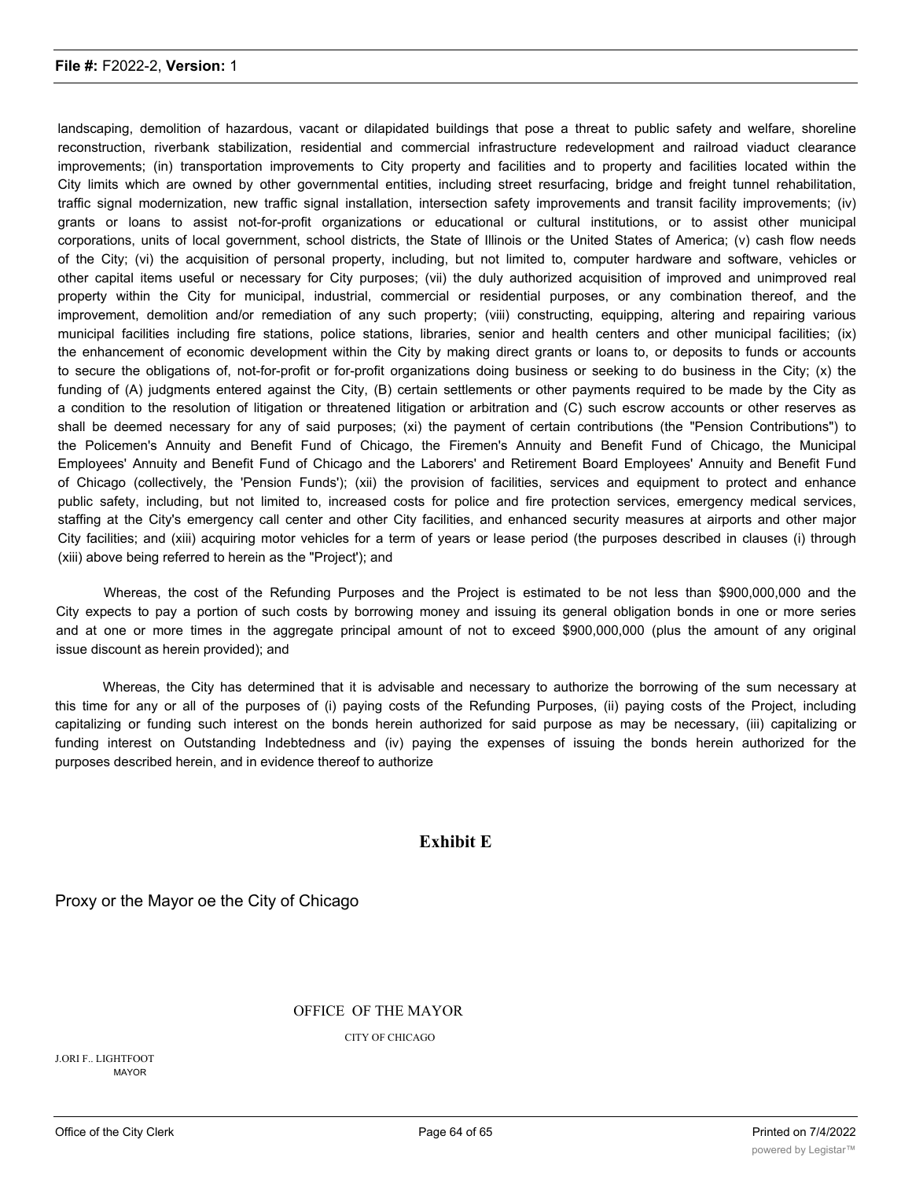landscaping, demolition of hazardous, vacant or dilapidated buildings that pose a threat to public safety and welfare, shoreline reconstruction, riverbank stabilization, residential and commercial infrastructure redevelopment and railroad viaduct clearance improvements; (in) transportation improvements to City property and facilities and to property and facilities located within the City limits which are owned by other governmental entities, including street resurfacing, bridge and freight tunnel rehabilitation, traffic signal modernization, new traffic signal installation, intersection safety improvements and transit facility improvements; (iv) grants or loans to assist not-for-profit organizations or educational or cultural institutions, or to assist other municipal corporations, units of local government, school districts, the State of Illinois or the United States of America; (v) cash flow needs of the City; (vi) the acquisition of personal property, including, but not limited to, computer hardware and software, vehicles or other capital items useful or necessary for City purposes; (vii) the duly authorized acquisition of improved and unimproved real property within the City for municipal, industrial, commercial or residential purposes, or any combination thereof, and the improvement, demolition and/or remediation of any such property; (viii) constructing, equipping, altering and repairing various municipal facilities including fire stations, police stations, libraries, senior and health centers and other municipal facilities; (ix) the enhancement of economic development within the City by making direct grants or loans to, or deposits to funds or accounts to secure the obligations of, not-for-profit or for-profit organizations doing business or seeking to do business in the City; (x) the funding of (A) judgments entered against the City, (B) certain settlements or other payments required to be made by the City as a condition to the resolution of litigation or threatened litigation or arbitration and (C) such escrow accounts or other reserves as shall be deemed necessary for any of said purposes; (xi) the payment of certain contributions (the "Pension Contributions") to the Policemen's Annuity and Benefit Fund of Chicago, the Firemen's Annuity and Benefit Fund of Chicago, the Municipal Employees' Annuity and Benefit Fund of Chicago and the Laborers' and Retirement Board Employees' Annuity and Benefit Fund of Chicago (collectively, the 'Pension Funds'); (xii) the provision of facilities, services and equipment to protect and enhance public safety, including, but not limited to, increased costs for police and fire protection services, emergency medical services, staffing at the City's emergency call center and other City facilities, and enhanced security measures at airports and other major City facilities; and (xiii) acquiring motor vehicles for a term of years or lease period (the purposes described in clauses (i) through (xiii) above being referred to herein as the "Project'); and

Whereas, the cost of the Refunding Purposes and the Project is estimated to be not less than $900,000,000 and the City expects to pay a portion of such costs by borrowing money and issuing its general obligation bonds in one or more series and at one or more times in the aggregate principal amount of not to exceed $900,000,000 (plus the amount of any original issue discount as herein provided); and

Whereas, the City has determined that it is advisable and necessary to authorize the borrowing of the sum necessary at this time for any or all of the purposes of (i) paying costs of the Refunding Purposes, (ii) paying costs of the Project, including capitalizing or funding such interest on the bonds herein authorized for said purpose as may be necessary, (iii) capitalizing or funding interest on Outstanding Indebtedness and (iv) paying the expenses of issuing the bonds herein authorized for the purposes described herein, and in evidence thereof to authorize

## Exhibit E

Proxy or the Mayor oe the City of Chicago

OFFICE OF THE MAYOR

CITY OF CHICAGO

J.ORI F.. LIGHTFOOT
MAYOR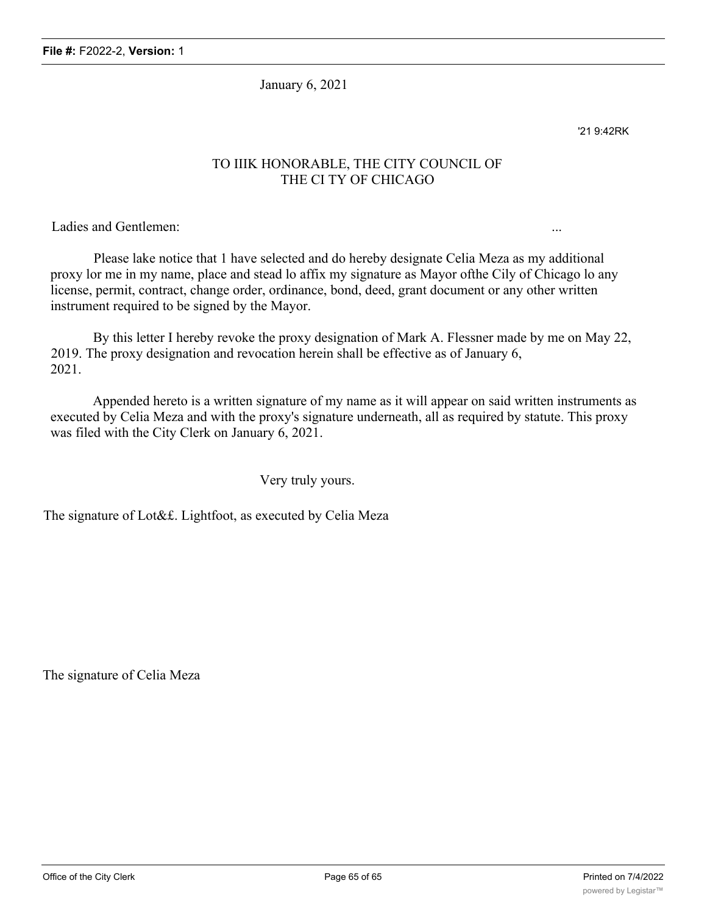January 6, 2021

'21 9:42RK

TO IIIK HONORABLE, THE CITY COUNCIL OF THE CI TY OF CHICAGO

Ladies and Gentlemen:

...

Please lake notice that 1 have selected and do hereby designate Celia Meza as my additional proxy lor me in my name, place and stead lo affix my signature as Mayor ofthe Cily of Chicago lo any license, permit, contract, change order, ordinance, bond, deed, grant document or any other written instrument required to be signed by the Mayor.

By this letter I hereby revoke the proxy designation of Mark A. Flessner made by me on May 22, 2019. The proxy designation and revocation herein shall be effective as of January 6, 2021.

Appended hereto is a written signature of my name as it will appear on said written instruments as executed by Celia Meza and with the proxy's signature underneath, all as required by statute. This proxy was filed with the City Clerk on January 6, 2021.

Very truly yours.

The signature of Lot&£. Lightfoot, as executed by Celia Meza

The signature of Celia Meza